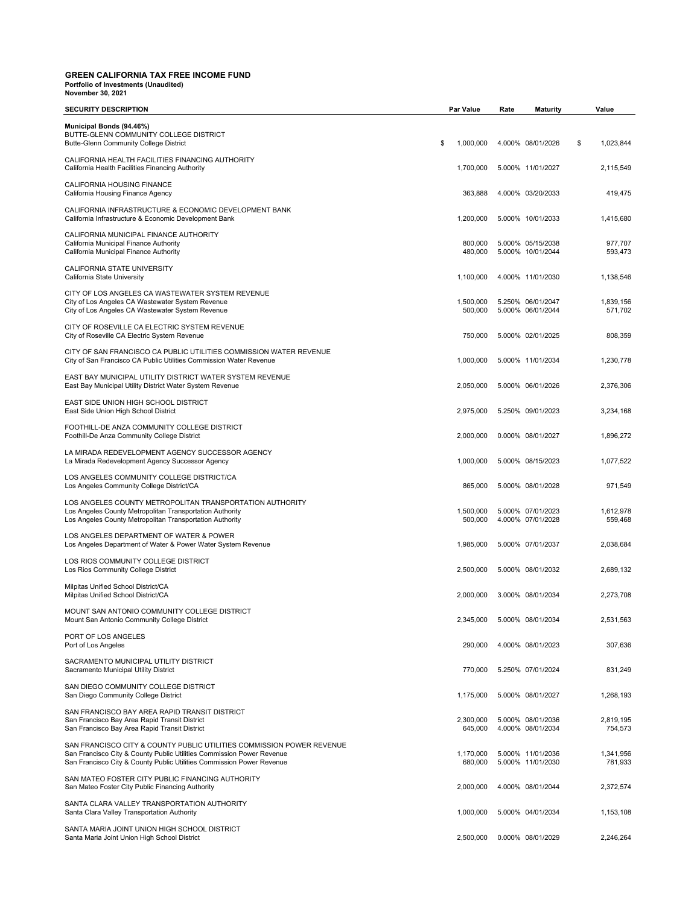# GREEN CALIFORNIA TAX FREE INCOME FUND

**Portfolio of Investments (Unaudited)**
**November 30, 2021**

| SECURITY DESCRIPTION | Par Value | Rate | Maturity | Value |
|---|---|---|---|---|
| **Municipal Bonds (94.46%)** | | | | |
| BUTTE-GLENN COMMUNITY COLLEGE DISTRICT | | | | |
| Butte-Glenn Community College District | $ 1,000,000 | 4.000% | 08/01/2026 | $ 1,023,844 |
| CALIFORNIA HEALTH FACILITIES FINANCING AUTHORITY | | | | |
| California Health Facilities Financing Authority | 1,700,000 | 5.000% | 11/01/2027 | 2,115,549 |
| CALIFORNIA HOUSING FINANCE | | | | |
| California Housing Finance Agency | 363,888 | 4.000% | 03/20/2033 | 419,475 |
| CALIFORNIA INFRASTRUCTURE & ECONOMIC DEVELOPMENT BANK | | | | |
| California Infrastructure & Economic Development Bank | 1,200,000 | 5.000% | 10/01/2033 | 1,415,680 |
| CALIFORNIA MUNICIPAL FINANCE AUTHORITY | | | | |
| California Municipal Finance Authority | 800,000 | 5.000% | 05/15/2038 | 977,707 |
| California Municipal Finance Authority | 480,000 | 5.000% | 10/01/2044 | 593,473 |
| CALIFORNIA STATE UNIVERSITY | | | | |
| California State University | 1,100,000 | 4.000% | 11/01/2030 | 1,138,546 |
| CITY OF LOS ANGELES CA WASTEWATER SYSTEM REVENUE | | | | |
| City of Los Angeles CA Wastewater System Revenue | 1,500,000 | 5.250% | 06/01/2047 | 1,839,156 |
| City of Los Angeles CA Wastewater System Revenue | 500,000 | 5.000% | 06/01/2044 | 571,702 |
| CITY OF ROSEVILLE CA ELECTRIC SYSTEM REVENUE | | | | |
| City of Roseville CA Electric System Revenue | 750,000 | 5.000% | 02/01/2025 | 808,359 |
| CITY OF SAN FRANCISCO CA PUBLIC UTILITIES COMMISSION WATER REVENUE | | | | |
| City of San Francisco CA Public Utilities Commission Water Revenue | 1,000,000 | 5.000% | 11/01/2034 | 1,230,778 |
| EAST BAY MUNICIPAL UTILITY DISTRICT WATER SYSTEM REVENUE | | | | |
| East Bay Municipal Utility District Water System Revenue | 2,050,000 | 5.000% | 06/01/2026 | 2,376,306 |
| EAST SIDE UNION HIGH SCHOOL DISTRICT | | | | |
| East Side Union High School District | 2,975,000 | 5.250% | 09/01/2023 | 3,234,168 |
| FOOTHILL-DE ANZA COMMUNITY COLLEGE DISTRICT | | | | |
| Foothill-De Anza Community College District | 2,000,000 | 0.000% | 08/01/2027 | 1,896,272 |
| LA MIRADA REDEVELOPMENT AGENCY SUCCESSOR AGENCY | | | | |
| La Mirada Redevelopment Agency Successor Agency | 1,000,000 | 5.000% | 08/15/2023 | 1,077,522 |
| LOS ANGELES COMMUNITY COLLEGE DISTRICT/CA | | | | |
| Los Angeles Community College District/CA | 865,000 | 5.000% | 08/01/2028 | 971,549 |
| LOS ANGELES COUNTY METROPOLITAN TRANSPORTATION AUTHORITY | | | | |
| Los Angeles County Metropolitan Transportation Authority | 1,500,000 | 5.000% | 07/01/2023 | 1,612,978 |
| Los Angeles County Metropolitan Transportation Authority | 500,000 | 4.000% | 07/01/2028 | 559,468 |
| LOS ANGELES DEPARTMENT OF WATER & POWER | | | | |
| Los Angeles Department of Water & Power Water System Revenue | 1,985,000 | 5.000% | 07/01/2037 | 2,038,684 |
| LOS RIOS COMMUNITY COLLEGE DISTRICT | | | | |
| Los Rios Community College District | 2,500,000 | 5.000% | 08/01/2032 | 2,689,132 |
| Milpitas Unified School District/CA | | | | |
| Milpitas Unified School District/CA | 2,000,000 | 3.000% | 08/01/2034 | 2,273,708 |
| MOUNT SAN ANTONIO COMMUNITY COLLEGE DISTRICT | | | | |
| Mount San Antonio Community College District | 2,345,000 | 5.000% | 08/01/2034 | 2,531,563 |
| PORT OF LOS ANGELES | | | | |
| Port of Los Angeles | 290,000 | 4.000% | 08/01/2023 | 307,636 |
| SACRAMENTO MUNICIPAL UTILITY DISTRICT | | | | |
| Sacramento Municipal Utility District | 770,000 | 5.250% | 07/01/2024 | 831,249 |
| SAN DIEGO COMMUNITY COLLEGE DISTRICT | | | | |
| San Diego Community College District | 1,175,000 | 5.000% | 08/01/2027 | 1,268,193 |
| SAN FRANCISCO BAY AREA RAPID TRANSIT DISTRICT | | | | |
| San Francisco Bay Area Rapid Transit District | 2,300,000 | 5.000% | 08/01/2036 | 2,819,195 |
| San Francisco Bay Area Rapid Transit District | 645,000 | 4.000% | 08/01/2034 | 754,573 |
| SAN FRANCISCO CITY & COUNTY PUBLIC UTILITIES COMMISSION POWER REVENUE | | | | |
| San Francisco City & County Public Utilities Commission Power Revenue | 1,170,000 | 5.000% | 11/01/2036 | 1,341,956 |
| San Francisco City & County Public Utilities Commission Power Revenue | 680,000 | 5.000% | 11/01/2030 | 781,933 |
| SAN MATEO FOSTER CITY PUBLIC FINANCING AUTHORITY | | | | |
| San Mateo Foster City Public Financing Authority | 2,000,000 | 4.000% | 08/01/2044 | 2,372,574 |
| SANTA CLARA VALLEY TRANSPORTATION AUTHORITY | | | | |
| Santa Clara Valley Transportation Authority | 1,000,000 | 5.000% | 04/01/2034 | 1,153,108 |
| SANTA MARIA JOINT UNION HIGH SCHOOL DISTRICT | | | | |
| Santa Maria Joint Union High School District | 2,500,000 | 0.000% | 08/01/2029 | 2,246,264 |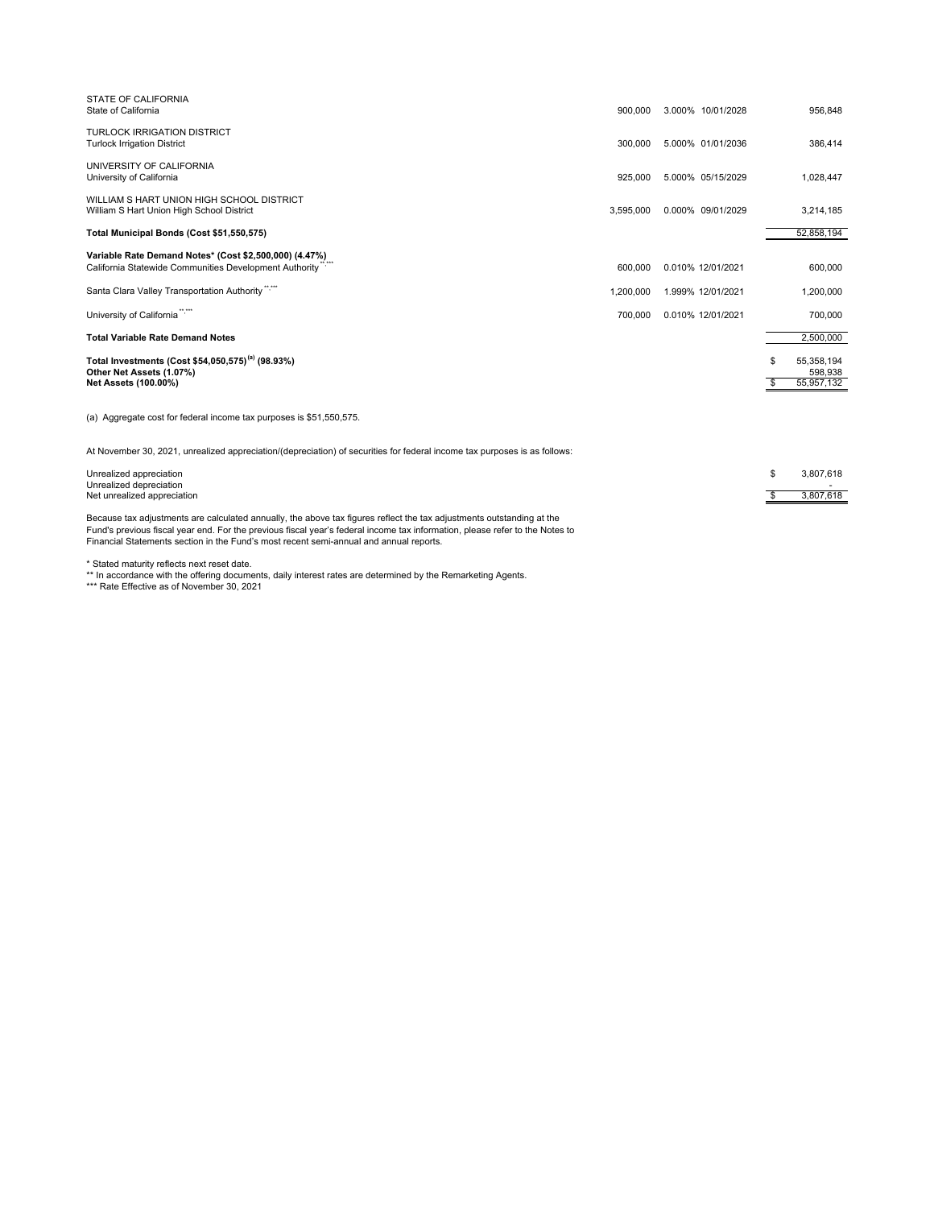| | | | | |
|---|---|---|---|---|
| STATE OF CALIFORNIA | | | | |
| State of California | 900,000 | 3.000% | 10/01/2028 | 956,848 |
| TURLOCK IRRIGATION DISTRICT | | | | |
| Turlock Irrigation District | 300,000 | 5.000% | 01/01/2036 | 386,414 |
| UNIVERSITY OF CALIFORNIA | | | | |
| University of California | 925,000 | 5.000% | 05/15/2029 | 1,028,447 |
| WILLIAM S HART UNION HIGH SCHOOL DISTRICT | | | | |
| William S Hart Union High School District | 3,595,000 | 0.000% | 09/01/2029 | 3,214,185 |
| **Total Municipal Bonds (Cost $51,550,575)** | | | | 52,858,194 |
| **Variable Rate Demand Notes* (Cost $2,500,000) (4.47%)** | | | | |
| California Statewide Communities Development Authority**,*** | 600,000 | 0.010% | 12/01/2021 | 600,000 |
| Santa Clara Valley Transportation Authority**,*** | 1,200,000 | 1.999% | 12/01/2021 | 1,200,000 |
| University of California**,*** | 700,000 | 0.010% | 12/01/2021 | 700,000 |
| **Total Variable Rate Demand Notes** | | | | 2,500,000 |
| **Total Investments (Cost $54,050,575)[(a)] (98.93%)** | | | | $ 55,358,194 |
| **Other Net Assets (1.07%)** | | | | 598,938 |
| **Net Assets (100.00%)** | | | | $ 55,957,132 |

(a) Aggregate cost for federal income tax purposes is $51,550,575.

At November 30, 2021, unrealized appreciation/(depreciation) of securities for federal income tax purposes is as follows:

| | |
|---|---|
| Unrealized appreciation | $ 3,807,618 |
| Unrealized depreciation | - |
| Net unrealized appreciation | $ 3,807,618 |

Because tax adjustments are calculated annually, the above tax figures reflect the tax adjustments outstanding at the Fund's previous fiscal year end. For the previous fiscal year's federal income tax information, please refer to the Notes to Financial Statements section in the Fund's most recent semi-annual and annual reports.

* Stated maturity reflects next reset date.

** In accordance with the offering documents, daily interest rates are determined by the Remarketing Agents.

*** Rate Effective as of November 30, 2021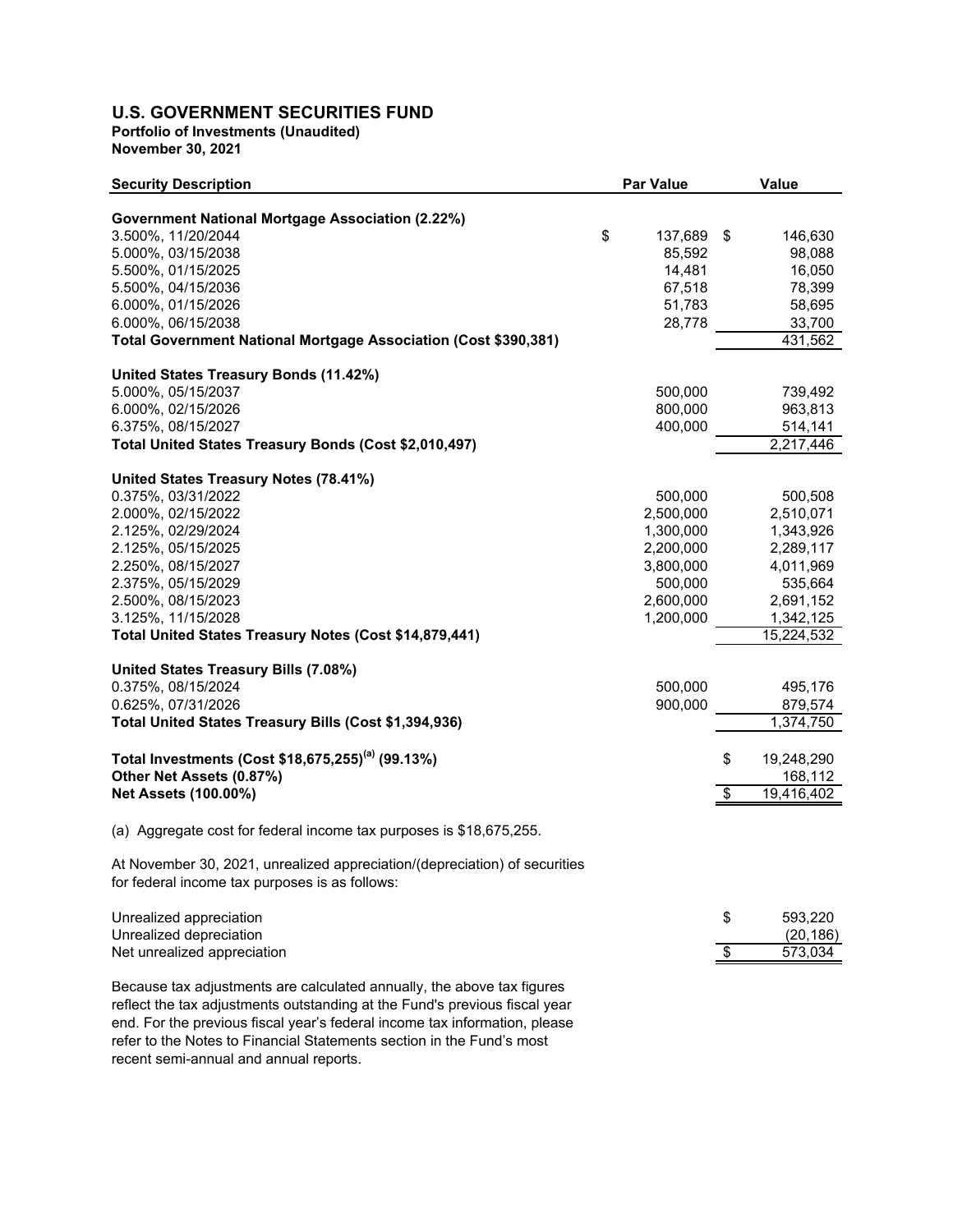# U.S. GOVERNMENT SECURITIES FUND

**Portfolio of Investments (Unaudited)**
**November 30, 2021**

| Security Description | Par Value | Value |
|---|---|---|
| **Government National Mortgage Association (2.22%)** | | |
| 3.500%, 11/20/2044 | $ 137,689 | $ 146,630 |
| 5.000%, 03/15/2038 | 85,592 | 98,088 |
| 5.500%, 01/15/2025 | 14,481 | 16,050 |
| 5.500%, 04/15/2036 | 67,518 | 78,399 |
| 6.000%, 01/15/2026 | 51,783 | 58,695 |
| 6.000%, 06/15/2038 | 28,778 | 33,700 |
| **Total Government National Mortgage Association (Cost $390,381)** | | 431,562 |
| **United States Treasury Bonds (11.42%)** | | |
| 5.000%, 05/15/2037 | 500,000 | 739,492 |
| 6.000%, 02/15/2026 | 800,000 | 963,813 |
| 6.375%, 08/15/2027 | 400,000 | 514,141 |
| **Total United States Treasury Bonds (Cost $2,010,497)** | | 2,217,446 |
| **United States Treasury Notes (78.41%)** | | |
| 0.375%, 03/31/2022 | 500,000 | 500,508 |
| 2.000%, 02/15/2022 | 2,500,000 | 2,510,071 |
| 2.125%, 02/29/2024 | 1,300,000 | 1,343,926 |
| 2.125%, 05/15/2025 | 2,200,000 | 2,289,117 |
| 2.250%, 08/15/2027 | 3,800,000 | 4,011,969 |
| 2.375%, 05/15/2029 | 500,000 | 535,664 |
| 2.500%, 08/15/2023 | 2,600,000 | 2,691,152 |
| 3.125%, 11/15/2028 | 1,200,000 | 1,342,125 |
| **Total United States Treasury Notes (Cost $14,879,441)** | | 15,224,532 |
| **United States Treasury Bills (7.08%)** | | |
| 0.375%, 08/15/2024 | 500,000 | 495,176 |
| 0.625%, 07/31/2026 | 900,000 | 879,574 |
| **Total United States Treasury Bills (Cost $1,394,936)** | | 1,374,750 |
| **Total Investments (Cost $18,675,255)[(a)] (99.13%)** | | $ 19,248,290 |
| **Other Net Assets (0.87%)** | | 168,112 |
| **Net Assets (100.00%)** | | $ 19,416,402 |

(a) Aggregate cost for federal income tax purposes is $18,675,255.

At November 30, 2021, unrealized appreciation/(depreciation) of securities for federal income tax purposes is as follows:

| | |
|---|---|
| Unrealized appreciation | $ 593,220 |
| Unrealized depreciation | (20,186) |
| Net unrealized appreciation | $ 573,034 |

Because tax adjustments are calculated annually, the above tax figures reflect the tax adjustments outstanding at the Fund's previous fiscal year end. For the previous fiscal year's federal income tax information, please refer to the Notes to Financial Statements section in the Fund's most recent semi-annual and annual reports.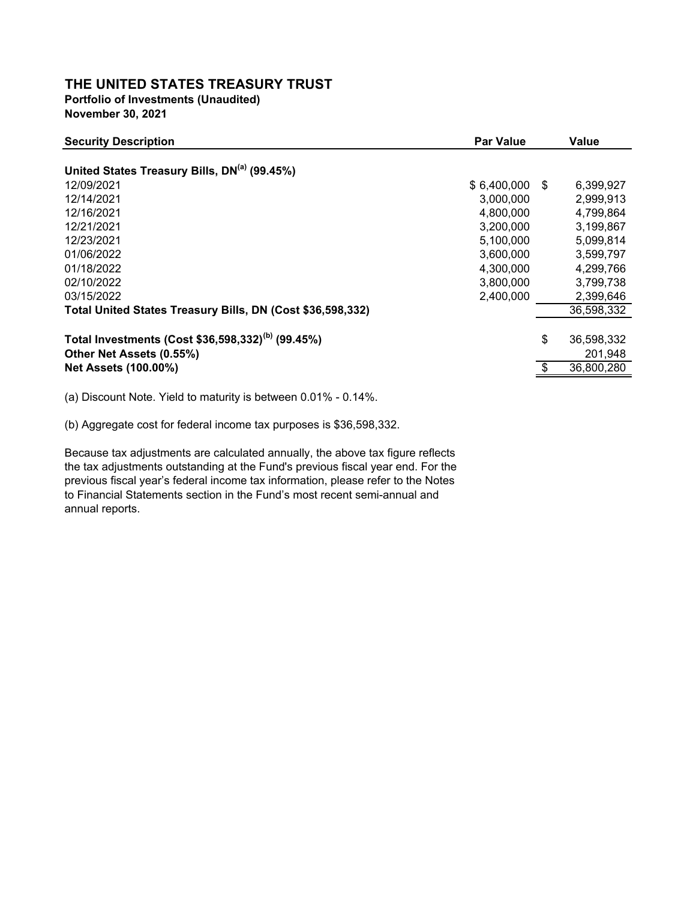# THE UNITED STATES TREASURY TRUST

**Portfolio of Investments (Unaudited)**
**November 30, 2021**

| Security Description | Par Value | Value |
|---|---|---|
| **United States Treasury Bills, DN[(a)] (99.45%)** | | |
| 12/09/2021 | $ 6,400,000 | $ 6,399,927 |
| 12/14/2021 | 3,000,000 | 2,999,913 |
| 12/16/2021 | 4,800,000 | 4,799,864 |
| 12/21/2021 | 3,200,000 | 3,199,867 |
| 12/23/2021 | 5,100,000 | 5,099,814 |
| 01/06/2022 | 3,600,000 | 3,599,797 |
| 01/18/2022 | 4,300,000 | 4,299,766 |
| 02/10/2022 | 3,800,000 | 3,799,738 |
| 03/15/2022 | 2,400,000 | 2,399,646 |
| **Total United States Treasury Bills, DN (Cost $36,598,332)** | | 36,598,332 |
| **Total Investments (Cost $36,598,332)[(b)] (99.45%)** | | $ 36,598,332 |
| **Other Net Assets (0.55%)** | | 201,948 |
| **Net Assets (100.00%)** | | $ 36,800,280 |

(a) Discount Note. Yield to maturity is between 0.01% - 0.14%.

(b) Aggregate cost for federal income tax purposes is $36,598,332.

Because tax adjustments are calculated annually, the above tax figure reflects the tax adjustments outstanding at the Fund's previous fiscal year end. For the previous fiscal year's federal income tax information, please refer to the Notes to Financial Statements section in the Fund's most recent semi-annual and annual reports.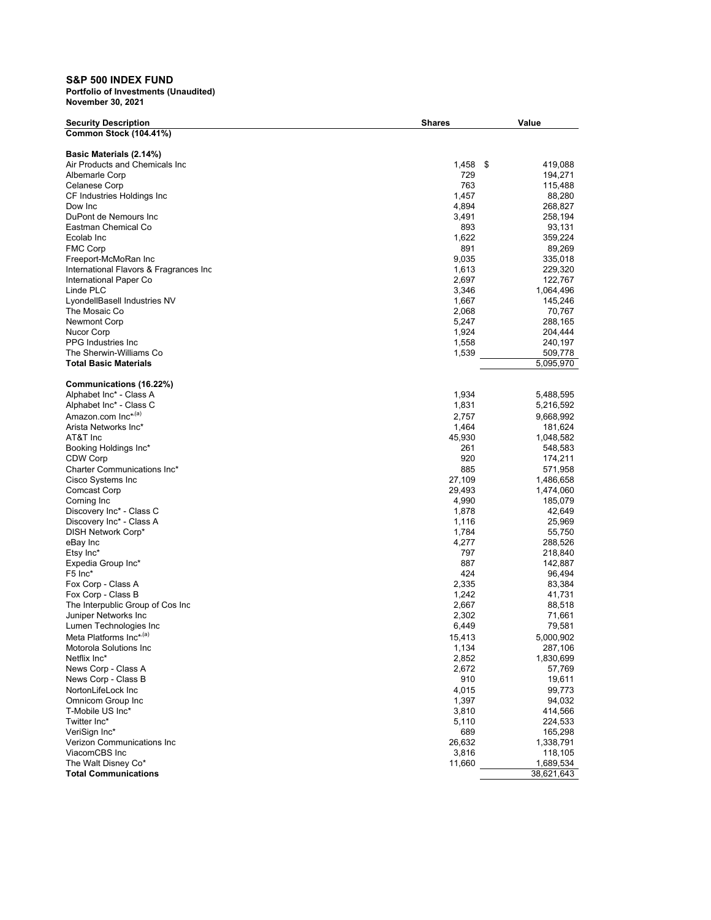**S&P 500 INDEX FUND**
**Portfolio of Investments (Unaudited)**
**November 30, 2021**

| Security Description | Shares | Value |
|---|---|---|
| **Common Stock (104.41%)** | | |
| **Basic Materials (2.14%)** | | |
| Air Products and Chemicals Inc | 1,458 | $ 419,088 |
| Albemarle Corp | 729 | 194,271 |
| Celanese Corp | 763 | 115,488 |
| CF Industries Holdings Inc | 1,457 | 88,280 |
| Dow Inc | 4,894 | 268,827 |
| DuPont de Nemours Inc | 3,491 | 258,194 |
| Eastman Chemical Co | 893 | 93,131 |
| Ecolab Inc | 1,622 | 359,224 |
| FMC Corp | 891 | 89,269 |
| Freeport-McMoRan Inc | 9,035 | 335,018 |
| International Flavors & Fragrances Inc | 1,613 | 229,320 |
| International Paper Co | 2,697 | 122,767 |
| Linde PLC | 3,346 | 1,064,496 |
| LyondellBasell Industries NV | 1,667 | 145,246 |
| The Mosaic Co | 2,068 | 70,767 |
| Newmont Corp | 5,247 | 288,165 |
| Nucor Corp | 1,924 | 204,444 |
| PPG Industries Inc | 1,558 | 240,197 |
| The Sherwin-Williams Co | 1,539 | 509,778 |
| **Total Basic Materials** | | 5,095,970 |
| **Communications (16.22%)** | | |
| Alphabet Inc* - Class A | 1,934 | 5,488,595 |
| Alphabet Inc* - Class C | 1,831 | 5,216,592 |
| Amazon.com Inc*,(a) | 2,757 | 9,668,992 |
| Arista Networks Inc* | 1,464 | 181,624 |
| AT&T Inc | 45,930 | 1,048,582 |
| Booking Holdings Inc* | 261 | 548,583 |
| CDW Corp | 920 | 174,211 |
| Charter Communications Inc* | 885 | 571,958 |
| Cisco Systems Inc | 27,109 | 1,486,658 |
| Comcast Corp | 29,493 | 1,474,060 |
| Corning Inc | 4,990 | 185,079 |
| Discovery Inc* - Class C | 1,878 | 42,649 |
| Discovery Inc* - Class A | 1,116 | 25,969 |
| DISH Network Corp* | 1,784 | 55,750 |
| eBay Inc | 4,277 | 288,526 |
| Etsy Inc* | 797 | 218,840 |
| Expedia Group Inc* | 887 | 142,887 |
| F5 Inc* | 424 | 96,494 |
| Fox Corp - Class A | 2,335 | 83,384 |
| Fox Corp - Class B | 1,242 | 41,731 |
| The Interpublic Group of Cos Inc | 2,667 | 88,518 |
| Juniper Networks Inc | 2,302 | 71,661 |
| Lumen Technologies Inc | 6,449 | 79,581 |
| Meta Platforms Inc*,(a) | 15,413 | 5,000,902 |
| Motorola Solutions Inc | 1,134 | 287,106 |
| Netflix Inc* | 2,852 | 1,830,699 |
| News Corp - Class A | 2,672 | 57,769 |
| News Corp - Class B | 910 | 19,611 |
| NortonLifeLock Inc | 4,015 | 99,773 |
| Omnicom Group Inc | 1,397 | 94,032 |
| T-Mobile US Inc* | 3,810 | 414,566 |
| Twitter Inc* | 5,110 | 224,533 |
| VeriSign Inc* | 689 | 165,298 |
| Verizon Communications Inc | 26,632 | 1,338,791 |
| ViacomCBS Inc | 3,816 | 118,105 |
| The Walt Disney Co* | 11,660 | 1,689,534 |
| **Total Communications** | | 38,621,643 |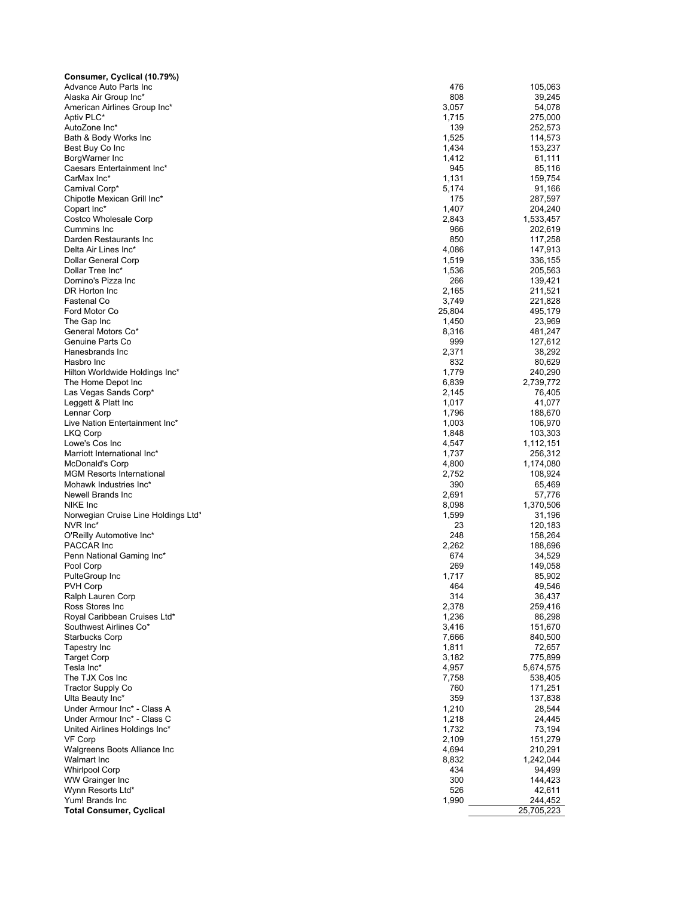| **Consumer, Cyclical (10.79%)** | | |
|---|---|---|
| Advance Auto Parts Inc | 476 | 105,063 |
| Alaska Air Group Inc* | 808 | 39,245 |
| American Airlines Group Inc* | 3,057 | 54,078 |
| Aptiv PLC* | 1,715 | 275,000 |
| AutoZone Inc* | 139 | 252,573 |
| Bath & Body Works Inc | 1,525 | 114,573 |
| Best Buy Co Inc | 1,434 | 153,237 |
| BorgWarner Inc | 1,412 | 61,111 |
| Caesars Entertainment Inc* | 945 | 85,116 |
| CarMax Inc* | 1,131 | 159,754 |
| Carnival Corp* | 5,174 | 91,166 |
| Chipotle Mexican Grill Inc* | 175 | 287,597 |
| Copart Inc* | 1,407 | 204,240 |
| Costco Wholesale Corp | 2,843 | 1,533,457 |
| Cummins Inc | 966 | 202,619 |
| Darden Restaurants Inc | 850 | 117,258 |
| Delta Air Lines Inc* | 4,086 | 147,913 |
| Dollar General Corp | 1,519 | 336,155 |
| Dollar Tree Inc* | 1,536 | 205,563 |
| Domino's Pizza Inc | 266 | 139,421 |
| DR Horton Inc | 2,165 | 211,521 |
| Fastenal Co | 3,749 | 221,828 |
| Ford Motor Co | 25,804 | 495,179 |
| The Gap Inc | 1,450 | 23,969 |
| General Motors Co* | 8,316 | 481,247 |
| Genuine Parts Co | 999 | 127,612 |
| Hanesbrands Inc | 2,371 | 38,292 |
| Hasbro Inc | 832 | 80,629 |
| Hilton Worldwide Holdings Inc* | 1,779 | 240,290 |
| The Home Depot Inc | 6,839 | 2,739,772 |
| Las Vegas Sands Corp* | 2,145 | 76,405 |
| Leggett & Platt Inc | 1,017 | 41,077 |
| Lennar Corp | 1,796 | 188,670 |
| Live Nation Entertainment Inc* | 1,003 | 106,970 |
| LKQ Corp | 1,848 | 103,303 |
| Lowe's Cos Inc | 4,547 | 1,112,151 |
| Marriott International Inc* | 1,737 | 256,312 |
| McDonald's Corp | 4,800 | 1,174,080 |
| MGM Resorts International | 2,752 | 108,924 |
| Mohawk Industries Inc* | 390 | 65,469 |
| Newell Brands Inc | 2,691 | 57,776 |
| NIKE Inc | 8,098 | 1,370,506 |
| Norwegian Cruise Line Holdings Ltd* | 1,599 | 31,196 |
| NVR Inc* | 23 | 120,183 |
| O'Reilly Automotive Inc* | 248 | 158,264 |
| PACCAR Inc | 2,262 | 188,696 |
| Penn National Gaming Inc* | 674 | 34,529 |
| Pool Corp | 269 | 149,058 |
| PulteGroup Inc | 1,717 | 85,902 |
| PVH Corp | 464 | 49,546 |
| Ralph Lauren Corp | 314 | 36,437 |
| Ross Stores Inc | 2,378 | 259,416 |
| Royal Caribbean Cruises Ltd* | 1,236 | 86,298 |
| Southwest Airlines Co* | 3,416 | 151,670 |
| Starbucks Corp | 7,666 | 840,500 |
| Tapestry Inc | 1,811 | 72,657 |
| Target Corp | 3,182 | 775,899 |
| Tesla Inc* | 4,957 | 5,674,575 |
| The TJX Cos Inc | 7,758 | 538,405 |
| Tractor Supply Co | 760 | 171,251 |
| Ulta Beauty Inc* | 359 | 137,838 |
| Under Armour Inc* - Class A | 1,210 | 28,544 |
| Under Armour Inc* - Class C | 1,218 | 24,445 |
| United Airlines Holdings Inc* | 1,732 | 73,194 |
| VF Corp | 2,109 | 151,279 |
| Walgreens Boots Alliance Inc | 4,694 | 210,291 |
| Walmart Inc | 8,832 | 1,242,044 |
| Whirlpool Corp | 434 | 94,499 |
| WW Grainger Inc | 300 | 144,423 |
| Wynn Resorts Ltd* | 526 | 42,611 |
| Yum! Brands Inc | 1,990 | 244,452 |
| **Total Consumer, Cyclical** | | 25,705,223 |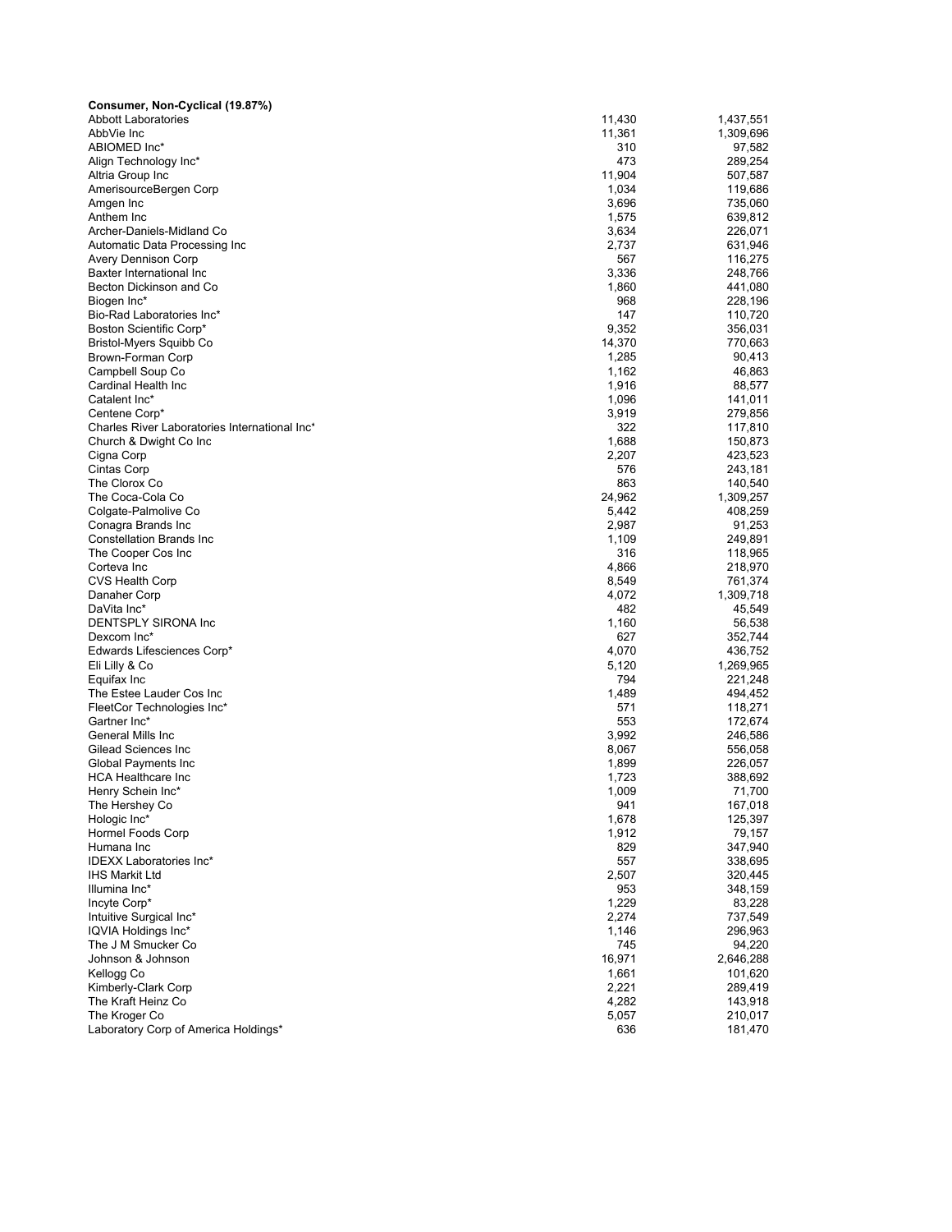| | | |
|---|---|---|
| **Consumer, Non-Cyclical (19.87%)** | | |
| Abbott Laboratories | 11,430 | 1,437,551 |
| AbbVie Inc | 11,361 | 1,309,696 |
| ABIOMED Inc* | 310 | 97,582 |
| Align Technology Inc* | 473 | 289,254 |
| Altria Group Inc | 11,904 | 507,587 |
| AmerisourceBergen Corp | 1,034 | 119,686 |
| Amgen Inc | 3,696 | 735,060 |
| Anthem Inc | 1,575 | 639,812 |
| Archer-Daniels-Midland Co | 3,634 | 226,071 |
| Automatic Data Processing Inc | 2,737 | 631,946 |
| Avery Dennison Corp | 567 | 116,275 |
| Baxter International Inc | 3,336 | 248,766 |
| Becton Dickinson and Co | 1,860 | 441,080 |
| Biogen Inc* | 968 | 228,196 |
| Bio-Rad Laboratories Inc* | 147 | 110,720 |
| Boston Scientific Corp* | 9,352 | 356,031 |
| Bristol-Myers Squibb Co | 14,370 | 770,663 |
| Brown-Forman Corp | 1,285 | 90,413 |
| Campbell Soup Co | 1,162 | 46,863 |
| Cardinal Health Inc | 1,916 | 88,577 |
| Catalent Inc* | 1,096 | 141,011 |
| Centene Corp* | 3,919 | 279,856 |
| Charles River Laboratories International Inc* | 322 | 117,810 |
| Church & Dwight Co Inc | 1,688 | 150,873 |
| Cigna Corp | 2,207 | 423,523 |
| Cintas Corp | 576 | 243,181 |
| The Clorox Co | 863 | 140,540 |
| The Coca-Cola Co | 24,962 | 1,309,257 |
| Colgate-Palmolive Co | 5,442 | 408,259 |
| Conagra Brands Inc | 2,987 | 91,253 |
| Constellation Brands Inc | 1,109 | 249,891 |
| The Cooper Cos Inc | 316 | 118,965 |
| Corteva Inc | 4,866 | 218,970 |
| CVS Health Corp | 8,549 | 761,374 |
| Danaher Corp | 4,072 | 1,309,718 |
| DaVita Inc* | 482 | 45,549 |
| DENTSPLY SIRONA Inc | 1,160 | 56,538 |
| Dexcom Inc* | 627 | 352,744 |
| Edwards Lifesciences Corp* | 4,070 | 436,752 |
| Eli Lilly & Co | 5,120 | 1,269,965 |
| Equifax Inc | 794 | 221,248 |
| The Estee Lauder Cos Inc | 1,489 | 494,452 |
| FleetCor Technologies Inc* | 571 | 118,271 |
| Gartner Inc* | 553 | 172,674 |
| General Mills Inc | 3,992 | 246,586 |
| Gilead Sciences Inc | 8,067 | 556,058 |
| Global Payments Inc | 1,899 | 226,057 |
| HCA Healthcare Inc | 1,723 | 388,692 |
| Henry Schein Inc* | 1,009 | 71,700 |
| The Hershey Co | 941 | 167,018 |
| Hologic Inc* | 1,678 | 125,397 |
| Hormel Foods Corp | 1,912 | 79,157 |
| Humana Inc | 829 | 347,940 |
| IDEXX Laboratories Inc* | 557 | 338,695 |
| IHS Markit Ltd | 2,507 | 320,445 |
| Illumina Inc* | 953 | 348,159 |
| Incyte Corp* | 1,229 | 83,228 |
| Intuitive Surgical Inc* | 2,274 | 737,549 |
| IQVIA Holdings Inc* | 1,146 | 296,963 |
| The J M Smucker Co | 745 | 94,220 |
| Johnson & Johnson | 16,971 | 2,646,288 |
| Kellogg Co | 1,661 | 101,620 |
| Kimberly-Clark Corp | 2,221 | 289,419 |
| The Kraft Heinz Co | 4,282 | 143,918 |
| The Kroger Co | 5,057 | 210,017 |
| Laboratory Corp of America Holdings* | 636 | 181,470 |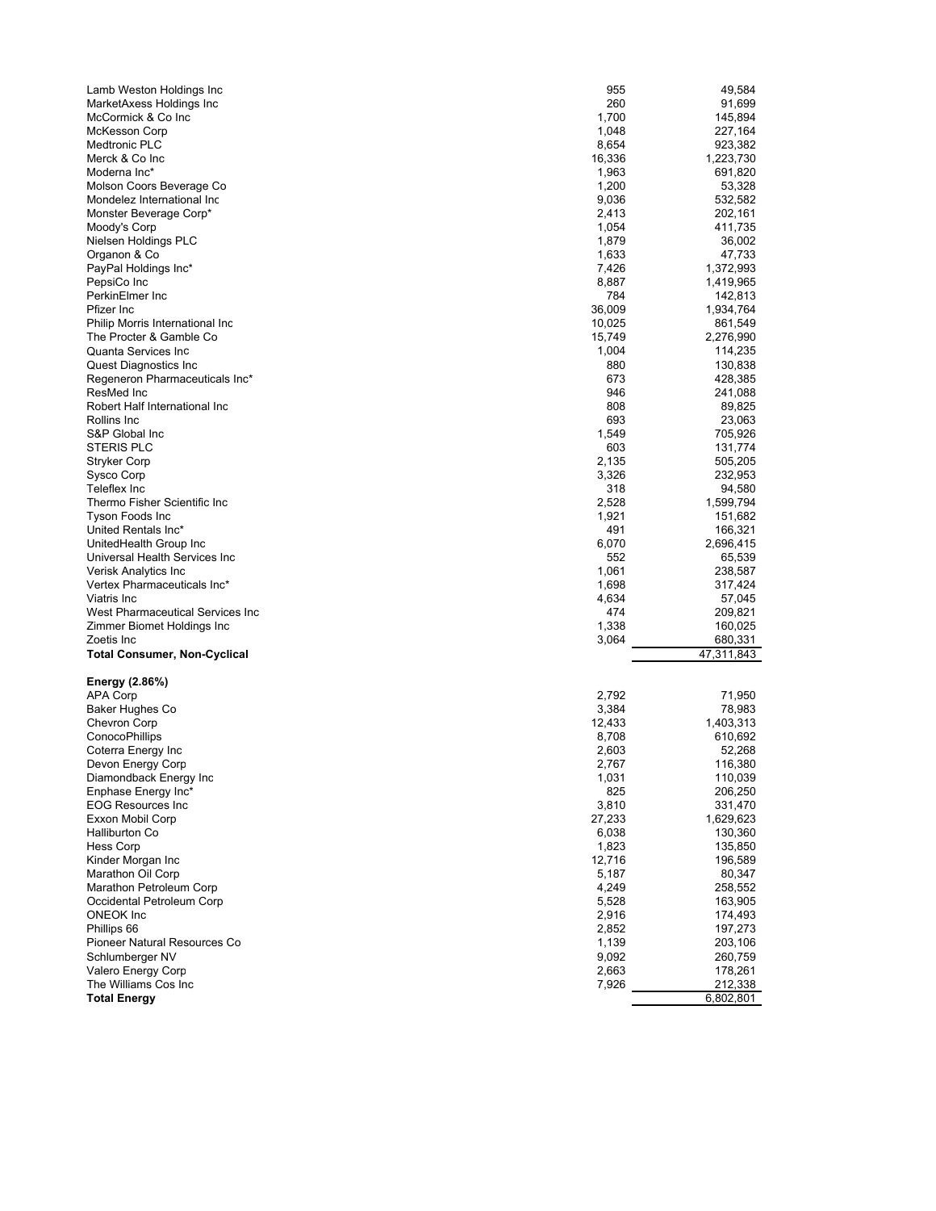| | | |
|---|---|---|
| Lamb Weston Holdings Inc | 955 | 49,584 |
| MarketAxess Holdings Inc | 260 | 91,699 |
| McCormick & Co Inc | 1,700 | 145,894 |
| McKesson Corp | 1,048 | 227,164 |
| Medtronic PLC | 8,654 | 923,382 |
| Merck & Co Inc | 16,336 | 1,223,730 |
| Moderna Inc* | 1,963 | 691,820 |
| Molson Coors Beverage Co | 1,200 | 53,328 |
| Mondelez International Inc | 9,036 | 532,582 |
| Monster Beverage Corp* | 2,413 | 202,161 |
| Moody's Corp | 1,054 | 411,735 |
| Nielsen Holdings PLC | 1,879 | 36,002 |
| Organon & Co | 1,633 | 47,733 |
| PayPal Holdings Inc* | 7,426 | 1,372,993 |
| PepsiCo Inc | 8,887 | 1,419,965 |
| PerkinElmer Inc | 784 | 142,813 |
| Pfizer Inc | 36,009 | 1,934,764 |
| Philip Morris International Inc | 10,025 | 861,549 |
| The Procter & Gamble Co | 15,749 | 2,276,990 |
| Quanta Services Inc | 1,004 | 114,235 |
| Quest Diagnostics Inc | 880 | 130,838 |
| Regeneron Pharmaceuticals Inc* | 673 | 428,385 |
| ResMed Inc | 946 | 241,088 |
| Robert Half International Inc | 808 | 89,825 |
| Rollins Inc | 693 | 23,063 |
| S&P Global Inc | 1,549 | 705,926 |
| STERIS PLC | 603 | 131,774 |
| Stryker Corp | 2,135 | 505,205 |
| Sysco Corp | 3,326 | 232,953 |
| Teleflex Inc | 318 | 94,580 |
| Thermo Fisher Scientific Inc | 2,528 | 1,599,794 |
| Tyson Foods Inc | 1,921 | 151,682 |
| United Rentals Inc* | 491 | 166,321 |
| UnitedHealth Group Inc | 6,070 | 2,696,415 |
| Universal Health Services Inc | 552 | 65,539 |
| Verisk Analytics Inc | 1,061 | 238,587 |
| Vertex Pharmaceuticals Inc* | 1,698 | 317,424 |
| Viatris Inc | 4,634 | 57,045 |
| West Pharmaceutical Services Inc | 474 | 209,821 |
| Zimmer Biomet Holdings Inc | 1,338 | 160,025 |
| Zoetis Inc | 3,064 | 680,331 |
| **Total Consumer, Non-Cyclical** | | 47,311,843 |
| | | |
| **Energy (2.86%)** | | |
| APA Corp | 2,792 | 71,950 |
| Baker Hughes Co | 3,384 | 78,983 |
| Chevron Corp | 12,433 | 1,403,313 |
| ConocoPhillips | 8,708 | 610,692 |
| Coterra Energy Inc | 2,603 | 52,268 |
| Devon Energy Corp | 2,767 | 116,380 |
| Diamondback Energy Inc | 1,031 | 110,039 |
| Enphase Energy Inc* | 825 | 206,250 |
| EOG Resources Inc | 3,810 | 331,470 |
| Exxon Mobil Corp | 27,233 | 1,629,623 |
| Halliburton Co | 6,038 | 130,360 |
| Hess Corp | 1,823 | 135,850 |
| Kinder Morgan Inc | 12,716 | 196,589 |
| Marathon Oil Corp | 5,187 | 80,347 |
| Marathon Petroleum Corp | 4,249 | 258,552 |
| Occidental Petroleum Corp | 5,528 | 163,905 |
| ONEOK Inc | 2,916 | 174,493 |
| Phillips 66 | 2,852 | 197,273 |
| Pioneer Natural Resources Co | 1,139 | 203,106 |
| Schlumberger NV | 9,092 | 260,759 |
| Valero Energy Corp | 2,663 | 178,261 |
| The Williams Cos Inc | 7,926 | 212,338 |
| **Total Energy** | | 6,802,801 |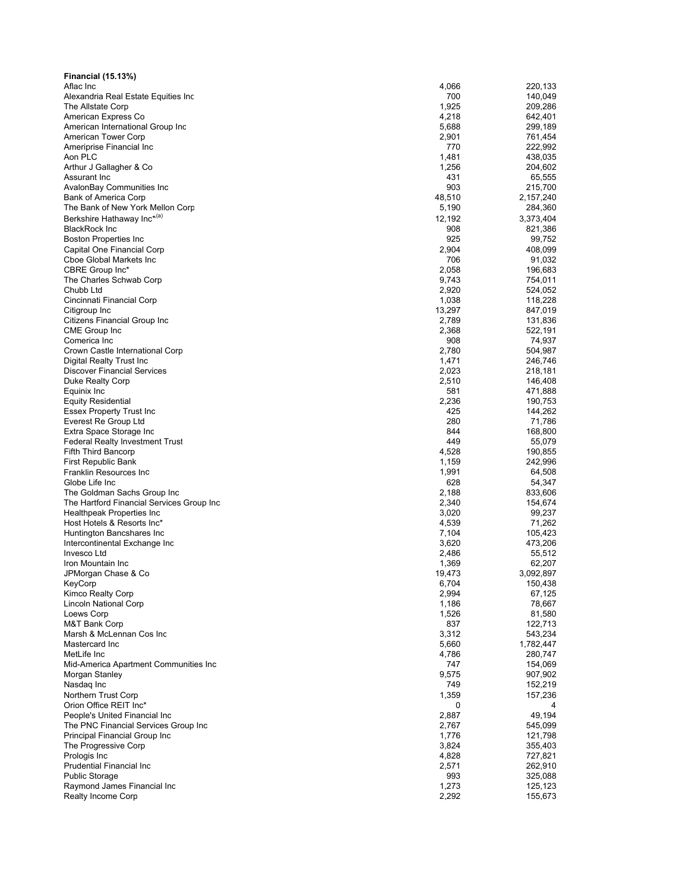**Financial (15.13%)**

| | | |
|---|---|---|
| Aflac Inc | 4,066 | 220,133 |
| Alexandria Real Estate Equities Inc | 700 | 140,049 |
| The Allstate Corp | 1,925 | 209,286 |
| American Express Co | 4,218 | 642,401 |
| American International Group Inc | 5,688 | 299,189 |
| American Tower Corp | 2,901 | 761,454 |
| Ameriprise Financial Inc | 770 | 222,992 |
| Aon PLC | 1,481 | 438,035 |
| Arthur J Gallagher & Co | 1,256 | 204,602 |
| Assurant Inc | 431 | 65,555 |
| AvalonBay Communities Inc | 903 | 215,700 |
| Bank of America Corp | 48,510 | 2,157,240 |
| The Bank of New York Mellon Corp | 5,190 | 284,360 |
| Berkshire Hathaway Inc*[(a)] | 12,192 | 3,373,404 |
| BlackRock Inc | 908 | 821,386 |
| Boston Properties Inc | 925 | 99,752 |
| Capital One Financial Corp | 2,904 | 408,099 |
| Cboe Global Markets Inc | 706 | 91,032 |
| CBRE Group Inc* | 2,058 | 196,683 |
| The Charles Schwab Corp | 9,743 | 754,011 |
| Chubb Ltd | 2,920 | 524,052 |
| Cincinnati Financial Corp | 1,038 | 118,228 |
| Citigroup Inc | 13,297 | 847,019 |
| Citizens Financial Group Inc | 2,789 | 131,836 |
| CME Group Inc | 2,368 | 522,191 |
| Comerica Inc | 908 | 74,937 |
| Crown Castle International Corp | 2,780 | 504,987 |
| Digital Realty Trust Inc | 1,471 | 246,746 |
| Discover Financial Services | 2,023 | 218,181 |
| Duke Realty Corp | 2,510 | 146,408 |
| Equinix Inc | 581 | 471,888 |
| Equity Residential | 2,236 | 190,753 |
| Essex Property Trust Inc | 425 | 144,262 |
| Everest Re Group Ltd | 280 | 71,786 |
| Extra Space Storage Inc | 844 | 168,800 |
| Federal Realty Investment Trust | 449 | 55,079 |
| Fifth Third Bancorp | 4,528 | 190,855 |
| First Republic Bank | 1,159 | 242,996 |
| Franklin Resources Inc | 1,991 | 64,508 |
| Globe Life Inc | 628 | 54,347 |
| The Goldman Sachs Group Inc | 2,188 | 833,606 |
| The Hartford Financial Services Group Inc | 2,340 | 154,674 |
| Healthpeak Properties Inc | 3,020 | 99,237 |
| Host Hotels & Resorts Inc* | 4,539 | 71,262 |
| Huntington Bancshares Inc | 7,104 | 105,423 |
| Intercontinental Exchange Inc | 3,620 | 473,206 |
| Invesco Ltd | 2,486 | 55,512 |
| Iron Mountain Inc | 1,369 | 62,207 |
| JPMorgan Chase & Co | 19,473 | 3,092,897 |
| KeyCorp | 6,704 | 150,438 |
| Kimco Realty Corp | 2,994 | 67,125 |
| Lincoln National Corp | 1,186 | 78,667 |
| Loews Corp | 1,526 | 81,580 |
| M&T Bank Corp | 837 | 122,713 |
| Marsh & McLennan Cos Inc | 3,312 | 543,234 |
| Mastercard Inc | 5,660 | 1,782,447 |
| MetLife Inc | 4,786 | 280,747 |
| Mid-America Apartment Communities Inc | 747 | 154,069 |
| Morgan Stanley | 9,575 | 907,902 |
| Nasdaq Inc | 749 | 152,219 |
| Northern Trust Corp | 1,359 | 157,236 |
| Orion Office REIT Inc* | 0 | 4 |
| People's United Financial Inc | 2,887 | 49,194 |
| The PNC Financial Services Group Inc | 2,767 | 545,099 |
| Principal Financial Group Inc | 1,776 | 121,798 |
| The Progressive Corp | 3,824 | 355,403 |
| Prologis Inc | 4,828 | 727,821 |
| Prudential Financial Inc | 2,571 | 262,910 |
| Public Storage | 993 | 325,088 |
| Raymond James Financial Inc | 1,273 | 125,123 |
| Realty Income Corp | 2,292 | 155,673 |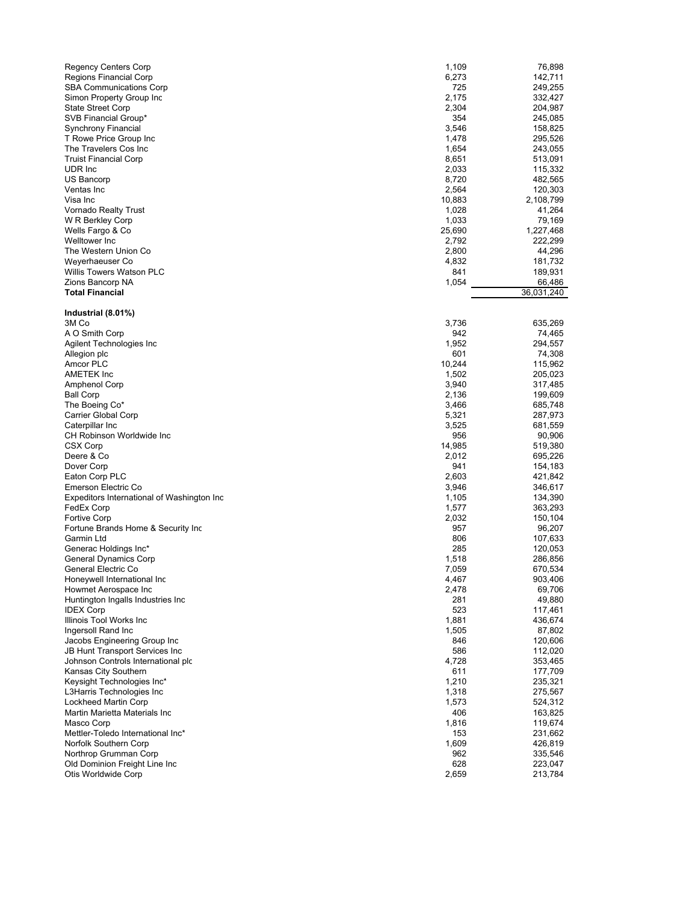| | | |
|---|---|---|
| Regency Centers Corp | 1,109 | 76,898 |
| Regions Financial Corp | 6,273 | 142,711 |
| SBA Communications Corp | 725 | 249,255 |
| Simon Property Group Inc | 2,175 | 332,427 |
| State Street Corp | 2,304 | 204,987 |
| SVB Financial Group* | 354 | 245,085 |
| Synchrony Financial | 3,546 | 158,825 |
| T Rowe Price Group Inc | 1,478 | 295,526 |
| The Travelers Cos Inc | 1,654 | 243,055 |
| Truist Financial Corp | 8,651 | 513,091 |
| UDR Inc | 2,033 | 115,332 |
| US Bancorp | 8,720 | 482,565 |
| Ventas Inc | 2,564 | 120,303 |
| Visa Inc | 10,883 | 2,108,799 |
| Vornado Realty Trust | 1,028 | 41,264 |
| W R Berkley Corp | 1,033 | 79,169 |
| Wells Fargo & Co | 25,690 | 1,227,468 |
| Welltower Inc | 2,792 | 222,299 |
| The Western Union Co | 2,800 | 44,296 |
| Weyerhaeuser Co | 4,832 | 181,732 |
| Willis Towers Watson PLC | 841 | 189,931 |
| Zions Bancorp NA | 1,054 | 66,486 |
| **Total Financial** | | 36,031,240 |
| | | |
| **Industrial (8.01%)** | | |
| 3M Co | 3,736 | 635,269 |
| A O Smith Corp | 942 | 74,465 |
| Agilent Technologies Inc | 1,952 | 294,557 |
| Allegion plc | 601 | 74,308 |
| Amcor PLC | 10,244 | 115,962 |
| AMETEK Inc | 1,502 | 205,023 |
| Amphenol Corp | 3,940 | 317,485 |
| Ball Corp | 2,136 | 199,609 |
| The Boeing Co* | 3,466 | 685,748 |
| Carrier Global Corp | 5,321 | 287,973 |
| Caterpillar Inc | 3,525 | 681,559 |
| CH Robinson Worldwide Inc | 956 | 90,906 |
| CSX Corp | 14,985 | 519,380 |
| Deere & Co | 2,012 | 695,226 |
| Dover Corp | 941 | 154,183 |
| Eaton Corp PLC | 2,603 | 421,842 |
| Emerson Electric Co | 3,946 | 346,617 |
| Expeditors International of Washington Inc | 1,105 | 134,390 |
| FedEx Corp | 1,577 | 363,293 |
| Fortive Corp | 2,032 | 150,104 |
| Fortune Brands Home & Security Inc | 957 | 96,207 |
| Garmin Ltd | 806 | 107,633 |
| Generac Holdings Inc* | 285 | 120,053 |
| General Dynamics Corp | 1,518 | 286,856 |
| General Electric Co | 7,059 | 670,534 |
| Honeywell International Inc | 4,467 | 903,406 |
| Howmet Aerospace Inc | 2,478 | 69,706 |
| Huntington Ingalls Industries Inc | 281 | 49,880 |
| IDEX Corp | 523 | 117,461 |
| Illinois Tool Works Inc | 1,881 | 436,674 |
| Ingersoll Rand Inc | 1,505 | 87,802 |
| Jacobs Engineering Group Inc | 846 | 120,606 |
| JB Hunt Transport Services Inc | 586 | 112,020 |
| Johnson Controls International plc | 4,728 | 353,465 |
| Kansas City Southern | 611 | 177,709 |
| Keysight Technologies Inc* | 1,210 | 235,321 |
| L3Harris Technologies Inc | 1,318 | 275,567 |
| Lockheed Martin Corp | 1,573 | 524,312 |
| Martin Marietta Materials Inc | 406 | 163,825 |
| Masco Corp | 1,816 | 119,674 |
| Mettler-Toledo International Inc* | 153 | 231,662 |
| Norfolk Southern Corp | 1,609 | 426,819 |
| Northrop Grumman Corp | 962 | 335,546 |
| Old Dominion Freight Line Inc | 628 | 223,047 |
| Otis Worldwide Corp | 2,659 | 213,784 |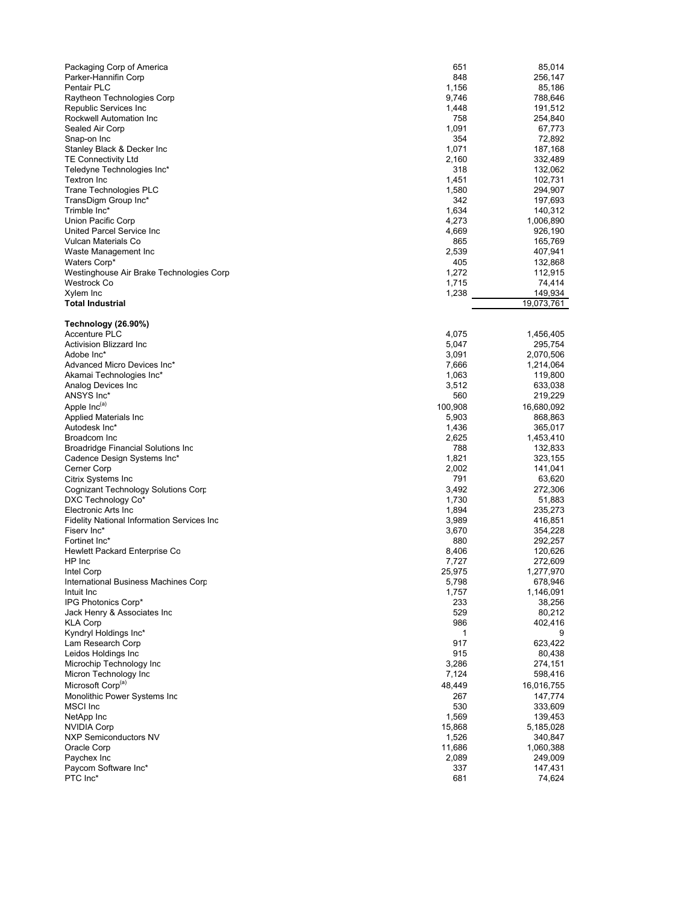| | | |
|---|---|---|
| Packaging Corp of America | 651 | 85,014 |
| Parker-Hannifin Corp | 848 | 256,147 |
| Pentair PLC | 1,156 | 85,186 |
| Raytheon Technologies Corp | 9,746 | 788,646 |
| Republic Services Inc | 1,448 | 191,512 |
| Rockwell Automation Inc | 758 | 254,840 |
| Sealed Air Corp | 1,091 | 67,773 |
| Snap-on Inc | 354 | 72,892 |
| Stanley Black & Decker Inc | 1,071 | 187,168 |
| TE Connectivity Ltd | 2,160 | 332,489 |
| Teledyne Technologies Inc* | 318 | 132,062 |
| Textron Inc | 1,451 | 102,731 |
| Trane Technologies PLC | 1,580 | 294,907 |
| TransDigm Group Inc* | 342 | 197,693 |
| Trimble Inc* | 1,634 | 140,312 |
| Union Pacific Corp | 4,273 | 1,006,890 |
| United Parcel Service Inc | 4,669 | 926,190 |
| Vulcan Materials Co | 865 | 165,769 |
| Waste Management Inc | 2,539 | 407,941 |
| Waters Corp* | 405 | 132,868 |
| Westinghouse Air Brake Technologies Corp | 1,272 | 112,915 |
| Westrock Co | 1,715 | 74,414 |
| Xylem Inc | 1,238 | 149,934 |
| **Total Industrial** | | 19,073,761 |
| | | |
| **Technology (26.90%)** | | |
| Accenture PLC | 4,075 | 1,456,405 |
| Activision Blizzard Inc | 5,047 | 295,754 |
| Adobe Inc* | 3,091 | 2,070,506 |
| Advanced Micro Devices Inc* | 7,666 | 1,214,064 |
| Akamai Technologies Inc* | 1,063 | 119,800 |
| Analog Devices Inc | 3,512 | 633,038 |
| ANSYS Inc* | 560 | 219,229 |
| Apple Inc[(a)] | 100,908 | 16,680,092 |
| Applied Materials Inc | 5,903 | 868,863 |
| Autodesk Inc* | 1,436 | 365,017 |
| Broadcom Inc | 2,625 | 1,453,410 |
| Broadridge Financial Solutions Inc | 788 | 132,833 |
| Cadence Design Systems Inc* | 1,821 | 323,155 |
| Cerner Corp | 2,002 | 141,041 |
| Citrix Systems Inc | 791 | 63,620 |
| Cognizant Technology Solutions Corp | 3,492 | 272,306 |
| DXC Technology Co* | 1,730 | 51,883 |
| Electronic Arts Inc | 1,894 | 235,273 |
| Fidelity National Information Services Inc | 3,989 | 416,851 |
| Fiserv Inc* | 3,670 | 354,228 |
| Fortinet Inc* | 880 | 292,257 |
| Hewlett Packard Enterprise Co | 8,406 | 120,626 |
| HP Inc | 7,727 | 272,609 |
| Intel Corp | 25,975 | 1,277,970 |
| International Business Machines Corp | 5,798 | 678,946 |
| Intuit Inc | 1,757 | 1,146,091 |
| IPG Photonics Corp* | 233 | 38,256 |
| Jack Henry & Associates Inc | 529 | 80,212 |
| KLA Corp | 986 | 402,416 |
| Kyndryl Holdings Inc* | 1 | 9 |
| Lam Research Corp | 917 | 623,422 |
| Leidos Holdings Inc | 915 | 80,438 |
| Microchip Technology Inc | 3,286 | 274,151 |
| Micron Technology Inc | 7,124 | 598,416 |
| Microsoft Corp[(a)] | 48,449 | 16,016,755 |
| Monolithic Power Systems Inc | 267 | 147,774 |
| MSCI Inc | 530 | 333,609 |
| NetApp Inc | 1,569 | 139,453 |
| NVIDIA Corp | 15,868 | 5,185,028 |
| NXP Semiconductors NV | 1,526 | 340,847 |
| Oracle Corp | 11,686 | 1,060,388 |
| Paychex Inc | 2,089 | 249,009 |
| Paycom Software Inc* | 337 | 147,431 |
| PTC Inc* | 681 | 74,624 |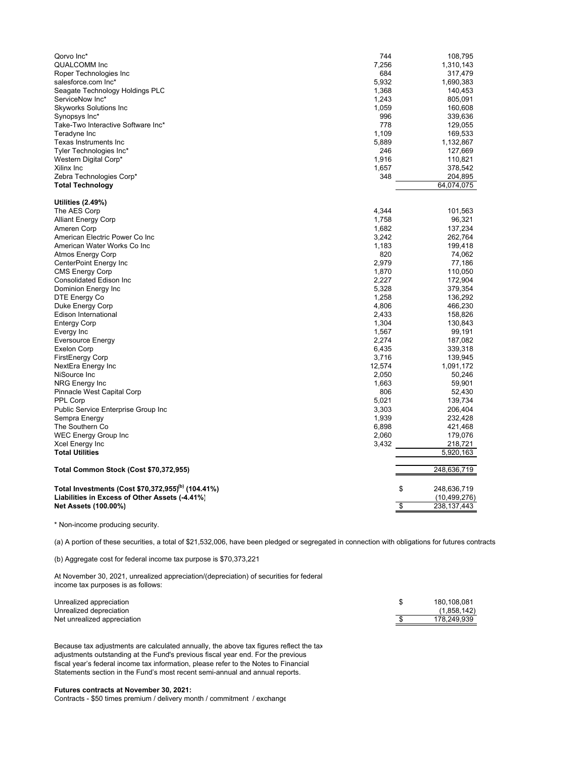| | | |
|---|---|---|
| Qorvo Inc* | 744 | 108,795 |
| QUALCOMM Inc | 7,256 | 1,310,143 |
| Roper Technologies Inc | 684 | 317,479 |
| salesforce.com Inc* | 5,932 | 1,690,383 |
| Seagate Technology Holdings PLC | 1,368 | 140,453 |
| ServiceNow Inc* | 1,243 | 805,091 |
| Skyworks Solutions Inc | 1,059 | 160,608 |
| Synopsys Inc* | 996 | 339,636 |
| Take-Two Interactive Software Inc* | 778 | 129,055 |
| Teradyne Inc | 1,109 | 169,533 |
| Texas Instruments Inc | 5,889 | 1,132,867 |
| Tyler Technologies Inc* | 246 | 127,669 |
| Western Digital Corp* | 1,916 | 110,821 |
| Xilinx Inc | 1,657 | 378,542 |
| Zebra Technologies Corp* | 348 | 204,895 |
| **Total Technology** | | 64,074,075 |
| | | |
| **Utilities (2.49%)** | | |
| The AES Corp | 4,344 | 101,563 |
| Alliant Energy Corp | 1,758 | 96,321 |
| Ameren Corp | 1,682 | 137,234 |
| American Electric Power Co Inc | 3,242 | 262,764 |
| American Water Works Co Inc | 1,183 | 199,418 |
| Atmos Energy Corp | 820 | 74,062 |
| CenterPoint Energy Inc | 2,979 | 77,186 |
| CMS Energy Corp | 1,870 | 110,050 |
| Consolidated Edison Inc | 2,227 | 172,904 |
| Dominion Energy Inc | 5,328 | 379,354 |
| DTE Energy Co | 1,258 | 136,292 |
| Duke Energy Corp | 4,806 | 466,230 |
| Edison International | 2,433 | 158,826 |
| Entergy Corp | 1,304 | 130,843 |
| Evergy Inc | 1,567 | 99,191 |
| Eversource Energy | 2,274 | 187,082 |
| Exelon Corp | 6,435 | 339,318 |
| FirstEnergy Corp | 3,716 | 139,945 |
| NextEra Energy Inc | 12,574 | 1,091,172 |
| NiSource Inc | 2,050 | 50,246 |
| NRG Energy Inc | 1,663 | 59,901 |
| Pinnacle West Capital Corp | 806 | 52,430 |
| PPL Corp | 5,021 | 139,734 |
| Public Service Enterprise Group Inc | 3,303 | 206,404 |
| Sempra Energy | 1,939 | 232,428 |
| The Southern Co | 6,898 | 421,468 |
| WEC Energy Group Inc | 2,060 | 179,076 |
| Xcel Energy Inc | 3,432 | 218,721 |
| **Total Utilities** | | 5,920,163 |
| | | |
| **Total Common Stock (Cost $70,372,955)** | | 248,636,719 |
| | | |
| **Total Investments (Cost $70,372,955)(b) (104.41%)** | $ | 248,636,719 |
| **Liabilities in Excess of Other Assets (-4.41%)** | | (10,499,276) |
| **Net Assets (100.00%)** | $ | 238,137,443 |

\* Non-income producing security.

(a) A portion of these securities, a total of $21,532,006, have been pledged or segregated in connection with obligations for futures contracts

(b) Aggregate cost for federal income tax purpose is $70,373,221

At November 30, 2021, unrealized appreciation/(depreciation) of securities for federal income tax purposes is as follows:

| | | |
|---|---|---|
| Unrealized appreciation | $ | 180,108,081 |
| Unrealized depreciation | | (1,858,142) |
| Net unrealized appreciation | $ | 178,249,939 |

Because tax adjustments are calculated annually, the above tax figures reflect the tax adjustments outstanding at the Fund's previous fiscal year end. For the previous fiscal year's federal income tax information, please refer to the Notes to Financial Statements section in the Fund's most recent semi-annual and annual reports.

**Futures contracts at November 30, 2021:**

Contracts - $50 times premium / delivery month / commitment / exchange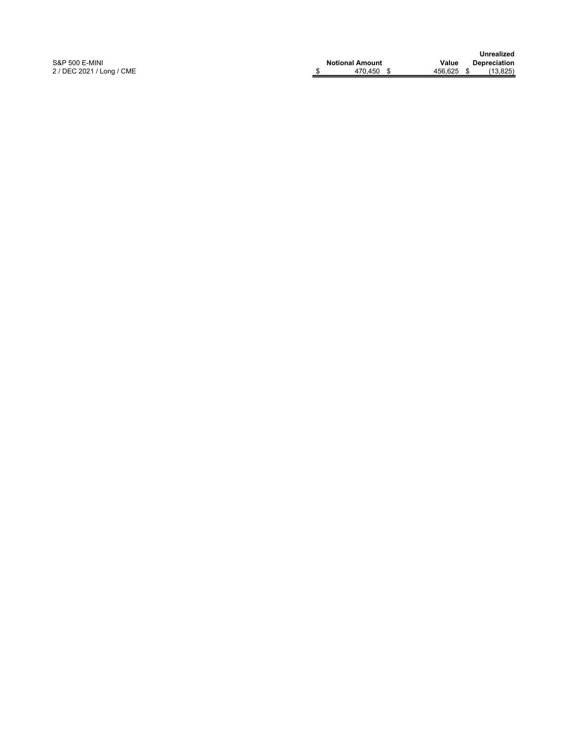| | Notional Amount | Value | Unrealized Depreciation |
|---|---|---|---|
| S&P 500 E-MINI | | | |
| 2 / DEC 2021 / Long / CME | $ 470,450 | $ 456,625 | $ (13,825) |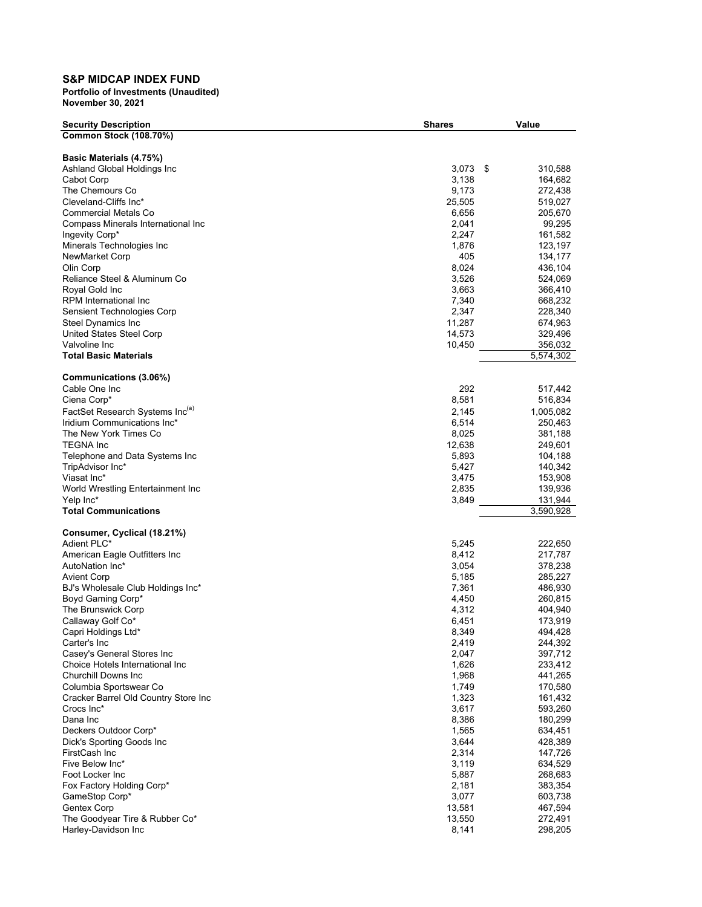**S&P MIDCAP INDEX FUND**
**Portfolio of Investments (Unaudited)**
**November 30, 2021**

| Security Description | Shares | Value |
|---|---|---|
| **Common Stock (108.70%)** | | |
| | | |
| **Basic Materials (4.75%)** | | |
| Ashland Global Holdings Inc | 3,073 | $ 310,588 |
| Cabot Corp | 3,138 | 164,682 |
| The Chemours Co | 9,173 | 272,438 |
| Cleveland-Cliffs Inc* | 25,505 | 519,027 |
| Commercial Metals Co | 6,656 | 205,670 |
| Compass Minerals International Inc | 2,041 | 99,295 |
| Ingevity Corp* | 2,247 | 161,582 |
| Minerals Technologies Inc | 1,876 | 123,197 |
| NewMarket Corp | 405 | 134,177 |
| Olin Corp | 8,024 | 436,104 |
| Reliance Steel & Aluminum Co | 3,526 | 524,069 |
| Royal Gold Inc | 3,663 | 366,410 |
| RPM International Inc | 7,340 | 668,232 |
| Sensient Technologies Corp | 2,347 | 228,340 |
| Steel Dynamics Inc | 11,287 | 674,963 |
| United States Steel Corp | 14,573 | 329,496 |
| Valvoline Inc | 10,450 | 356,032 |
| **Total Basic Materials** | | 5,574,302 |
| | | |
| **Communications (3.06%)** | | |
| Cable One Inc | 292 | 517,442 |
| Ciena Corp* | 8,581 | 516,834 |
| FactSet Research Systems Inc[(a)] | 2,145 | 1,005,082 |
| Iridium Communications Inc* | 6,514 | 250,463 |
| The New York Times Co | 8,025 | 381,188 |
| TEGNA Inc | 12,638 | 249,601 |
| Telephone and Data Systems Inc | 5,893 | 104,188 |
| TripAdvisor Inc* | 5,427 | 140,342 |
| Viasat Inc* | 3,475 | 153,908 |
| World Wrestling Entertainment Inc | 2,835 | 139,936 |
| Yelp Inc* | 3,849 | 131,944 |
| **Total Communications** | | 3,590,928 |
| | | |
| **Consumer, Cyclical (18.21%)** | | |
| Adient PLC* | 5,245 | 222,650 |
| American Eagle Outfitters Inc | 8,412 | 217,787 |
| AutoNation Inc* | 3,054 | 378,238 |
| Avient Corp | 5,185 | 285,227 |
| BJ's Wholesale Club Holdings Inc* | 7,361 | 486,930 |
| Boyd Gaming Corp* | 4,450 | 260,815 |
| The Brunswick Corp | 4,312 | 404,940 |
| Callaway Golf Co* | 6,451 | 173,919 |
| Capri Holdings Ltd* | 8,349 | 494,428 |
| Carter's Inc | 2,419 | 244,392 |
| Casey's General Stores Inc | 2,047 | 397,712 |
| Choice Hotels International Inc | 1,626 | 233,412 |
| Churchill Downs Inc | 1,968 | 441,265 |
| Columbia Sportswear Co | 1,749 | 170,580 |
| Cracker Barrel Old Country Store Inc | 1,323 | 161,432 |
| Crocs Inc* | 3,617 | 593,260 |
| Dana Inc | 8,386 | 180,299 |
| Deckers Outdoor Corp* | 1,565 | 634,451 |
| Dick's Sporting Goods Inc | 3,644 | 428,389 |
| FirstCash Inc | 2,314 | 147,726 |
| Five Below Inc* | 3,119 | 634,529 |
| Foot Locker Inc | 5,887 | 268,683 |
| Fox Factory Holding Corp* | 2,181 | 383,354 |
| GameStop Corp* | 3,077 | 603,738 |
| Gentex Corp | 13,581 | 467,594 |
| The Goodyear Tire & Rubber Co* | 13,550 | 272,491 |
| Harley-Davidson Inc | 8,141 | 298,205 |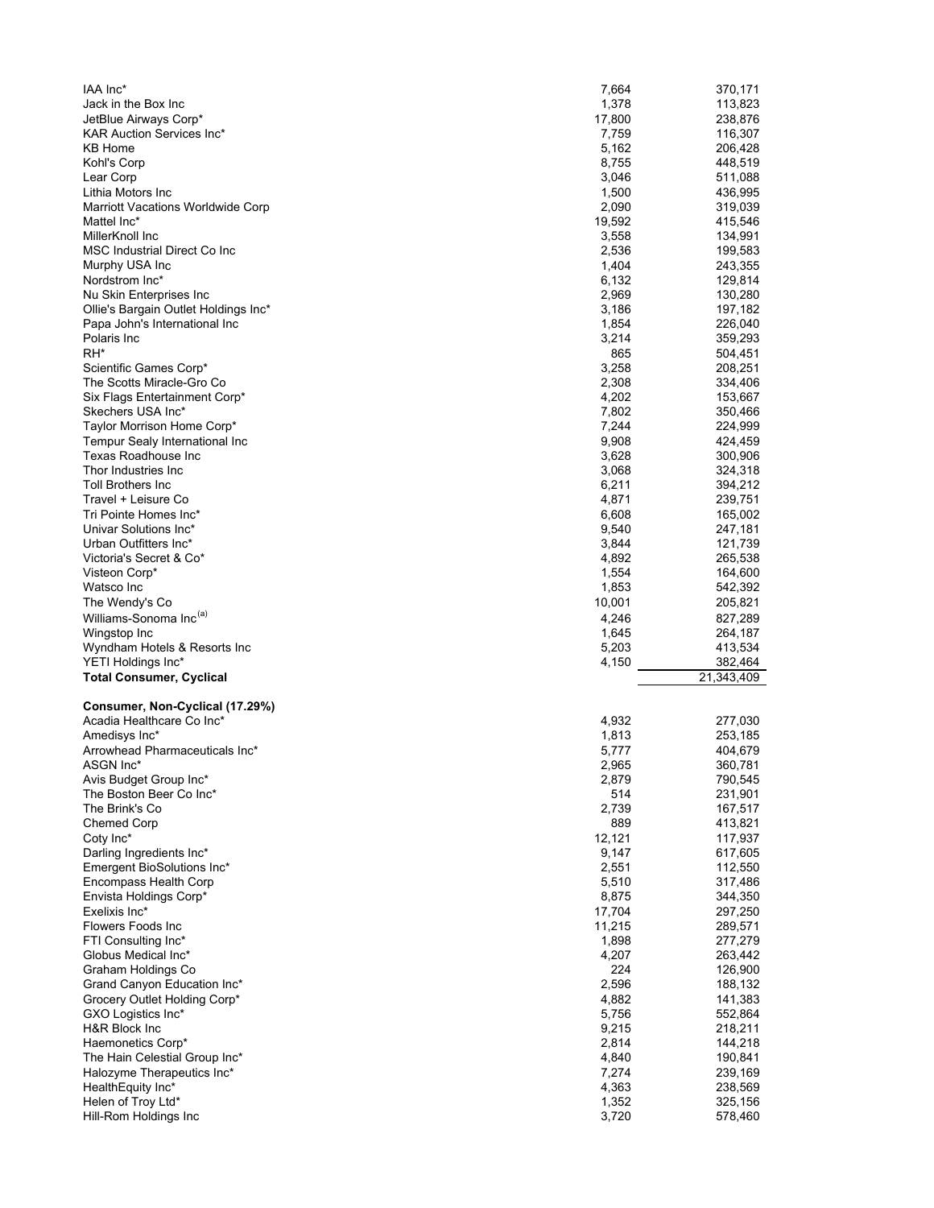| | | |
|---|---|---|
| IAA Inc* | 7,664 | 370,171 |
| Jack in the Box Inc | 1,378 | 113,823 |
| JetBlue Airways Corp* | 17,800 | 238,876 |
| KAR Auction Services Inc* | 7,759 | 116,307 |
| KB Home | 5,162 | 206,428 |
| Kohl's Corp | 8,755 | 448,519 |
| Lear Corp | 3,046 | 511,088 |
| Lithia Motors Inc | 1,500 | 436,995 |
| Marriott Vacations Worldwide Corp | 2,090 | 319,039 |
| Mattel Inc* | 19,592 | 415,546 |
| MillerKnoll Inc | 3,558 | 134,991 |
| MSC Industrial Direct Co Inc | 2,536 | 199,583 |
| Murphy USA Inc | 1,404 | 243,355 |
| Nordstrom Inc* | 6,132 | 129,814 |
| Nu Skin Enterprises Inc | 2,969 | 130,280 |
| Ollie's Bargain Outlet Holdings Inc* | 3,186 | 197,182 |
| Papa John's International Inc | 1,854 | 226,040 |
| Polaris Inc | 3,214 | 359,293 |
| RH* | 865 | 504,451 |
| Scientific Games Corp* | 3,258 | 208,251 |
| The Scotts Miracle-Gro Co | 2,308 | 334,406 |
| Six Flags Entertainment Corp* | 4,202 | 153,667 |
| Skechers USA Inc* | 7,802 | 350,466 |
| Taylor Morrison Home Corp* | 7,244 | 224,999 |
| Tempur Sealy International Inc | 9,908 | 424,459 |
| Texas Roadhouse Inc | 3,628 | 300,906 |
| Thor Industries Inc | 3,068 | 324,318 |
| Toll Brothers Inc | 6,211 | 394,212 |
| Travel + Leisure Co | 4,871 | 239,751 |
| Tri Pointe Homes Inc* | 6,608 | 165,002 |
| Univar Solutions Inc* | 9,540 | 247,181 |
| Urban Outfitters Inc* | 3,844 | 121,739 |
| Victoria's Secret & Co* | 4,892 | 265,538 |
| Visteon Corp* | 1,554 | 164,600 |
| Watsco Inc | 1,853 | 542,392 |
| The Wendy's Co | 10,001 | 205,821 |
| Williams-Sonoma Inc[(a)] | 4,246 | 827,289 |
| Wingstop Inc | 1,645 | 264,187 |
| Wyndham Hotels & Resorts Inc | 5,203 | 413,534 |
| YETI Holdings Inc* | 4,150 | 382,464 |
| **Total Consumer, Cyclical** | | 21,343,409 |
| | | |
| **Consumer, Non-Cyclical (17.29%)** | | |
| Acadia Healthcare Co Inc* | 4,932 | 277,030 |
| Amedisys Inc* | 1,813 | 253,185 |
| Arrowhead Pharmaceuticals Inc* | 5,777 | 404,679 |
| ASGN Inc* | 2,965 | 360,781 |
| Avis Budget Group Inc* | 2,879 | 790,545 |
| The Boston Beer Co Inc* | 514 | 231,901 |
| The Brink's Co | 2,739 | 167,517 |
| Chemed Corp | 889 | 413,821 |
| Coty Inc* | 12,121 | 117,937 |
| Darling Ingredients Inc* | 9,147 | 617,605 |
| Emergent BioSolutions Inc* | 2,551 | 112,550 |
| Encompass Health Corp | 5,510 | 317,486 |
| Envista Holdings Corp* | 8,875 | 344,350 |
| Exelixis Inc* | 17,704 | 297,250 |
| Flowers Foods Inc | 11,215 | 289,571 |
| FTI Consulting Inc* | 1,898 | 277,279 |
| Globus Medical Inc* | 4,207 | 263,442 |
| Graham Holdings Co | 224 | 126,900 |
| Grand Canyon Education Inc* | 2,596 | 188,132 |
| Grocery Outlet Holding Corp* | 4,882 | 141,383 |
| GXO Logistics Inc* | 5,756 | 552,864 |
| H&R Block Inc | 9,215 | 218,211 |
| Haemonetics Corp* | 2,814 | 144,218 |
| The Hain Celestial Group Inc* | 4,840 | 190,841 |
| Halozyme Therapeutics Inc* | 7,274 | 239,169 |
| HealthEquity Inc* | 4,363 | 238,569 |
| Helen of Troy Ltd* | 1,352 | 325,156 |
| Hill-Rom Holdings Inc | 3,720 | 578,460 |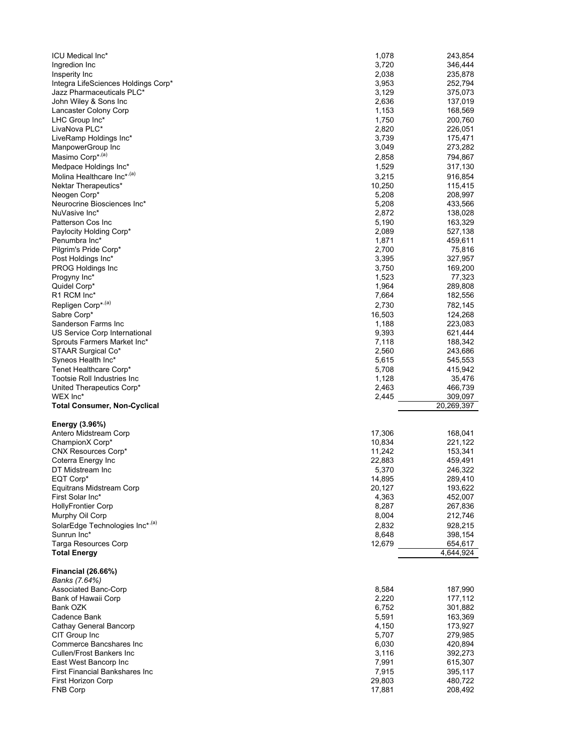| | | |
|---|---|---|
| ICU Medical Inc* | 1,078 | 243,854 |
| Ingredion Inc | 3,720 | 346,444 |
| Insperity Inc | 2,038 | 235,878 |
| Integra LifeSciences Holdings Corp* | 3,953 | 252,794 |
| Jazz Pharmaceuticals PLC* | 3,129 | 375,073 |
| John Wiley & Sons Inc | 2,636 | 137,019 |
| Lancaster Colony Corp | 1,153 | 168,569 |
| LHC Group Inc* | 1,750 | 200,760 |
| LivaNova PLC* | 2,820 | 226,051 |
| LiveRamp Holdings Inc* | 3,739 | 175,471 |
| ManpowerGroup Inc | 3,049 | 273,282 |
| Masimo Corp*,(a) | 2,858 | 794,867 |
| Medpace Holdings Inc* | 1,529 | 317,130 |
| Molina Healthcare Inc*,(a) | 3,215 | 916,854 |
| Nektar Therapeutics* | 10,250 | 115,415 |
| Neogen Corp* | 5,208 | 208,997 |
| Neurocrine Biosciences Inc* | 5,208 | 433,566 |
| NuVasive Inc* | 2,872 | 138,028 |
| Patterson Cos Inc | 5,190 | 163,329 |
| Paylocity Holding Corp* | 2,089 | 527,138 |
| Penumbra Inc* | 1,871 | 459,611 |
| Pilgrim's Pride Corp* | 2,700 | 75,816 |
| Post Holdings Inc* | 3,395 | 327,957 |
| PROG Holdings Inc | 3,750 | 169,200 |
| Progyny Inc* | 1,523 | 77,323 |
| Quidel Corp* | 1,964 | 289,808 |
| R1 RCM Inc* | 7,664 | 182,556 |
| Repligen Corp*,(a) | 2,730 | 782,145 |
| Sabre Corp* | 16,503 | 124,268 |
| Sanderson Farms Inc | 1,188 | 223,083 |
| US Service Corp International | 9,393 | 621,444 |
| Sprouts Farmers Market Inc* | 7,118 | 188,342 |
| STAAR Surgical Co* | 2,560 | 243,686 |
| Syneos Health Inc* | 5,615 | 545,553 |
| Tenet Healthcare Corp* | 5,708 | 415,942 |
| Tootsie Roll Industries Inc | 1,128 | 35,476 |
| United Therapeutics Corp* | 2,463 | 466,739 |
| WEX Inc* | 2,445 | 309,097 |
| **Total Consumer, Non-Cyclical** | | 20,269,397 |
| | | |
| **Energy (3.96%)** | | |
| Antero Midstream Corp | 17,306 | 168,041 |
| ChampionX Corp* | 10,834 | 221,122 |
| CNX Resources Corp* | 11,242 | 153,341 |
| Coterra Energy Inc | 22,883 | 459,491 |
| DT Midstream Inc | 5,370 | 246,322 |
| EQT Corp* | 14,895 | 289,410 |
| Equitrans Midstream Corp | 20,127 | 193,622 |
| First Solar Inc* | 4,363 | 452,007 |
| HollyFrontier Corp | 8,287 | 267,836 |
| Murphy Oil Corp | 8,004 | 212,746 |
| SolarEdge Technologies Inc*,(a) | 2,832 | 928,215 |
| Sunrun Inc* | 8,648 | 398,154 |
| Targa Resources Corp | 12,679 | 654,617 |
| **Total Energy** | | 4,644,924 |
| | | |
| **Financial (26.66%)** | | |
| *Banks (7.64%)* | | |
| Associated Banc-Corp | 8,584 | 187,990 |
| Bank of Hawaii Corp | 2,220 | 177,112 |
| Bank OZK | 6,752 | 301,882 |
| Cadence Bank | 5,591 | 163,369 |
| Cathay General Bancorp | 4,150 | 173,927 |
| CIT Group Inc | 5,707 | 279,985 |
| Commerce Bancshares Inc | 6,030 | 420,894 |
| Cullen/Frost Bankers Inc | 3,116 | 392,273 |
| East West Bancorp Inc | 7,991 | 615,307 |
| First Financial Bankshares Inc | 7,915 | 395,117 |
| First Horizon Corp | 29,803 | 480,722 |
| FNB Corp | 17,881 | 208,492 |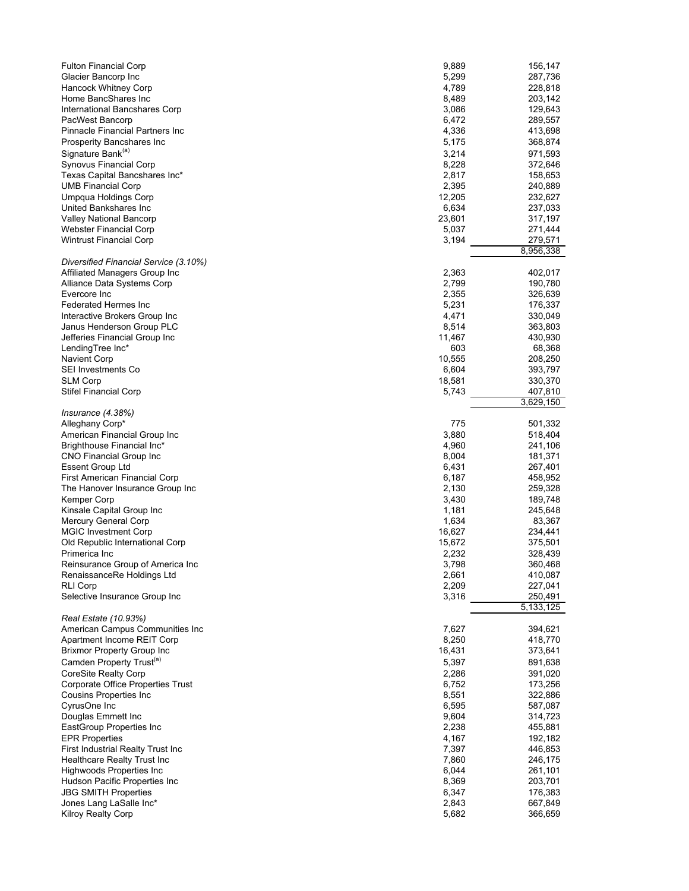| | | |
|---|---|---|
| Fulton Financial Corp | 9,889 | 156,147 |
| Glacier Bancorp Inc | 5,299 | 287,736 |
| Hancock Whitney Corp | 4,789 | 228,818 |
| Home BancShares Inc | 8,489 | 203,142 |
| International Bancshares Corp | 3,086 | 129,643 |
| PacWest Bancorp | 6,472 | 289,557 |
| Pinnacle Financial Partners Inc | 4,336 | 413,698 |
| Prosperity Bancshares Inc | 5,175 | 368,874 |
| Signature Bank[(a)] | 3,214 | 971,593 |
| Synovus Financial Corp | 8,228 | 372,646 |
| Texas Capital Bancshares Inc* | 2,817 | 158,653 |
| UMB Financial Corp | 2,395 | 240,889 |
| Umpqua Holdings Corp | 12,205 | 232,627 |
| United Bankshares Inc | 6,634 | 237,033 |
| Valley National Bancorp | 23,601 | 317,197 |
| Webster Financial Corp | 5,037 | 271,444 |
| Wintrust Financial Corp | 3,194 | 279,571 |
| | | 8,956,338 |
| *Diversified Financial Service (3.10%)* | | |
| Affiliated Managers Group Inc | 2,363 | 402,017 |
| Alliance Data Systems Corp | 2,799 | 190,780 |
| Evercore Inc | 2,355 | 326,639 |
| Federated Hermes Inc | 5,231 | 176,337 |
| Interactive Brokers Group Inc | 4,471 | 330,049 |
| Janus Henderson Group PLC | 8,514 | 363,803 |
| Jefferies Financial Group Inc | 11,467 | 430,930 |
| LendingTree Inc* | 603 | 68,368 |
| Navient Corp | 10,555 | 208,250 |
| SEI Investments Co | 6,604 | 393,797 |
| SLM Corp | 18,581 | 330,370 |
| Stifel Financial Corp | 5,743 | 407,810 |
| | | 3,629,150 |
| *Insurance (4.38%)* | | |
| Alleghany Corp* | 775 | 501,332 |
| American Financial Group Inc | 3,880 | 518,404 |
| Brighthouse Financial Inc* | 4,960 | 241,106 |
| CNO Financial Group Inc | 8,004 | 181,371 |
| Essent Group Ltd | 6,431 | 267,401 |
| First American Financial Corp | 6,187 | 458,952 |
| The Hanover Insurance Group Inc | 2,130 | 259,328 |
| Kemper Corp | 3,430 | 189,748 |
| Kinsale Capital Group Inc | 1,181 | 245,648 |
| Mercury General Corp | 1,634 | 83,367 |
| MGIC Investment Corp | 16,627 | 234,441 |
| Old Republic International Corp | 15,672 | 375,501 |
| Primerica Inc | 2,232 | 328,439 |
| Reinsurance Group of America Inc | 3,798 | 360,468 |
| RenaissanceRe Holdings Ltd | 2,661 | 410,087 |
| RLI Corp | 2,209 | 227,041 |
| Selective Insurance Group Inc | 3,316 | 250,491 |
| | | 5,133,125 |
| *Real Estate (10.93%)* | | |
| American Campus Communities Inc | 7,627 | 394,621 |
| Apartment Income REIT Corp | 8,250 | 418,770 |
| Brixmor Property Group Inc | 16,431 | 373,641 |
| Camden Property Trust[(a)] | 5,397 | 891,638 |
| CoreSite Realty Corp | 2,286 | 391,020 |
| Corporate Office Properties Trust | 6,752 | 173,256 |
| Cousins Properties Inc | 8,551 | 322,886 |
| CyrusOne Inc | 6,595 | 587,087 |
| Douglas Emmett Inc | 9,604 | 314,723 |
| EastGroup Properties Inc | 2,238 | 455,881 |
| EPR Properties | 4,167 | 192,182 |
| First Industrial Realty Trust Inc | 7,397 | 446,853 |
| Healthcare Realty Trust Inc | 7,860 | 246,175 |
| Highwoods Properties Inc | 6,044 | 261,101 |
| Hudson Pacific Properties Inc | 8,369 | 203,701 |
| JBG SMITH Properties | 6,347 | 176,383 |
| Jones Lang LaSalle Inc* | 2,843 | 667,849 |
| Kilroy Realty Corp | 5,682 | 366,659 |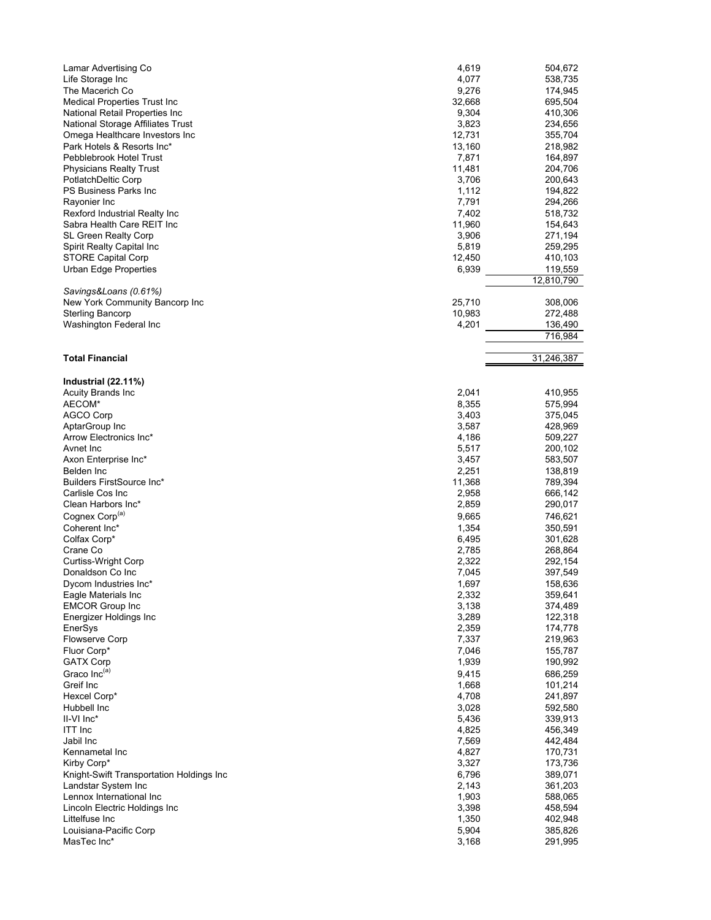| | | |
|---|---|---|
| Lamar Advertising Co | 4,619 | 504,672 |
| Life Storage Inc | 4,077 | 538,735 |
| The Macerich Co | 9,276 | 174,945 |
| Medical Properties Trust Inc | 32,668 | 695,504 |
| National Retail Properties Inc | 9,304 | 410,306 |
| National Storage Affiliates Trust | 3,823 | 234,656 |
| Omega Healthcare Investors Inc | 12,731 | 355,704 |
| Park Hotels & Resorts Inc* | 13,160 | 218,982 |
| Pebblebrook Hotel Trust | 7,871 | 164,897 |
| Physicians Realty Trust | 11,481 | 204,706 |
| PotlatchDeltic Corp | 3,706 | 200,643 |
| PS Business Parks Inc | 1,112 | 194,822 |
| Rayonier Inc | 7,791 | 294,266 |
| Rexford Industrial Realty Inc | 7,402 | 518,732 |
| Sabra Health Care REIT Inc | 11,960 | 154,643 |
| SL Green Realty Corp | 3,906 | 271,194 |
| Spirit Realty Capital Inc | 5,819 | 259,295 |
| STORE Capital Corp | 12,450 | 410,103 |
| Urban Edge Properties | 6,939 | 119,559 |
| | | 12,810,790 |
| *Savings&Loans (0.61%)* | | |
| New York Community Bancorp Inc | 25,710 | 308,006 |
| Sterling Bancorp | 10,983 | 272,488 |
| Washington Federal Inc | 4,201 | 136,490 |
| | | 716,984 |
| **Total Financial** | | 31,246,387 |
| **Industrial (22.11%)** | | |
| Acuity Brands Inc | 2,041 | 410,955 |
| AECOM* | 8,355 | 575,994 |
| AGCO Corp | 3,403 | 375,045 |
| AptarGroup Inc | 3,587 | 428,969 |
| Arrow Electronics Inc* | 4,186 | 509,227 |
| Avnet Inc | 5,517 | 200,102 |
| Axon Enterprise Inc* | 3,457 | 583,507 |
| Belden Inc | 2,251 | 138,819 |
| Builders FirstSource Inc* | 11,368 | 789,394 |
| Carlisle Cos Inc | 2,958 | 666,142 |
| Clean Harbors Inc* | 2,859 | 290,017 |
| Cognex Corp[(a)] | 9,665 | 746,621 |
| Coherent Inc* | 1,354 | 350,591 |
| Colfax Corp* | 6,495 | 301,628 |
| Crane Co | 2,785 | 268,864 |
| Curtiss-Wright Corp | 2,322 | 292,154 |
| Donaldson Co Inc | 7,045 | 397,549 |
| Dycom Industries Inc* | 1,697 | 158,636 |
| Eagle Materials Inc | 2,332 | 359,641 |
| EMCOR Group Inc | 3,138 | 374,489 |
| Energizer Holdings Inc | 3,289 | 122,318 |
| EnerSys | 2,359 | 174,778 |
| Flowserve Corp | 7,337 | 219,963 |
| Fluor Corp* | 7,046 | 155,787 |
| GATX Corp | 1,939 | 190,992 |
| Graco Inc[(a)] | 9,415 | 686,259 |
| Greif Inc | 1,668 | 101,214 |
| Hexcel Corp* | 4,708 | 241,897 |
| Hubbell Inc | 3,028 | 592,580 |
| II-VI Inc* | 5,436 | 339,913 |
| ITT Inc | 4,825 | 456,349 |
| Jabil Inc | 7,569 | 442,484 |
| Kennametal Inc | 4,827 | 170,731 |
| Kirby Corp* | 3,327 | 173,736 |
| Knight-Swift Transportation Holdings Inc | 6,796 | 389,071 |
| Landstar System Inc | 2,143 | 361,203 |
| Lennox International Inc | 1,903 | 588,065 |
| Lincoln Electric Holdings Inc | 3,398 | 458,594 |
| Littelfuse Inc | 1,350 | 402,948 |
| Louisiana-Pacific Corp | 5,904 | 385,826 |
| MasTec Inc* | 3,168 | 291,995 |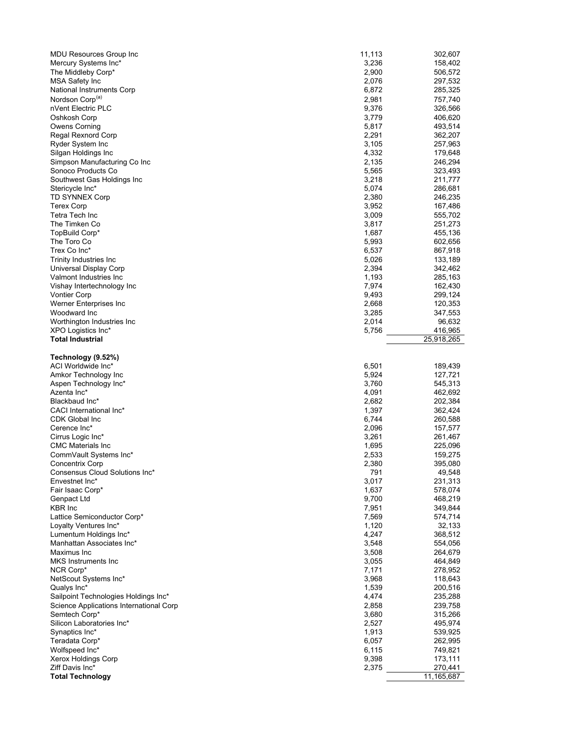| | | |
|---|---|---|
| MDU Resources Group Inc | 11,113 | 302,607 |
| Mercury Systems Inc* | 3,236 | 158,402 |
| The Middleby Corp* | 2,900 | 506,572 |
| MSA Safety Inc | 2,076 | 297,532 |
| National Instruments Corp | 6,872 | 285,325 |
| Nordson Corp[(a)] | 2,981 | 757,740 |
| nVent Electric PLC | 9,376 | 326,566 |
| Oshkosh Corp | 3,779 | 406,620 |
| Owens Corning | 5,817 | 493,514 |
| Regal Rexnord Corp | 2,291 | 362,207 |
| Ryder System Inc | 3,105 | 257,963 |
| Silgan Holdings Inc | 4,332 | 179,648 |
| Simpson Manufacturing Co Inc | 2,135 | 246,294 |
| Sonoco Products Co | 5,565 | 323,493 |
| Southwest Gas Holdings Inc | 3,218 | 211,777 |
| Stericycle Inc* | 5,074 | 286,681 |
| TD SYNNEX Corp | 2,380 | 246,235 |
| Terex Corp | 3,952 | 167,486 |
| Tetra Tech Inc | 3,009 | 555,702 |
| The Timken Co | 3,817 | 251,273 |
| TopBuild Corp* | 1,687 | 455,136 |
| The Toro Co | 5,993 | 602,656 |
| Trex Co Inc* | 6,537 | 867,918 |
| Trinity Industries Inc | 5,026 | 133,189 |
| Universal Display Corp | 2,394 | 342,462 |
| Valmont Industries Inc | 1,193 | 285,163 |
| Vishay Intertechnology Inc | 7,974 | 162,430 |
| Vontier Corp | 9,493 | 299,124 |
| Werner Enterprises Inc | 2,668 | 120,353 |
| Woodward Inc | 3,285 | 347,553 |
| Worthington Industries Inc | 2,014 | 96,632 |
| XPO Logistics Inc* | 5,756 | 416,965 |
| **Total Industrial** | | 25,918,265 |
| | | |
| **Technology (9.52%)** | | |
| ACI Worldwide Inc* | 6,501 | 189,439 |
| Amkor Technology Inc | 5,924 | 127,721 |
| Aspen Technology Inc* | 3,760 | 545,313 |
| Azenta Inc* | 4,091 | 462,692 |
| Blackbaud Inc* | 2,682 | 202,384 |
| CACI International Inc* | 1,397 | 362,424 |
| CDK Global Inc | 6,744 | 260,588 |
| Cerence Inc* | 2,096 | 157,577 |
| Cirrus Logic Inc* | 3,261 | 261,467 |
| CMC Materials Inc | 1,695 | 225,096 |
| CommVault Systems Inc* | 2,533 | 159,275 |
| Concentrix Corp | 2,380 | 395,080 |
| Consensus Cloud Solutions Inc* | 791 | 49,548 |
| Envestnet Inc* | 3,017 | 231,313 |
| Fair Isaac Corp* | 1,637 | 578,074 |
| Genpact Ltd | 9,700 | 468,219 |
| KBR Inc | 7,951 | 349,844 |
| Lattice Semiconductor Corp* | 7,569 | 574,714 |
| Loyalty Ventures Inc* | 1,120 | 32,133 |
| Lumentum Holdings Inc* | 4,247 | 368,512 |
| Manhattan Associates Inc* | 3,548 | 554,056 |
| Maximus Inc | 3,508 | 264,679 |
| MKS Instruments Inc | 3,055 | 464,849 |
| NCR Corp* | 7,171 | 278,952 |
| NetScout Systems Inc* | 3,968 | 118,643 |
| Qualys Inc* | 1,539 | 200,516 |
| Sailpoint Technologies Holdings Inc* | 4,474 | 235,288 |
| Science Applications International Corp | 2,858 | 239,758 |
| Semtech Corp* | 3,680 | 315,266 |
| Silicon Laboratories Inc* | 2,527 | 495,974 |
| Synaptics Inc* | 1,913 | 539,925 |
| Teradata Corp* | 6,057 | 262,995 |
| Wolfspeed Inc* | 6,115 | 749,821 |
| Xerox Holdings Corp | 9,398 | 173,111 |
| Ziff Davis Inc* | 2,375 | 270,441 |
| **Total Technology** | | 11,165,687 |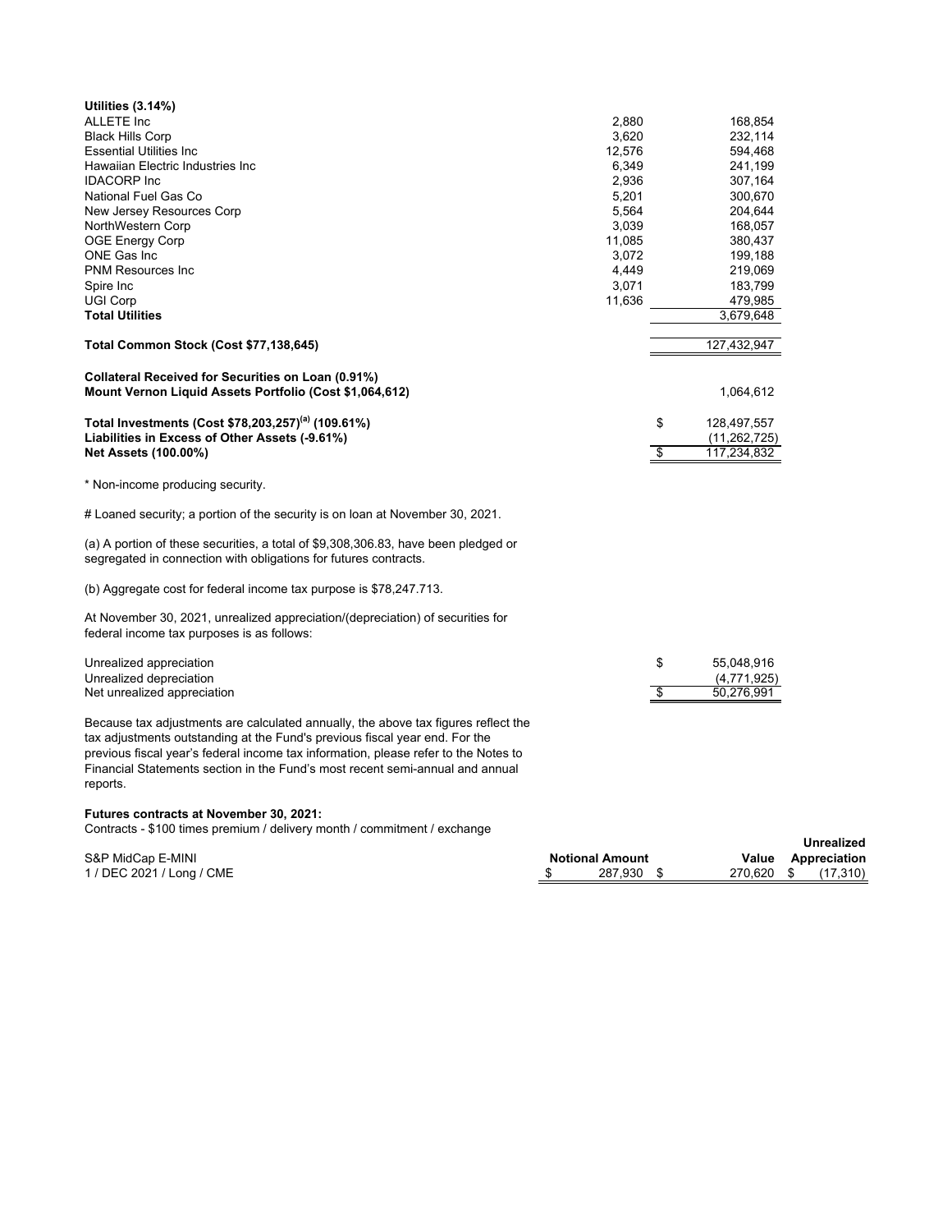| | | |
|---|---|---|
| **Utilities (3.14%)** | | |
| ALLETE Inc | 2,880 | 168,854 |
| Black Hills Corp | 3,620 | 232,114 |
| Essential Utilities Inc | 12,576 | 594,468 |
| Hawaiian Electric Industries Inc | 6,349 | 241,199 |
| IDACORP Inc | 2,936 | 307,164 |
| National Fuel Gas Co | 5,201 | 300,670 |
| New Jersey Resources Corp | 5,564 | 204,644 |
| NorthWestern Corp | 3,039 | 168,057 |
| OGE Energy Corp | 11,085 | 380,437 |
| ONE Gas Inc | 3,072 | 199,188 |
| PNM Resources Inc | 4,449 | 219,069 |
| Spire Inc | 3,071 | 183,799 |
| UGI Corp | 11,636 | 479,985 |
| **Total Utilities** | | 3,679,648 |
| **Total Common Stock (Cost $77,138,645)** | | 127,432,947 |
| **Collateral Received for Securities on Loan (0.91%)** | | |
| **Mount Vernon Liquid Assets Portfolio (Cost $1,064,612)** | | 1,064,612 |
| **Total Investments (Cost $78,203,257)[a] (109.61%)** | | $ 128,497,557 |
| **Liabilities in Excess of Other Assets (-9.61%)** | | (11,262,725) |
| **Net Assets (100.00%)** | | $ 117,234,832 |

* Non-income producing security.

# Loaned security; a portion of the security is on loan at November 30, 2021.

(a) A portion of these securities, a total of $9,308,306.83, have been pledged or segregated in connection with obligations for futures contracts.

(b) Aggregate cost for federal income tax purpose is $78,247.713.

At November 30, 2021, unrealized appreciation/(depreciation) of securities for federal income tax purposes is as follows:

| | |
|---|---|
| Unrealized appreciation | $ 55,048,916 |
| Unrealized depreciation | (4,771,925) |
| Net unrealized appreciation | $ 50,276,991 |

Because tax adjustments are calculated annually, the above tax figures reflect the tax adjustments outstanding at the Fund's previous fiscal year end. For the previous fiscal year's federal income tax information, please refer to the Notes to Financial Statements section in the Fund's most recent semi-annual and annual reports.

**Futures contracts at November 30, 2021:**

Contracts - $100 times premium / delivery month / commitment / exchange

| S&P MidCap E-MINI | Notional Amount | Value | Unrealized Appreciation |
|---|---|---|---|
| 1 / DEC 2021 / Long / CME | $ 287,930 | $ 270,620 | $ (17,310) |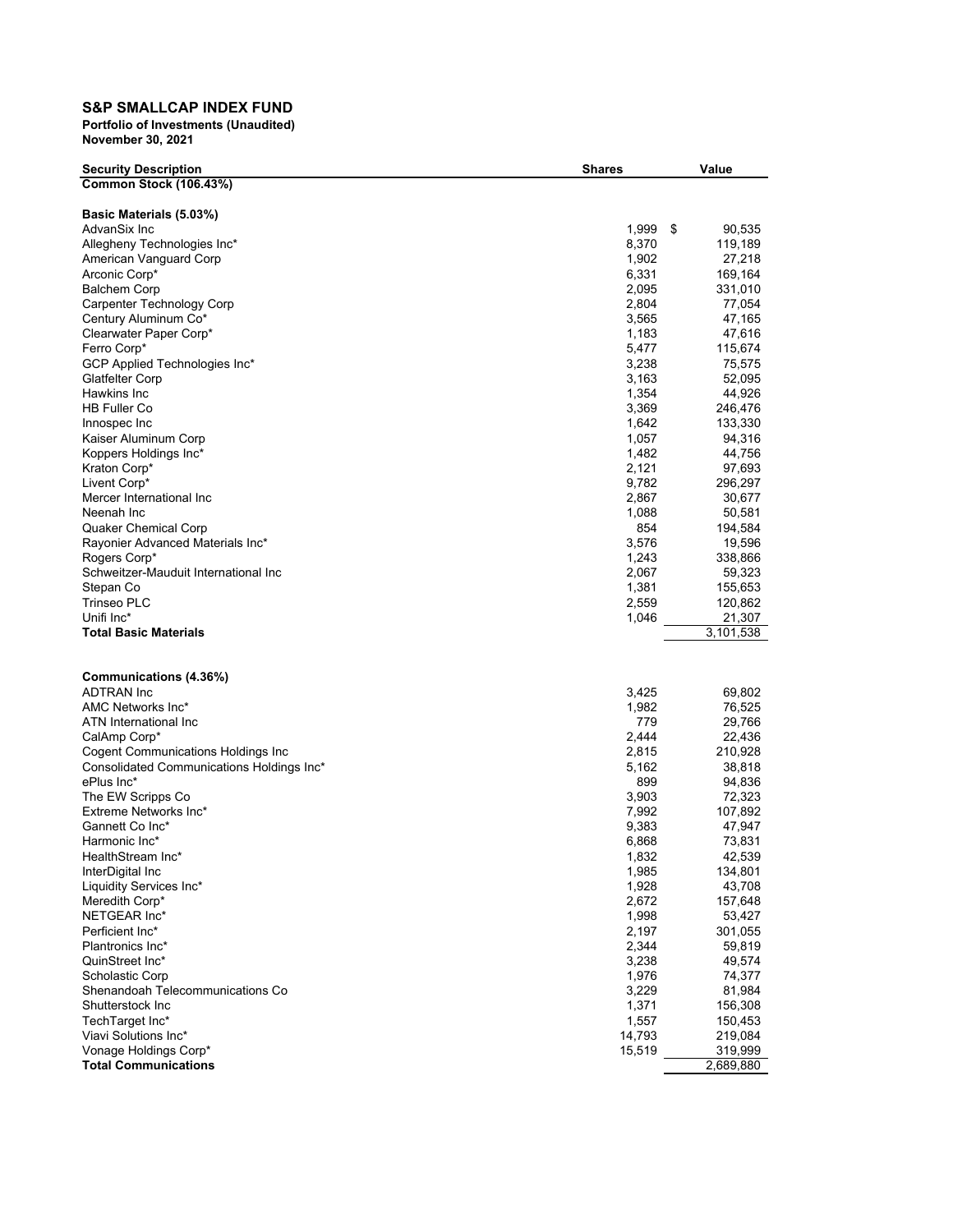**S&P SMALLCAP INDEX FUND**
**Portfolio of Investments (Unaudited)**
**November 30, 2021**

| Security Description | Shares | Value |
|---|---|---|
| **Common Stock (106.43%)** | | |
| | | |
| **Basic Materials (5.03%)** | | |
| AdvanSix Inc | 1,999 | $ 90,535 |
| Allegheny Technologies Inc* | 8,370 | 119,189 |
| American Vanguard Corp | 1,902 | 27,218 |
| Arconic Corp* | 6,331 | 169,164 |
| Balchem Corp | 2,095 | 331,010 |
| Carpenter Technology Corp | 2,804 | 77,054 |
| Century Aluminum Co* | 3,565 | 47,165 |
| Clearwater Paper Corp* | 1,183 | 47,616 |
| Ferro Corp* | 5,477 | 115,674 |
| GCP Applied Technologies Inc* | 3,238 | 75,575 |
| Glatfelter Corp | 3,163 | 52,095 |
| Hawkins Inc | 1,354 | 44,926 |
| HB Fuller Co | 3,369 | 246,476 |
| Innospec Inc | 1,642 | 133,330 |
| Kaiser Aluminum Corp | 1,057 | 94,316 |
| Koppers Holdings Inc* | 1,482 | 44,756 |
| Kraton Corp* | 2,121 | 97,693 |
| Livent Corp* | 9,782 | 296,297 |
| Mercer International Inc | 2,867 | 30,677 |
| Neenah Inc | 1,088 | 50,581 |
| Quaker Chemical Corp | 854 | 194,584 |
| Rayonier Advanced Materials Inc* | 3,576 | 19,596 |
| Rogers Corp* | 1,243 | 338,866 |
| Schweitzer-Mauduit International Inc | 2,067 | 59,323 |
| Stepan Co | 1,381 | 155,653 |
| Trinseo PLC | 2,559 | 120,862 |
| Unifi Inc* | 1,046 | 21,307 |
| **Total Basic Materials** | | 3,101,538 |
| | | |
| **Communications (4.36%)** | | |
| ADTRAN Inc | 3,425 | 69,802 |
| AMC Networks Inc* | 1,982 | 76,525 |
| ATN International Inc | 779 | 29,766 |
| CalAmp Corp* | 2,444 | 22,436 |
| Cogent Communications Holdings Inc | 2,815 | 210,928 |
| Consolidated Communications Holdings Inc* | 5,162 | 38,818 |
| ePlus Inc* | 899 | 94,836 |
| The EW Scripps Co | 3,903 | 72,323 |
| Extreme Networks Inc* | 7,992 | 107,892 |
| Gannett Co Inc* | 9,383 | 47,947 |
| Harmonic Inc* | 6,868 | 73,831 |
| HealthStream Inc* | 1,832 | 42,539 |
| InterDigital Inc | 1,985 | 134,801 |
| Liquidity Services Inc* | 1,928 | 43,708 |
| Meredith Corp* | 2,672 | 157,648 |
| NETGEAR Inc* | 1,998 | 53,427 |
| Perficient Inc* | 2,197 | 301,055 |
| Plantronics Inc* | 2,344 | 59,819 |
| QuinStreet Inc* | 3,238 | 49,574 |
| Scholastic Corp | 1,976 | 74,377 |
| Shenandoah Telecommunications Co | 3,229 | 81,984 |
| Shutterstock Inc | 1,371 | 156,308 |
| TechTarget Inc* | 1,557 | 150,453 |
| Viavi Solutions Inc* | 14,793 | 219,084 |
| Vonage Holdings Corp* | 15,519 | 319,999 |
| **Total Communications** | | 2,689,880 |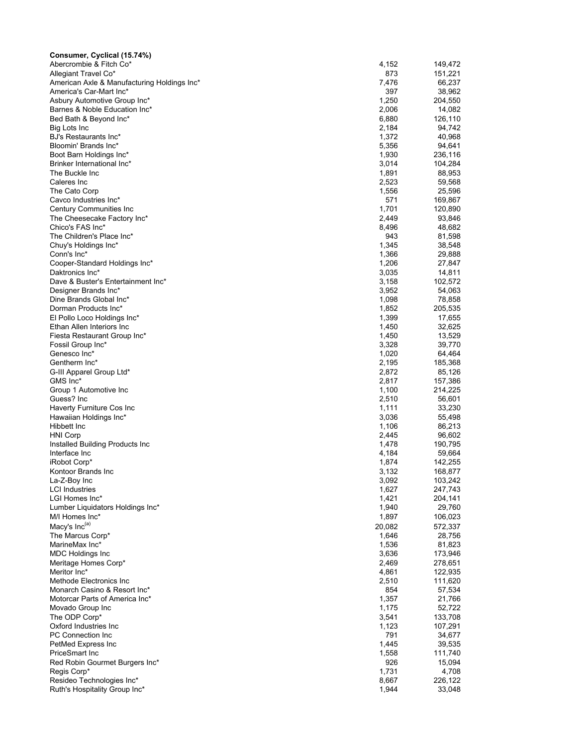| | | |
|---|---|---|
| **Consumer, Cyclical (15.74%)** | | |
| Abercrombie & Fitch Co* | 4,152 | 149,472 |
| Allegiant Travel Co* | 873 | 151,221 |
| American Axle & Manufacturing Holdings Inc* | 7,476 | 66,237 |
| America's Car-Mart Inc* | 397 | 38,962 |
| Asbury Automotive Group Inc* | 1,250 | 204,550 |
| Barnes & Noble Education Inc* | 2,006 | 14,082 |
| Bed Bath & Beyond Inc* | 6,880 | 126,110 |
| Big Lots Inc | 2,184 | 94,742 |
| BJ's Restaurants Inc* | 1,372 | 40,968 |
| Bloomin' Brands Inc* | 5,356 | 94,641 |
| Boot Barn Holdings Inc* | 1,930 | 236,116 |
| Brinker International Inc* | 3,014 | 104,284 |
| The Buckle Inc | 1,891 | 88,953 |
| Caleres Inc | 2,523 | 59,568 |
| The Cato Corp | 1,556 | 25,596 |
| Cavco Industries Inc* | 571 | 169,867 |
| Century Communities Inc | 1,701 | 120,890 |
| The Cheesecake Factory Inc* | 2,449 | 93,846 |
| Chico's FAS Inc* | 8,496 | 48,682 |
| The Children's Place Inc* | 943 | 81,598 |
| Chuy's Holdings Inc* | 1,345 | 38,548 |
| Conn's Inc* | 1,366 | 29,888 |
| Cooper-Standard Holdings Inc* | 1,206 | 27,847 |
| Daktronics Inc* | 3,035 | 14,811 |
| Dave & Buster's Entertainment Inc* | 3,158 | 102,572 |
| Designer Brands Inc* | 3,952 | 54,063 |
| Dine Brands Global Inc* | 1,098 | 78,858 |
| Dorman Products Inc* | 1,852 | 205,535 |
| El Pollo Loco Holdings Inc* | 1,399 | 17,655 |
| Ethan Allen Interiors Inc | 1,450 | 32,625 |
| Fiesta Restaurant Group Inc* | 1,450 | 13,529 |
| Fossil Group Inc* | 3,328 | 39,770 |
| Genesco Inc* | 1,020 | 64,464 |
| Gentherm Inc* | 2,195 | 185,368 |
| G-III Apparel Group Ltd* | 2,872 | 85,126 |
| GMS Inc* | 2,817 | 157,386 |
| Group 1 Automotive Inc | 1,100 | 214,225 |
| Guess? Inc | 2,510 | 56,601 |
| Haverty Furniture Cos Inc | 1,111 | 33,230 |
| Hawaiian Holdings Inc* | 3,036 | 55,498 |
| Hibbett Inc | 1,106 | 86,213 |
| HNI Corp | 2,445 | 96,602 |
| Installed Building Products Inc | 1,478 | 190,795 |
| Interface Inc | 4,184 | 59,664 |
| iRobot Corp* | 1,874 | 142,255 |
| Kontoor Brands Inc | 3,132 | 168,877 |
| La-Z-Boy Inc | 3,092 | 103,242 |
| LCI Industries | 1,627 | 247,743 |
| LGI Homes Inc* | 1,421 | 204,141 |
| Lumber Liquidators Holdings Inc* | 1,940 | 29,760 |
| M/I Homes Inc* | 1,897 | 106,023 |
| Macy's Inc[(a)] | 20,082 | 572,337 |
| The Marcus Corp* | 1,646 | 28,756 |
| MarineMax Inc* | 1,536 | 81,823 |
| MDC Holdings Inc | 3,636 | 173,946 |
| Meritage Homes Corp* | 2,469 | 278,651 |
| Meritor Inc* | 4,861 | 122,935 |
| Methode Electronics Inc | 2,510 | 111,620 |
| Monarch Casino & Resort Inc* | 854 | 57,534 |
| Motorcar Parts of America Inc* | 1,357 | 21,766 |
| Movado Group Inc | 1,175 | 52,722 |
| The ODP Corp* | 3,541 | 133,708 |
| Oxford Industries Inc | 1,123 | 107,291 |
| PC Connection Inc | 791 | 34,677 |
| PetMed Express Inc | 1,445 | 39,535 |
| PriceSmart Inc | 1,558 | 111,740 |
| Red Robin Gourmet Burgers Inc* | 926 | 15,094 |
| Regis Corp* | 1,731 | 4,708 |
| Resideo Technologies Inc* | 8,667 | 226,122 |
| Ruth's Hospitality Group Inc* | 1,944 | 33,048 |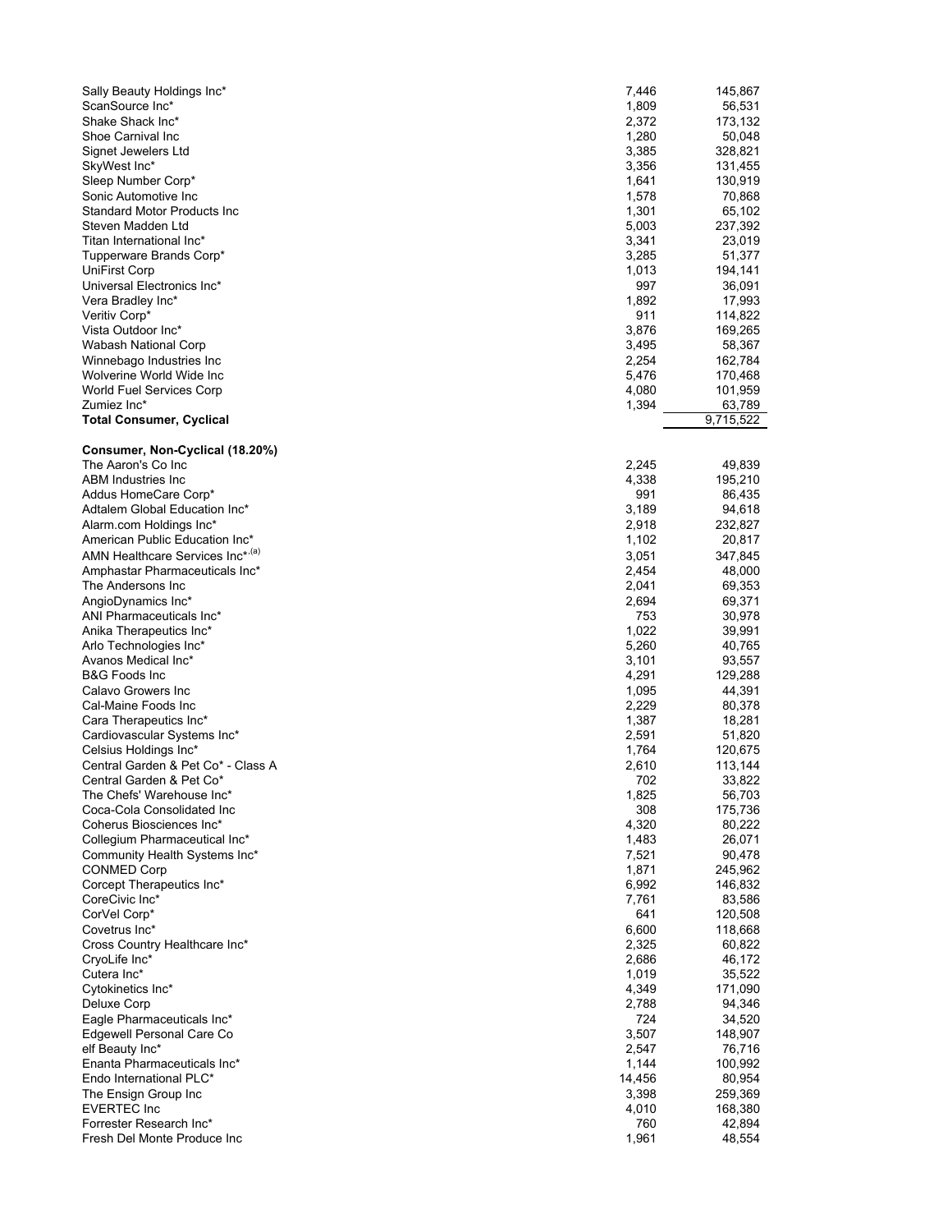| | | |
|---|---|---|
| Sally Beauty Holdings Inc* | 7,446 | 145,867 |
| ScanSource Inc* | 1,809 | 56,531 |
| Shake Shack Inc* | 2,372 | 173,132 |
| Shoe Carnival Inc | 1,280 | 50,048 |
| Signet Jewelers Ltd | 3,385 | 328,821 |
| SkyWest Inc* | 3,356 | 131,455 |
| Sleep Number Corp* | 1,641 | 130,919 |
| Sonic Automotive Inc | 1,578 | 70,868 |
| Standard Motor Products Inc | 1,301 | 65,102 |
| Steven Madden Ltd | 5,003 | 237,392 |
| Titan International Inc* | 3,341 | 23,019 |
| Tupperware Brands Corp* | 3,285 | 51,377 |
| UniFirst Corp | 1,013 | 194,141 |
| Universal Electronics Inc* | 997 | 36,091 |
| Vera Bradley Inc* | 1,892 | 17,993 |
| Veritiv Corp* | 911 | 114,822 |
| Vista Outdoor Inc* | 3,876 | 169,265 |
| Wabash National Corp | 3,495 | 58,367 |
| Winnebago Industries Inc | 2,254 | 162,784 |
| Wolverine World Wide Inc | 5,476 | 170,468 |
| World Fuel Services Corp | 4,080 | 101,959 |
| Zumiez Inc* | 1,394 | 63,789 |
| **Total Consumer, Cyclical** | | 9,715,522 |
| | | |
| **Consumer, Non-Cyclical (18.20%)** | | |
| The Aaron's Co Inc | 2,245 | 49,839 |
| ABM Industries Inc | 4,338 | 195,210 |
| Addus HomeCare Corp* | 991 | 86,435 |
| Adtalem Global Education Inc* | 3,189 | 94,618 |
| Alarm.com Holdings Inc* | 2,918 | 232,827 |
| American Public Education Inc* | 1,102 | 20,817 |
| AMN Healthcare Services Inc*,[a] | 3,051 | 347,845 |
| Amphastar Pharmaceuticals Inc* | 2,454 | 48,000 |
| The Andersons Inc | 2,041 | 69,353 |
| AngioDynamics Inc* | 2,694 | 69,371 |
| ANI Pharmaceuticals Inc* | 753 | 30,978 |
| Anika Therapeutics Inc* | 1,022 | 39,991 |
| Arlo Technologies Inc* | 5,260 | 40,765 |
| Avanos Medical Inc* | 3,101 | 93,557 |
| B&G Foods Inc | 4,291 | 129,288 |
| Calavo Growers Inc | 1,095 | 44,391 |
| Cal-Maine Foods Inc | 2,229 | 80,378 |
| Cara Therapeutics Inc* | 1,387 | 18,281 |
| Cardiovascular Systems Inc* | 2,591 | 51,820 |
| Celsius Holdings Inc* | 1,764 | 120,675 |
| Central Garden & Pet Co* - Class A | 2,610 | 113,144 |
| Central Garden & Pet Co* | 702 | 33,822 |
| The Chefs' Warehouse Inc* | 1,825 | 56,703 |
| Coca-Cola Consolidated Inc | 308 | 175,736 |
| Coherus Biosciences Inc* | 4,320 | 80,222 |
| Collegium Pharmaceutical Inc* | 1,483 | 26,071 |
| Community Health Systems Inc* | 7,521 | 90,478 |
| CONMED Corp | 1,871 | 245,962 |
| Corcept Therapeutics Inc* | 6,992 | 146,832 |
| CoreCivic Inc* | 7,761 | 83,586 |
| CorVel Corp* | 641 | 120,508 |
| Covetrus Inc* | 6,600 | 118,668 |
| Cross Country Healthcare Inc* | 2,325 | 60,822 |
| CryoLife Inc* | 2,686 | 46,172 |
| Cutera Inc* | 1,019 | 35,522 |
| Cytokinetics Inc* | 4,349 | 171,090 |
| Deluxe Corp | 2,788 | 94,346 |
| Eagle Pharmaceuticals Inc* | 724 | 34,520 |
| Edgewell Personal Care Co | 3,507 | 148,907 |
| elf Beauty Inc* | 2,547 | 76,716 |
| Enanta Pharmaceuticals Inc* | 1,144 | 100,992 |
| Endo International PLC* | 14,456 | 80,954 |
| The Ensign Group Inc | 3,398 | 259,369 |
| EVERTEC Inc | 4,010 | 168,380 |
| Forrester Research Inc* | 760 | 42,894 |
| Fresh Del Monte Produce Inc | 1,961 | 48,554 |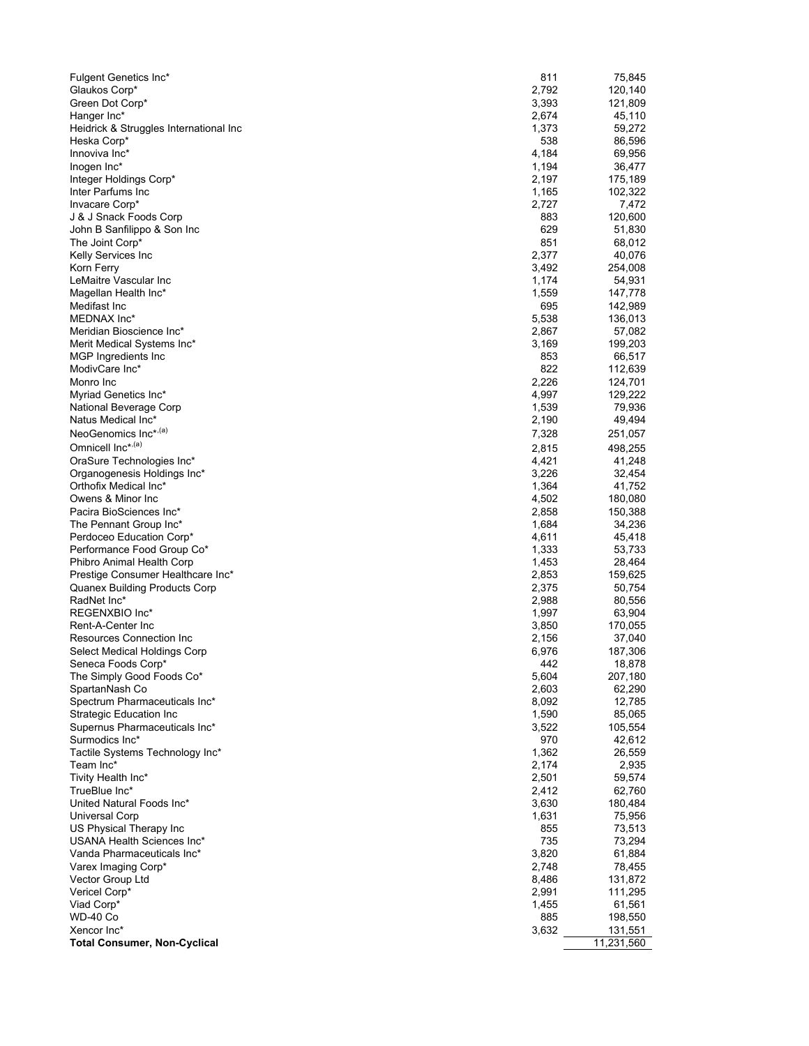| | | |
|---|---|---|
| Fulgent Genetics Inc* | 811 | 75,845 |
| Glaukos Corp* | 2,792 | 120,140 |
| Green Dot Corp* | 3,393 | 121,809 |
| Hanger Inc* | 2,674 | 45,110 |
| Heidrick & Struggles International Inc | 1,373 | 59,272 |
| Heska Corp* | 538 | 86,596 |
| Innoviva Inc* | 4,184 | 69,956 |
| Inogen Inc* | 1,194 | 36,477 |
| Integer Holdings Corp* | 2,197 | 175,189 |
| Inter Parfums Inc | 1,165 | 102,322 |
| Invacare Corp* | 2,727 | 7,472 |
| J & J Snack Foods Corp | 883 | 120,600 |
| John B Sanfilippo & Son Inc | 629 | 51,830 |
| The Joint Corp* | 851 | 68,012 |
| Kelly Services Inc | 2,377 | 40,076 |
| Korn Ferry | 3,492 | 254,008 |
| LeMaitre Vascular Inc | 1,174 | 54,931 |
| Magellan Health Inc* | 1,559 | 147,778 |
| Medifast Inc | 695 | 142,989 |
| MEDNAX Inc* | 5,538 | 136,013 |
| Meridian Bioscience Inc* | 2,867 | 57,082 |
| Merit Medical Systems Inc* | 3,169 | 199,203 |
| MGP Ingredients Inc | 853 | 66,517 |
| ModivCare Inc* | 822 | 112,639 |
| Monro Inc | 2,226 | 124,701 |
| Myriad Genetics Inc* | 4,997 | 129,222 |
| National Beverage Corp | 1,539 | 79,936 |
| Natus Medical Inc* | 2,190 | 49,494 |
| NeoGenomics Inc*,(a) | 7,328 | 251,057 |
| Omnicell Inc*,(a) | 2,815 | 498,255 |
| OraSure Technologies Inc* | 4,421 | 41,248 |
| Organogenesis Holdings Inc* | 3,226 | 32,454 |
| Orthofix Medical Inc* | 1,364 | 41,752 |
| Owens & Minor Inc | 4,502 | 180,080 |
| Pacira BioSciences Inc* | 2,858 | 150,388 |
| The Pennant Group Inc* | 1,684 | 34,236 |
| Perdoceo Education Corp* | 4,611 | 45,418 |
| Performance Food Group Co* | 1,333 | 53,733 |
| Phibro Animal Health Corp | 1,453 | 28,464 |
| Prestige Consumer Healthcare Inc* | 2,853 | 159,625 |
| Quanex Building Products Corp | 2,375 | 50,754 |
| RadNet Inc* | 2,988 | 80,556 |
| REGENXBIO Inc* | 1,997 | 63,904 |
| Rent-A-Center Inc | 3,850 | 170,055 |
| Resources Connection Inc | 2,156 | 37,040 |
| Select Medical Holdings Corp | 6,976 | 187,306 |
| Seneca Foods Corp* | 442 | 18,878 |
| The Simply Good Foods Co* | 5,604 | 207,180 |
| SpartanNash Co | 2,603 | 62,290 |
| Spectrum Pharmaceuticals Inc* | 8,092 | 12,785 |
| Strategic Education Inc | 1,590 | 85,065 |
| Supernus Pharmaceuticals Inc* | 3,522 | 105,554 |
| Surmodics Inc* | 970 | 42,612 |
| Tactile Systems Technology Inc* | 1,362 | 26,559 |
| Team Inc* | 2,174 | 2,935 |
| Tivity Health Inc* | 2,501 | 59,574 |
| TrueBlue Inc* | 2,412 | 62,760 |
| United Natural Foods Inc* | 3,630 | 180,484 |
| Universal Corp | 1,631 | 75,956 |
| US Physical Therapy Inc | 855 | 73,513 |
| USANA Health Sciences Inc* | 735 | 73,294 |
| Vanda Pharmaceuticals Inc* | 3,820 | 61,884 |
| Varex Imaging Corp* | 2,748 | 78,455 |
| Vector Group Ltd | 8,486 | 131,872 |
| Vericel Corp* | 2,991 | 111,295 |
| Viad Corp* | 1,455 | 61,561 |
| WD-40 Co | 885 | 198,550 |
| Xencor Inc* | 3,632 | 131,551 |
| **Total Consumer, Non-Cyclical** | | 11,231,560 |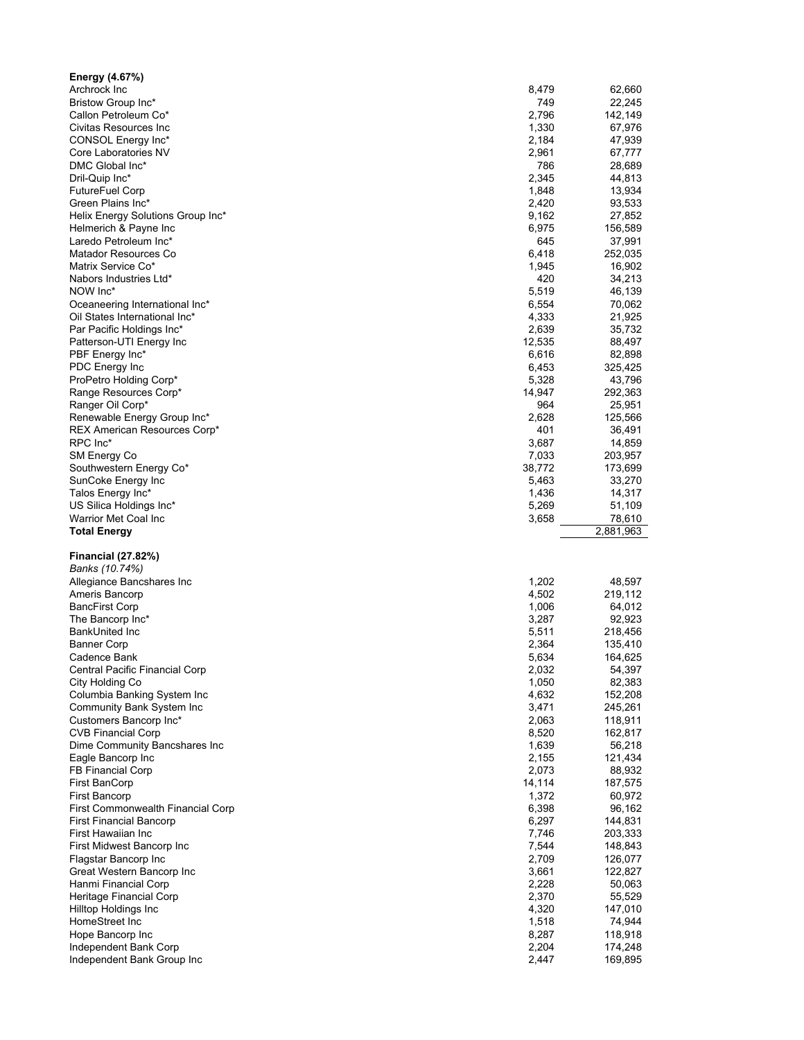| | | |
|---|---|---|
| **Energy (4.67%)** | | |
| Archrock Inc | 8,479 | 62,660 |
| Bristow Group Inc* | 749 | 22,245 |
| Callon Petroleum Co* | 2,796 | 142,149 |
| Civitas Resources Inc | 1,330 | 67,976 |
| CONSOL Energy Inc* | 2,184 | 47,939 |
| Core Laboratories NV | 2,961 | 67,777 |
| DMC Global Inc* | 786 | 28,689 |
| Dril-Quip Inc* | 2,345 | 44,813 |
| FutureFuel Corp | 1,848 | 13,934 |
| Green Plains Inc* | 2,420 | 93,533 |
| Helix Energy Solutions Group Inc* | 9,162 | 27,852 |
| Helmerich & Payne Inc | 6,975 | 156,589 |
| Laredo Petroleum Inc* | 645 | 37,991 |
| Matador Resources Co | 6,418 | 252,035 |
| Matrix Service Co* | 1,945 | 16,902 |
| Nabors Industries Ltd* | 420 | 34,213 |
| NOW Inc* | 5,519 | 46,139 |
| Oceaneering International Inc* | 6,554 | 70,062 |
| Oil States International Inc* | 4,333 | 21,925 |
| Par Pacific Holdings Inc* | 2,639 | 35,732 |
| Patterson-UTI Energy Inc | 12,535 | 88,497 |
| PBF Energy Inc* | 6,616 | 82,898 |
| PDC Energy Inc | 6,453 | 325,425 |
| ProPetro Holding Corp* | 5,328 | 43,796 |
| Range Resources Corp* | 14,947 | 292,363 |
| Ranger Oil Corp* | 964 | 25,951 |
| Renewable Energy Group Inc* | 2,628 | 125,566 |
| REX American Resources Corp* | 401 | 36,491 |
| RPC Inc* | 3,687 | 14,859 |
| SM Energy Co | 7,033 | 203,957 |
| Southwestern Energy Co* | 38,772 | 173,699 |
| SunCoke Energy Inc | 5,463 | 33,270 |
| Talos Energy Inc* | 1,436 | 14,317 |
| US Silica Holdings Inc* | 5,269 | 51,109 |
| Warrior Met Coal Inc | 3,658 | 78,610 |
| **Total Energy** | | 2,881,963 |
| | | |
| **Financial (27.82%)** | | |
| *Banks (10.74%)* | | |
| Allegiance Bancshares Inc | 1,202 | 48,597 |
| Ameris Bancorp | 4,502 | 219,112 |
| BancFirst Corp | 1,006 | 64,012 |
| The Bancorp Inc* | 3,287 | 92,923 |
| BankUnited Inc | 5,511 | 218,456 |
| Banner Corp | 2,364 | 135,410 |
| Cadence Bank | 5,634 | 164,625 |
| Central Pacific Financial Corp | 2,032 | 54,397 |
| City Holding Co | 1,050 | 82,383 |
| Columbia Banking System Inc | 4,632 | 152,208 |
| Community Bank System Inc | 3,471 | 245,261 |
| Customers Bancorp Inc* | 2,063 | 118,911 |
| CVB Financial Corp | 8,520 | 162,817 |
| Dime Community Bancshares Inc | 1,639 | 56,218 |
| Eagle Bancorp Inc | 2,155 | 121,434 |
| FB Financial Corp | 2,073 | 88,932 |
| First BanCorp | 14,114 | 187,575 |
| First Bancorp | 1,372 | 60,972 |
| First Commonwealth Financial Corp | 6,398 | 96,162 |
| First Financial Bancorp | 6,297 | 144,831 |
| First Hawaiian Inc | 7,746 | 203,333 |
| First Midwest Bancorp Inc | 7,544 | 148,843 |
| Flagstar Bancorp Inc | 2,709 | 126,077 |
| Great Western Bancorp Inc | 3,661 | 122,827 |
| Hanmi Financial Corp | 2,228 | 50,063 |
| Heritage Financial Corp | 2,370 | 55,529 |
| Hilltop Holdings Inc | 4,320 | 147,010 |
| HomeStreet Inc | 1,518 | 74,944 |
| Hope Bancorp Inc | 8,287 | 118,918 |
| Independent Bank Corp | 2,204 | 174,248 |
| Independent Bank Group Inc | 2,447 | 169,895 |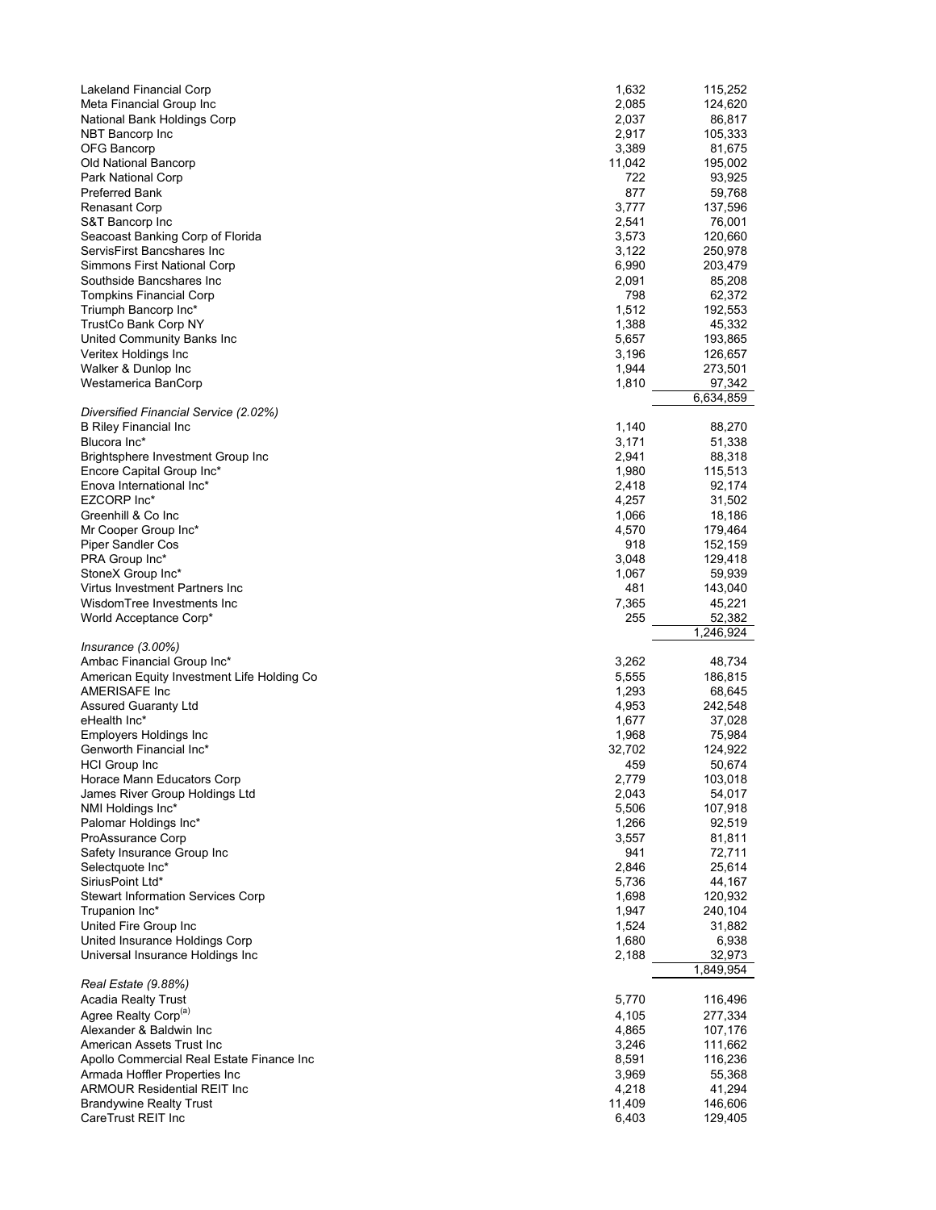| | | |
|---|---|---|
| Lakeland Financial Corp | 1,632 | 115,252 |
| Meta Financial Group Inc | 2,085 | 124,620 |
| National Bank Holdings Corp | 2,037 | 86,817 |
| NBT Bancorp Inc | 2,917 | 105,333 |
| OFG Bancorp | 3,389 | 81,675 |
| Old National Bancorp | 11,042 | 195,002 |
| Park National Corp | 722 | 93,925 |
| Preferred Bank | 877 | 59,768 |
| Renasant Corp | 3,777 | 137,596 |
| S&T Bancorp Inc | 2,541 | 76,001 |
| Seacoast Banking Corp of Florida | 3,573 | 120,660 |
| ServisFirst Bancshares Inc | 3,122 | 250,978 |
| Simmons First National Corp | 6,990 | 203,479 |
| Southside Bancshares Inc | 2,091 | 85,208 |
| Tompkins Financial Corp | 798 | 62,372 |
| Triumph Bancorp Inc* | 1,512 | 192,553 |
| TrustCo Bank Corp NY | 1,388 | 45,332 |
| United Community Banks Inc | 5,657 | 193,865 |
| Veritex Holdings Inc | 3,196 | 126,657 |
| Walker & Dunlop Inc | 1,944 | 273,501 |
| Westamerica BanCorp | 1,810 | 97,342 |
| | | 6,634,859 |
| *Diversified Financial Service (2.02%)* | | |
| B Riley Financial Inc | 1,140 | 88,270 |
| Blucora Inc* | 3,171 | 51,338 |
| Brightsphere Investment Group Inc | 2,941 | 88,318 |
| Encore Capital Group Inc* | 1,980 | 115,513 |
| Enova International Inc* | 2,418 | 92,174 |
| EZCORP Inc* | 4,257 | 31,502 |
| Greenhill & Co Inc | 1,066 | 18,186 |
| Mr Cooper Group Inc* | 4,570 | 179,464 |
| Piper Sandler Cos | 918 | 152,159 |
| PRA Group Inc* | 3,048 | 129,418 |
| StoneX Group Inc* | 1,067 | 59,939 |
| Virtus Investment Partners Inc | 481 | 143,040 |
| WisdomTree Investments Inc | 7,365 | 45,221 |
| World Acceptance Corp* | 255 | 52,382 |
| | | 1,246,924 |
| *Insurance (3.00%)* | | |
| Ambac Financial Group Inc* | 3,262 | 48,734 |
| American Equity Investment Life Holding Co | 5,555 | 186,815 |
| AMERISAFE Inc | 1,293 | 68,645 |
| Assured Guaranty Ltd | 4,953 | 242,548 |
| eHealth Inc* | 1,677 | 37,028 |
| Employers Holdings Inc | 1,968 | 75,984 |
| Genworth Financial Inc* | 32,702 | 124,922 |
| HCI Group Inc | 459 | 50,674 |
| Horace Mann Educators Corp | 2,779 | 103,018 |
| James River Group Holdings Ltd | 2,043 | 54,017 |
| NMI Holdings Inc* | 5,506 | 107,918 |
| Palomar Holdings Inc* | 1,266 | 92,519 |
| ProAssurance Corp | 3,557 | 81,811 |
| Safety Insurance Group Inc | 941 | 72,711 |
| Selectquote Inc* | 2,846 | 25,614 |
| SiriusPoint Ltd* | 5,736 | 44,167 |
| Stewart Information Services Corp | 1,698 | 120,932 |
| Trupanion Inc* | 1,947 | 240,104 |
| United Fire Group Inc | 1,524 | 31,882 |
| United Insurance Holdings Corp | 1,680 | 6,938 |
| Universal Insurance Holdings Inc | 2,188 | 32,973 |
| | | 1,849,954 |
| *Real Estate (9.88%)* | | |
| Acadia Realty Trust | 5,770 | 116,496 |
| Agree Realty Corp[(a)] | 4,105 | 277,334 |
| Alexander & Baldwin Inc | 4,865 | 107,176 |
| American Assets Trust Inc | 3,246 | 111,662 |
| Apollo Commercial Real Estate Finance Inc | 8,591 | 116,236 |
| Armada Hoffler Properties Inc | 3,969 | 55,368 |
| ARMOUR Residential REIT Inc | 4,218 | 41,294 |
| Brandywine Realty Trust | 11,409 | 146,606 |
| CareTrust REIT Inc | 6,403 | 129,405 |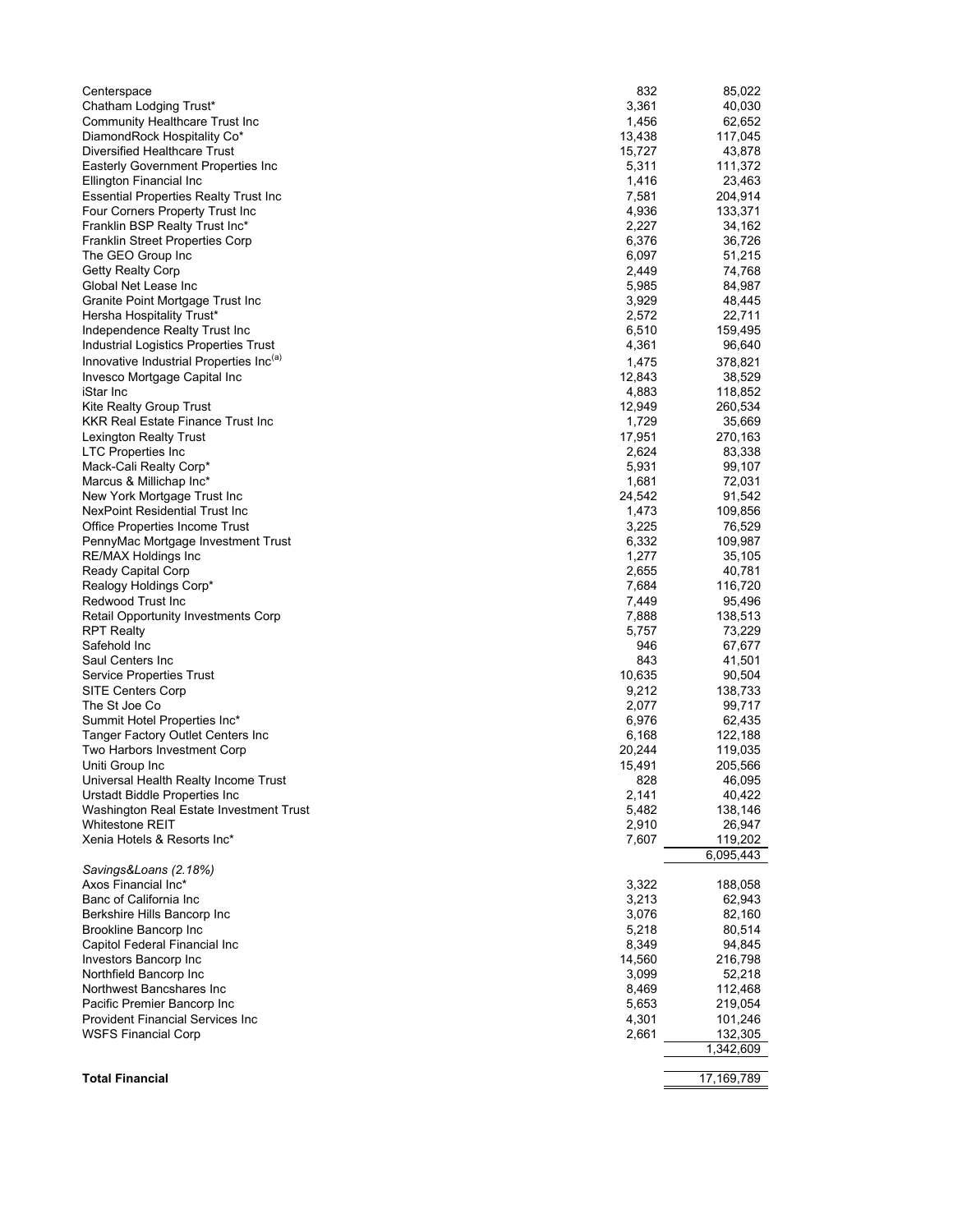| | | |
|---|---|---|
| Centerspace | 832 | 85,022 |
| Chatham Lodging Trust* | 3,361 | 40,030 |
| Community Healthcare Trust Inc | 1,456 | 62,652 |
| DiamondRock Hospitality Co* | 13,438 | 117,045 |
| Diversified Healthcare Trust | 15,727 | 43,878 |
| Easterly Government Properties Inc | 5,311 | 111,372 |
| Ellington Financial Inc | 1,416 | 23,463 |
| Essential Properties Realty Trust Inc | 7,581 | 204,914 |
| Four Corners Property Trust Inc | 4,936 | 133,371 |
| Franklin BSP Realty Trust Inc* | 2,227 | 34,162 |
| Franklin Street Properties Corp | 6,376 | 36,726 |
| The GEO Group Inc | 6,097 | 51,215 |
| Getty Realty Corp | 2,449 | 74,768 |
| Global Net Lease Inc | 5,985 | 84,987 |
| Granite Point Mortgage Trust Inc | 3,929 | 48,445 |
| Hersha Hospitality Trust* | 2,572 | 22,711 |
| Independence Realty Trust Inc | 6,510 | 159,495 |
| Industrial Logistics Properties Trust | 4,361 | 96,640 |
| Innovative Industrial Properties Inc[(a)] | 1,475 | 378,821 |
| Invesco Mortgage Capital Inc | 12,843 | 38,529 |
| iStar Inc | 4,883 | 118,852 |
| Kite Realty Group Trust | 12,949 | 260,534 |
| KKR Real Estate Finance Trust Inc | 1,729 | 35,669 |
| Lexington Realty Trust | 17,951 | 270,163 |
| LTC Properties Inc | 2,624 | 83,338 |
| Mack-Cali Realty Corp* | 5,931 | 99,107 |
| Marcus & Millichap Inc* | 1,681 | 72,031 |
| New York Mortgage Trust Inc | 24,542 | 91,542 |
| NexPoint Residential Trust Inc | 1,473 | 109,856 |
| Office Properties Income Trust | 3,225 | 76,529 |
| PennyMac Mortgage Investment Trust | 6,332 | 109,987 |
| RE/MAX Holdings Inc | 1,277 | 35,105 |
| Ready Capital Corp | 2,655 | 40,781 |
| Realogy Holdings Corp* | 7,684 | 116,720 |
| Redwood Trust Inc | 7,449 | 95,496 |
| Retail Opportunity Investments Corp | 7,888 | 138,513 |
| RPT Realty | 5,757 | 73,229 |
| Safehold Inc | 946 | 67,677 |
| Saul Centers Inc | 843 | 41,501 |
| Service Properties Trust | 10,635 | 90,504 |
| SITE Centers Corp | 9,212 | 138,733 |
| The St Joe Co | 2,077 | 99,717 |
| Summit Hotel Properties Inc* | 6,976 | 62,435 |
| Tanger Factory Outlet Centers Inc | 6,168 | 122,188 |
| Two Harbors Investment Corp | 20,244 | 119,035 |
| Uniti Group Inc | 15,491 | 205,566 |
| Universal Health Realty Income Trust | 828 | 46,095 |
| Urstadt Biddle Properties Inc | 2,141 | 40,422 |
| Washington Real Estate Investment Trust | 5,482 | 138,146 |
| Whitestone REIT | 2,910 | 26,947 |
| Xenia Hotels & Resorts Inc* | 7,607 | 119,202 |
| | | 6,095,443 |
| *Savings&Loans (2.18%)* | | |
| Axos Financial Inc* | 3,322 | 188,058 |
| Banc of California Inc | 3,213 | 62,943 |
| Berkshire Hills Bancorp Inc | 3,076 | 82,160 |
| Brookline Bancorp Inc | 5,218 | 80,514 |
| Capitol Federal Financial Inc | 8,349 | 94,845 |
| Investors Bancorp Inc | 14,560 | 216,798 |
| Northfield Bancorp Inc | 3,099 | 52,218 |
| Northwest Bancshares Inc | 8,469 | 112,468 |
| Pacific Premier Bancorp Inc | 5,653 | 219,054 |
| Provident Financial Services Inc | 4,301 | 101,246 |
| WSFS Financial Corp | 2,661 | 132,305 |
| | | 1,342,609 |
| **Total Financial** | | 17,169,789 |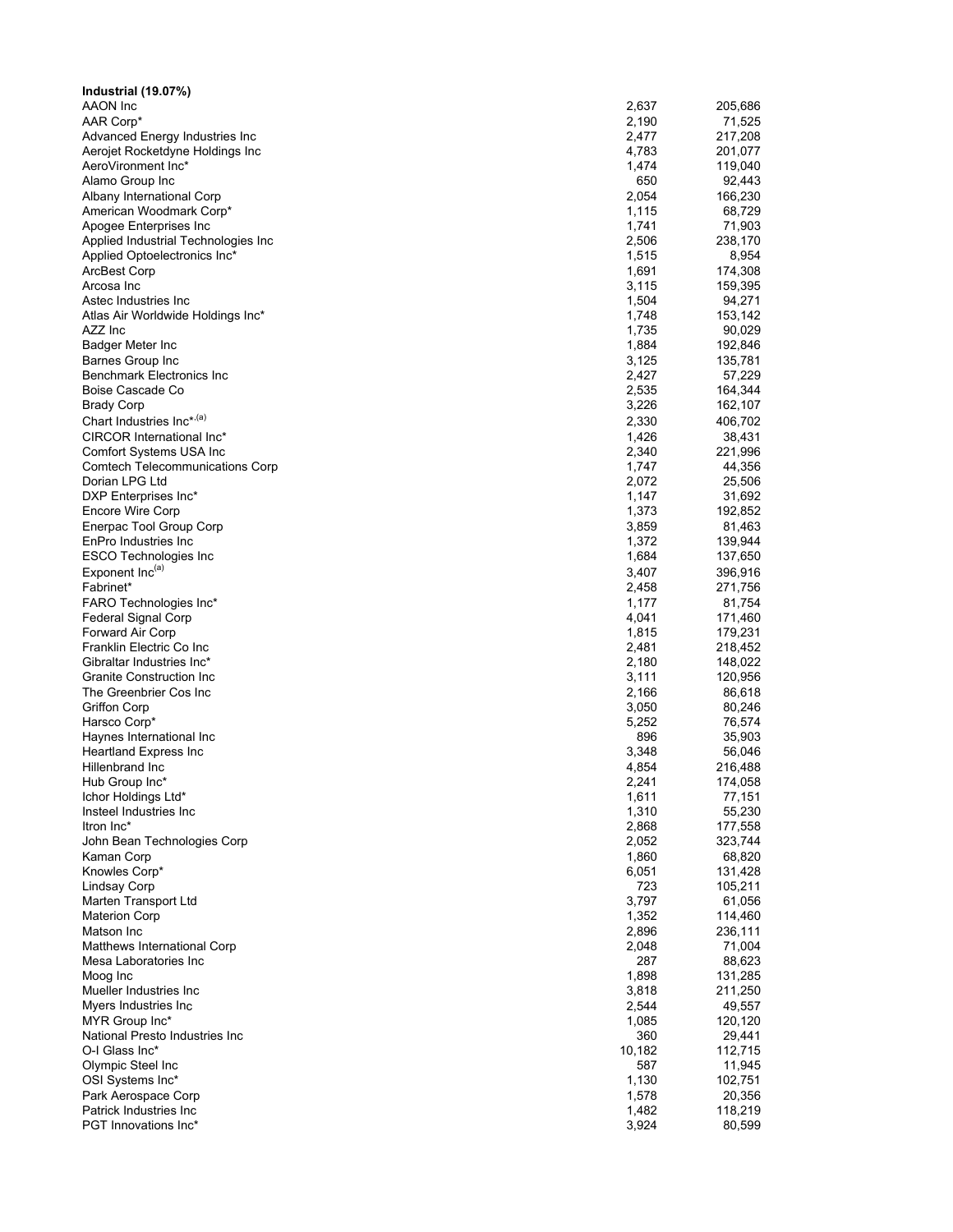| | | |
|---|---|---|
| **Industrial (19.07%)** | | |
| AAON Inc | 2,637 | 205,686 |
| AAR Corp* | 2,190 | 71,525 |
| Advanced Energy Industries Inc | 2,477 | 217,208 |
| Aerojet Rocketdyne Holdings Inc | 4,783 | 201,077 |
| AeroVironment Inc* | 1,474 | 119,040 |
| Alamo Group Inc | 650 | 92,443 |
| Albany International Corp | 2,054 | 166,230 |
| American Woodmark Corp* | 1,115 | 68,729 |
| Apogee Enterprises Inc | 1,741 | 71,903 |
| Applied Industrial Technologies Inc | 2,506 | 238,170 |
| Applied Optoelectronics Inc* | 1,515 | 8,954 |
| ArcBest Corp | 1,691 | 174,308 |
| Arcosa Inc | 3,115 | 159,395 |
| Astec Industries Inc | 1,504 | 94,271 |
| Atlas Air Worldwide Holdings Inc* | 1,748 | 153,142 |
| AZZ Inc | 1,735 | 90,029 |
| Badger Meter Inc | 1,884 | 192,846 |
| Barnes Group Inc | 3,125 | 135,781 |
| Benchmark Electronics Inc | 2,427 | 57,229 |
| Boise Cascade Co | 2,535 | 164,344 |
| Brady Corp | 3,226 | 162,107 |
| Chart Industries Inc*,[a] | 2,330 | 406,702 |
| CIRCOR International Inc* | 1,426 | 38,431 |
| Comfort Systems USA Inc | 2,340 | 221,996 |
| Comtech Telecommunications Corp | 1,747 | 44,356 |
| Dorian LPG Ltd | 2,072 | 25,506 |
| DXP Enterprises Inc* | 1,147 | 31,692 |
| Encore Wire Corp | 1,373 | 192,852 |
| Enerpac Tool Group Corp | 3,859 | 81,463 |
| EnPro Industries Inc | 1,372 | 139,944 |
| ESCO Technologies Inc | 1,684 | 137,650 |
| Exponent Inc[a] | 3,407 | 396,916 |
| Fabrinet* | 2,458 | 271,756 |
| FARO Technologies Inc* | 1,177 | 81,754 |
| Federal Signal Corp | 4,041 | 171,460 |
| Forward Air Corp | 1,815 | 179,231 |
| Franklin Electric Co Inc | 2,481 | 218,452 |
| Gibraltar Industries Inc* | 2,180 | 148,022 |
| Granite Construction Inc | 3,111 | 120,956 |
| The Greenbrier Cos Inc | 2,166 | 86,618 |
| Griffon Corp | 3,050 | 80,246 |
| Harsco Corp* | 5,252 | 76,574 |
| Haynes International Inc | 896 | 35,903 |
| Heartland Express Inc | 3,348 | 56,046 |
| Hillenbrand Inc | 4,854 | 216,488 |
| Hub Group Inc* | 2,241 | 174,058 |
| Ichor Holdings Ltd* | 1,611 | 77,151 |
| Insteel Industries Inc | 1,310 | 55,230 |
| Itron Inc* | 2,868 | 177,558 |
| John Bean Technologies Corp | 2,052 | 323,744 |
| Kaman Corp | 1,860 | 68,820 |
| Knowles Corp* | 6,051 | 131,428 |
| Lindsay Corp | 723 | 105,211 |
| Marten Transport Ltd | 3,797 | 61,056 |
| Materion Corp | 1,352 | 114,460 |
| Matson Inc | 2,896 | 236,111 |
| Matthews International Corp | 2,048 | 71,004 |
| Mesa Laboratories Inc | 287 | 88,623 |
| Moog Inc | 1,898 | 131,285 |
| Mueller Industries Inc | 3,818 | 211,250 |
| Myers Industries Inc | 2,544 | 49,557 |
| MYR Group Inc* | 1,085 | 120,120 |
| National Presto Industries Inc | 360 | 29,441 |
| O-I Glass Inc* | 10,182 | 112,715 |
| Olympic Steel Inc | 587 | 11,945 |
| OSI Systems Inc* | 1,130 | 102,751 |
| Park Aerospace Corp | 1,578 | 20,356 |
| Patrick Industries Inc | 1,482 | 118,219 |
| PGT Innovations Inc* | 3,924 | 80,599 |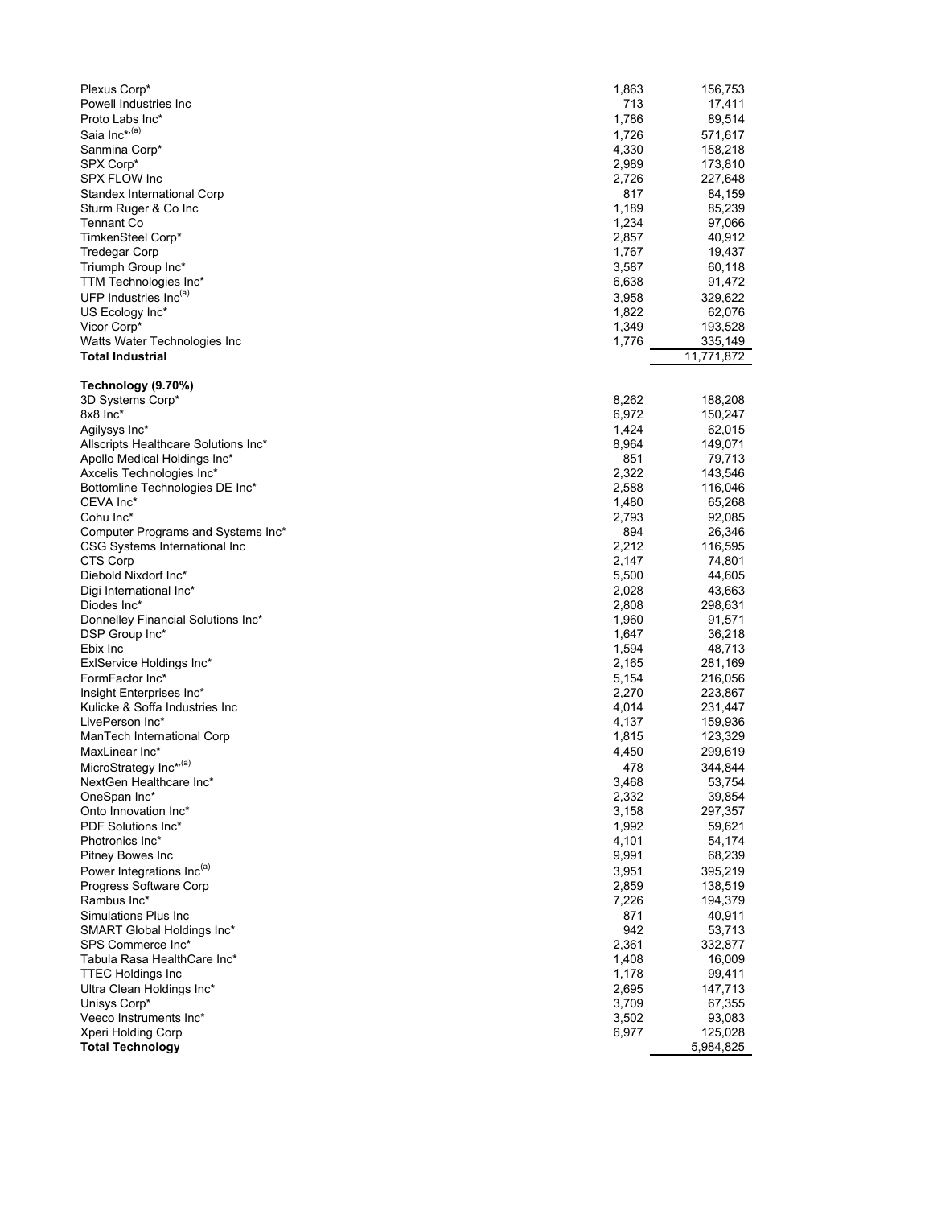| | | |
|---|---|---|
| Plexus Corp* | 1,863 | 156,753 |
| Powell Industries Inc | 713 | 17,411 |
| Proto Labs Inc* | 1,786 | 89,514 |
| Saia Inc*,[(a)] | 1,726 | 571,617 |
| Sanmina Corp* | 4,330 | 158,218 |
| SPX Corp* | 2,989 | 173,810 |
| SPX FLOW Inc | 2,726 | 227,648 |
| Standex International Corp | 817 | 84,159 |
| Sturm Ruger & Co Inc | 1,189 | 85,239 |
| Tennant Co | 1,234 | 97,066 |
| TimkenSteel Corp* | 2,857 | 40,912 |
| Tredegar Corp | 1,767 | 19,437 |
| Triumph Group Inc* | 3,587 | 60,118 |
| TTM Technologies Inc* | 6,638 | 91,472 |
| UFP Industries Inc[(a)] | 3,958 | 329,622 |
| US Ecology Inc* | 1,822 | 62,076 |
| Vicor Corp* | 1,349 | 193,528 |
| Watts Water Technologies Inc | 1,776 | 335,149 |
| **Total Industrial** | | 11,771,872 |
| | | |
| **Technology (9.70%)** | | |
| 3D Systems Corp* | 8,262 | 188,208 |
| 8x8 Inc* | 6,972 | 150,247 |
| Agilysys Inc* | 1,424 | 62,015 |
| Allscripts Healthcare Solutions Inc* | 8,964 | 149,071 |
| Apollo Medical Holdings Inc* | 851 | 79,713 |
| Axcelis Technologies Inc* | 2,322 | 143,546 |
| Bottomline Technologies DE Inc* | 2,588 | 116,046 |
| CEVA Inc* | 1,480 | 65,268 |
| Cohu Inc* | 2,793 | 92,085 |
| Computer Programs and Systems Inc* | 894 | 26,346 |
| CSG Systems International Inc | 2,212 | 116,595 |
| CTS Corp | 2,147 | 74,801 |
| Diebold Nixdorf Inc* | 5,500 | 44,605 |
| Digi International Inc* | 2,028 | 43,663 |
| Diodes Inc* | 2,808 | 298,631 |
| Donnelley Financial Solutions Inc* | 1,960 | 91,571 |
| DSP Group Inc* | 1,647 | 36,218 |
| Ebix Inc | 1,594 | 48,713 |
| ExlService Holdings Inc* | 2,165 | 281,169 |
| FormFactor Inc* | 5,154 | 216,056 |
| Insight Enterprises Inc* | 2,270 | 223,867 |
| Kulicke & Soffa Industries Inc | 4,014 | 231,447 |
| LivePerson Inc* | 4,137 | 159,936 |
| ManTech International Corp | 1,815 | 123,329 |
| MaxLinear Inc* | 4,450 | 299,619 |
| MicroStrategy Inc*,[(a)] | 478 | 344,844 |
| NextGen Healthcare Inc* | 3,468 | 53,754 |
| OneSpan Inc* | 2,332 | 39,854 |
| Onto Innovation Inc* | 3,158 | 297,357 |
| PDF Solutions Inc* | 1,992 | 59,621 |
| Photronics Inc* | 4,101 | 54,174 |
| Pitney Bowes Inc | 9,991 | 68,239 |
| Power Integrations Inc[(a)] | 3,951 | 395,219 |
| Progress Software Corp | 2,859 | 138,519 |
| Rambus Inc* | 7,226 | 194,379 |
| Simulations Plus Inc | 871 | 40,911 |
| SMART Global Holdings Inc* | 942 | 53,713 |
| SPS Commerce Inc* | 2,361 | 332,877 |
| Tabula Rasa HealthCare Inc* | 1,408 | 16,009 |
| TTEC Holdings Inc | 1,178 | 99,411 |
| Ultra Clean Holdings Inc* | 2,695 | 147,713 |
| Unisys Corp* | 3,709 | 67,355 |
| Veeco Instruments Inc* | 3,502 | 93,083 |
| Xperi Holding Corp | 6,977 | 125,028 |
| **Total Technology** | | 5,984,825 |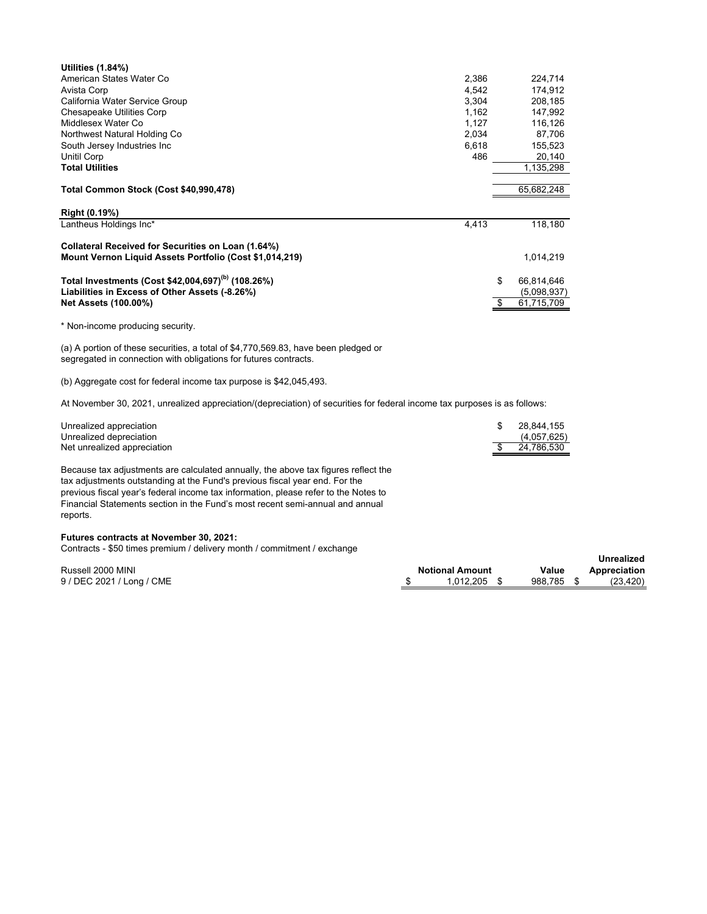| | Shares | Value |
|---|---|---|
| **Utilities (1.84%)** | | |
| American States Water Co | 2,386 | 224,714 |
| Avista Corp | 4,542 | 174,912 |
| California Water Service Group | 3,304 | 208,185 |
| Chesapeake Utilities Corp | 1,162 | 147,992 |
| Middlesex Water Co | 1,127 | 116,126 |
| Northwest Natural Holding Co | 2,034 | 87,706 |
| South Jersey Industries Inc | 6,618 | 155,523 |
| Unitil Corp | 486 | 20,140 |
| **Total Utilities** | | 1,135,298 |
| | | |
| **Total Common Stock (Cost $40,990,478)** | | 65,682,248 |
| | | |
| **Right (0.19%)** | | |
| Lantheus Holdings Inc* | 4,413 | 118,180 |
| | | |
| **Collateral Received for Securities on Loan (1.64%)** | | |
| **Mount Vernon Liquid Assets Portfolio (Cost $1,014,219)** | | 1,014,219 |
| | | |
| **Total Investments (Cost $42,004,697)[b] (108.26%)** | | $ 66,814,646 |
| **Liabilities in Excess of Other Assets (-8.26%)** | | (5,098,937) |
| **Net Assets (100.00%)** | | $ 61,715,709 |

\* Non-income producing security.

(a) A portion of these securities, a total of $4,770,569.83, have been pledged or segregated in connection with obligations for futures contracts.

(b) Aggregate cost for federal income tax purpose is $42,045,493.

At November 30, 2021, unrealized appreciation/(depreciation) of securities for federal income tax purposes is as follows:

| | |
|---|---|
| Unrealized appreciation | $ 28,844,155 |
| Unrealized depreciation | (4,057,625) |
| Net unrealized appreciation | $ 24,786,530 |

Because tax adjustments are calculated annually, the above tax figures reflect the tax adjustments outstanding at the Fund's previous fiscal year end. For the previous fiscal year's federal income tax information, please refer to the Notes to Financial Statements section in the Fund's most recent semi-annual and annual reports.

**Futures contracts at November 30, 2021:**

Contracts - $50 times premium / delivery month / commitment / exchange

| | Notional Amount | Value | Unrealized Appreciation |
|---|---|---|---|
| Russell 2000 MINI | | | |
| 9 / DEC 2021 / Long / CME | $ 1,012,205 | $ 988,785 | $ (23,420) |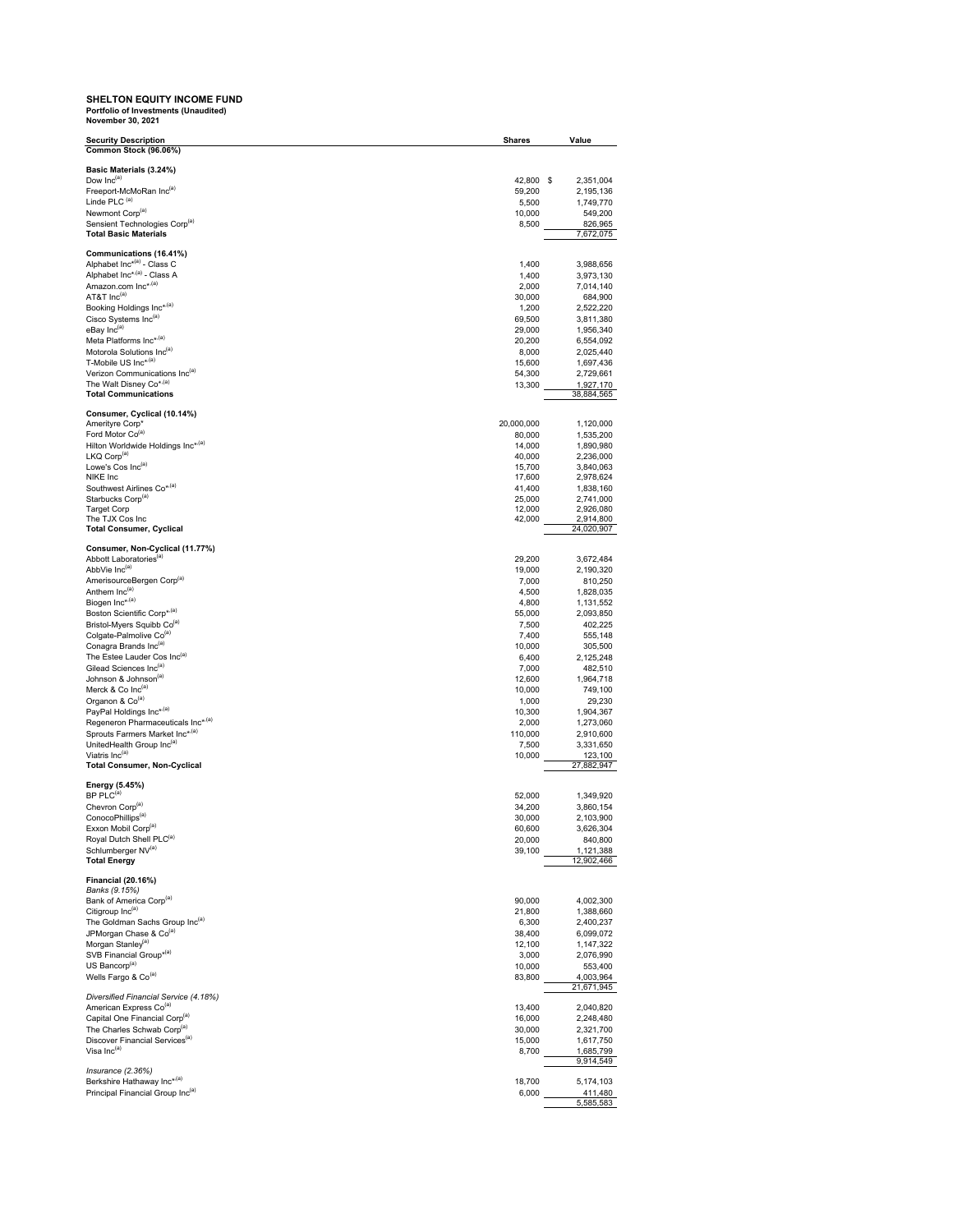**SHELTON EQUITY INCOME FUND**
**Portfolio of Investments (Unaudited)**
**November 30, 2021**

| Security Description | Shares | Value |
|---|---|---|
| **Common Stock (96.06%)** | | |
| **Basic Materials (3.24%)** | | |
| Dow Inc[(a)] | 42,800 | $ 2,351,004 |
| Freeport-McMoRan Inc[(a)] | 59,200 | 2,195,136 |
| Linde PLC [(a)] | 5,500 | 1,749,770 |
| Newmont Corp[(a)] | 10,000 | 549,200 |
| Sensient Technologies Corp[(a)] | 8,500 | 826,965 |
| **Total Basic Materials** | | 7,672,075 |
| **Communications (16.41%)** | | |
| Alphabet Inc*[,(a)] - Class C | 1,400 | 3,988,656 |
| Alphabet Inc*[,(a)] - Class A | 1,400 | 3,973,130 |
| Amazon.com Inc*[,(a)] | 2,000 | 7,014,140 |
| AT&T Inc[(a)] | 30,000 | 684,900 |
| Booking Holdings Inc*[,(a)] | 1,200 | 2,522,220 |
| Cisco Systems Inc[(a)] | 69,500 | 3,811,380 |
| eBay Inc[(a)] | 29,000 | 1,956,340 |
| Meta Platforms Inc*[,(a)] | 20,200 | 6,554,092 |
| Motorola Solutions Inc[(a)] | 8,000 | 2,025,440 |
| T-Mobile US Inc*[,(a)] | 15,600 | 1,697,436 |
| Verizon Communications Inc[(a)] | 54,300 | 2,729,661 |
| The Walt Disney Co*[,(a)] | 13,300 | 1,927,170 |
| **Total Communications** | | 38,884,565 |
| **Consumer, Cyclical (10.14%)** | | |
| Amerityre Corp* | 20,000,000 | 1,120,000 |
| Ford Motor Co[(a)] | 80,000 | 1,535,200 |
| Hilton Worldwide Holdings Inc*[,(a)] | 14,000 | 1,890,980 |
| LKQ Corp[(a)] | 40,000 | 2,236,000 |
| Lowe's Cos Inc[(a)] | 15,700 | 3,840,063 |
| NIKE Inc | 17,600 | 2,978,624 |
| Southwest Airlines Co*[,(a)] | 41,400 | 1,838,160 |
| Starbucks Corp[(a)] | 25,000 | 2,741,000 |
| Target Corp | 12,000 | 2,926,080 |
| The TJX Cos Inc | 42,000 | 2,914,800 |
| **Total Consumer, Cyclical** | | 24,020,907 |
| **Consumer, Non-Cyclical (11.77%)** | | |
| Abbott Laboratories[(a)] | 29,200 | 3,672,484 |
| AbbVie Inc[(a)] | 19,000 | 2,190,320 |
| AmerisourceBergen Corp[(a)] | 7,000 | 810,250 |
| Anthem Inc[(a)] | 4,500 | 1,828,035 |
| Biogen Inc*[,(a)] | 4,800 | 1,131,552 |
| Boston Scientific Corp*[,(a)] | 55,000 | 2,093,850 |
| Bristol-Myers Squibb Co[(a)] | 7,500 | 402,225 |
| Colgate-Palmolive Co[(a)] | 7,400 | 555,148 |
| Conagra Brands Inc[(a)] | 10,000 | 305,500 |
| The Estee Lauder Cos Inc[(a)] | 6,400 | 2,125,248 |
| Gilead Sciences Inc[(a)] | 7,000 | 482,510 |
| Johnson & Johnson[(a)] | 12,600 | 1,964,718 |
| Merck & Co Inc[(a)] | 10,000 | 749,100 |
| Organon & Co[(a)] | 1,000 | 29,230 |
| PayPal Holdings Inc*[,(a)] | 10,300 | 1,904,367 |
| Regeneron Pharmaceuticals Inc*[,(a)] | 2,000 | 1,273,060 |
| Sprouts Farmers Market Inc*[,(a)] | 110,000 | 2,910,600 |
| UnitedHealth Group Inc[(a)] | 7,500 | 3,331,650 |
| Viatris Inc[(a)] | 10,000 | 123,100 |
| **Total Consumer, Non-Cyclical** | | 27,882,947 |
| **Energy (5.45%)** | | |
| BP PLC[(a)] | 52,000 | 1,349,920 |
| Chevron Corp[(a)] | 34,200 | 3,860,154 |
| ConocoPhillips[(a)] | 30,000 | 2,103,900 |
| Exxon Mobil Corp[(a)] | 60,600 | 3,626,304 |
| Royal Dutch Shell PLC[(a)] | 20,000 | 840,800 |
| Schlumberger NV[(a)] | 39,100 | 1,121,388 |
| **Total Energy** | | 12,902,466 |
| **Financial (20.16%)** | | |
| *Banks (9.15%)* | | |
| Bank of America Corp[(a)] | 90,000 | 4,002,300 |
| Citigroup Inc[(a)] | 21,800 | 1,388,660 |
| The Goldman Sachs Group Inc[(a)] | 6,300 | 2,400,237 |
| JPMorgan Chase & Co[(a)] | 38,400 | 6,099,072 |
| Morgan Stanley[(a)] | 12,100 | 1,147,322 |
| SVB Financial Group*[(a)] | 3,000 | 2,076,990 |
| US Bancorp[(a)] | 10,000 | 553,400 |
| Wells Fargo & Co[(a)] | 83,800 | 4,003,964 |
| | | 21,671,945 |
| *Diversified Financial Service (4.18%)* | | |
| American Express Co[(a)] | 13,400 | 2,040,820 |
| Capital One Financial Corp[(a)] | 16,000 | 2,248,480 |
| The Charles Schwab Corp[(a)] | 30,000 | 2,321,700 |
| Discover Financial Services[(a)] | 15,000 | 1,617,750 |
| Visa Inc[(a)] | 8,700 | 1,685,799 |
| | | 9,914,549 |
| *Insurance (2.36%)* | | |
| Berkshire Hathaway Inc*[,(a)] | 18,700 | 5,174,103 |
| Principal Financial Group Inc[(a)] | 6,000 | 411,480 |
| | | 5,585,583 |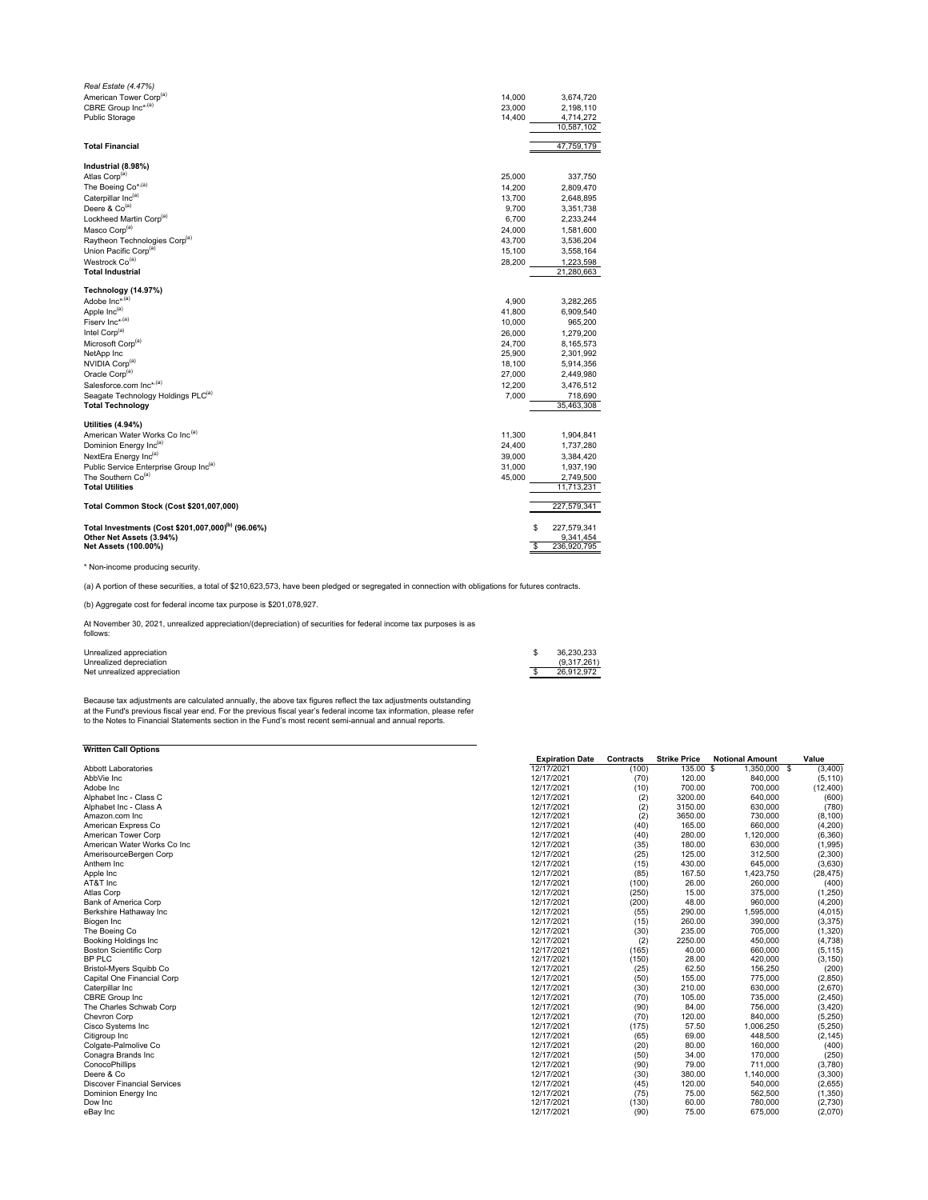| | | |
|---|---|---|
| *Real Estate (4.47%)* | | |
| American Tower Corp[(a)] | 14,000 | 3,674,720 |
| CBRE Group Inc*,[(a)] | 23,000 | 2,198,110 |
| Public Storage | 14,400 | 4,714,272 |
| | | 10,587,102 |
| **Total Financial** | | 47,759,179 |
| **Industrial (8.98%)** | | |
| Atlas Corp[(a)] | 25,000 | 337,750 |
| The Boeing Co*,[(a)] | 14,200 | 2,809,470 |
| Caterpillar Inc[(a)] | 13,700 | 2,648,895 |
| Deere & Co[(a)] | 9,700 | 3,351,738 |
| Lockheed Martin Corp[(a)] | 6,700 | 2,233,244 |
| Masco Corp[(a)] | 24,000 | 1,581,600 |
| Raytheon Technologies Corp[(a)] | 43,700 | 3,536,204 |
| Union Pacific Corp[(a)] | 15,100 | 3,558,164 |
| Westrock Co[(a)] | 28,200 | 1,223,598 |
| **Total Industrial** | | 21,280,663 |
| **Technology (14.97%)** | | |
| Adobe Inc*,[(a)] | 4,900 | 3,282,265 |
| Apple Inc[(a)] | 41,800 | 6,909,540 |
| Fiserv Inc*,[(a)] | 10,000 | 965,200 |
| Intel Corp[(a)] | 26,000 | 1,279,200 |
| Microsoft Corp[(a)] | 24,700 | 8,165,573 |
| NetApp Inc | 25,900 | 2,301,992 |
| NVIDIA Corp[(a)] | 18,100 | 5,914,356 |
| Oracle Corp[(a)] | 27,000 | 2,449,980 |
| Salesforce.com Inc*,[(a)] | 12,200 | 3,476,512 |
| Seagate Technology Holdings PLC[(a)] | 7,000 | 718,690 |
| **Total Technology** | | 35,463,308 |
| **Utilities (4.94%)** | | |
| American Water Works Co Inc[(a)] | 11,300 | 1,904,841 |
| Dominion Energy Inc[(a)] | 24,400 | 1,737,280 |
| NextEra Energy Inc[(a)] | 39,000 | 3,384,420 |
| Public Service Enterprise Group Inc[(a)] | 31,000 | 1,937,190 |
| The Southern Co[(a)] | 45,000 | 2,749,500 |
| **Total Utilities** | | 11,713,231 |
| **Total Common Stock (Cost $201,007,000)** | | 227,579,341 |
| **Total Investments (Cost $201,007,000)[(b)] (96.06%)** | | $ 227,579,341 |
| **Other Net Assets (3.94%)** | | 9,341,454 |
| **Net Assets (100.00%)** | | $ 236,920,795 |

\* Non-income producing security.

(a) A portion of these securities, a total of $210,623,573, have been pledged or segregated in connection with obligations for futures contracts.

(b) Aggregate cost for federal income tax purpose is $201,078,927.

At November 30, 2021, unrealized appreciation/(depreciation) of securities for federal income tax purposes is as follows:

| | |
|---|---|
| Unrealized appreciation | $ 36,230,233 |
| Unrealized depreciation | (9,317,261) |
| Net unrealized appreciation | $ 26,912,972 |

Because tax adjustments are calculated annually, the above tax figures reflect the tax adjustments outstanding at the Fund's previous fiscal year end. For the previous fiscal year's federal income tax information, please refer to the Notes to Financial Statements section in the Fund's most recent semi-annual and annual reports.

**Written Call Options**

| | Expiration Date | Contracts | Strike Price | Notional Amount | Value |
|---|---|---|---|---|---|
| Abbott Laboratories | 12/17/2021 | (100) | 135.00 $ | 1,350,000 $ | (3,400) |
| AbbVie Inc | 12/17/2021 | (70) | 120.00 | 840,000 | (5,110) |
| Adobe Inc | 12/17/2021 | (10) | 700.00 | 700,000 | (12,400) |
| Alphabet Inc - Class C | 12/17/2021 | (2) | 3200.00 | 640,000 | (600) |
| Alphabet Inc - Class A | 12/17/2021 | (2) | 3150.00 | 630,000 | (780) |
| Amazon.com Inc | 12/17/2021 | (2) | 3650.00 | 730,000 | (8,100) |
| American Express Co | 12/17/2021 | (40) | 165.00 | 660,000 | (4,200) |
| American Tower Corp | 12/17/2021 | (40) | 280.00 | 1,120,000 | (6,360) |
| American Water Works Co Inc | 12/17/2021 | (35) | 180.00 | 630,000 | (1,995) |
| AmerisourceBergen Corp | 12/17/2021 | (25) | 125.00 | 312,500 | (2,300) |
| Anthem Inc | 12/17/2021 | (15) | 430.00 | 645,000 | (3,630) |
| Apple Inc | 12/17/2021 | (85) | 167.50 | 1,423,750 | (28,475) |
| AT&T Inc | 12/17/2021 | (100) | 26.00 | 260,000 | (400) |
| Atlas Corp | 12/17/2021 | (250) | 15.00 | 375,000 | (1,250) |
| Bank of America Corp | 12/17/2021 | (200) | 48.00 | 960,000 | (4,200) |
| Berkshire Hathaway Inc | 12/17/2021 | (55) | 290.00 | 1,595,000 | (4,015) |
| Biogen Inc | 12/17/2021 | (15) | 260.00 | 390,000 | (3,375) |
| The Boeing Co | 12/17/2021 | (30) | 235.00 | 705,000 | (1,320) |
| Booking Holdings Inc | 12/17/2021 | (2) | 2250.00 | 450,000 | (4,738) |
| Boston Scientific Corp | 12/17/2021 | (165) | 40.00 | 660,000 | (5,115) |
| BP PLC | 12/17/2021 | (150) | 28.00 | 420,000 | (3,150) |
| Bristol-Myers Squibb Co | 12/17/2021 | (25) | 62.50 | 156,250 | (200) |
| Capital One Financial Corp | 12/17/2021 | (50) | 155.00 | 775,000 | (2,850) |
| Caterpillar Inc | 12/17/2021 | (30) | 210.00 | 630,000 | (2,670) |
| CBRE Group Inc | 12/17/2021 | (70) | 105.00 | 735,000 | (2,450) |
| The Charles Schwab Corp | 12/17/2021 | (90) | 84.00 | 756,000 | (3,420) |
| Chevron Corp | 12/17/2021 | (70) | 120.00 | 840,000 | (5,250) |
| Cisco Systems Inc | 12/17/2021 | (175) | 57.50 | 1,006,250 | (5,250) |
| Citigroup Inc | 12/17/2021 | (65) | 69.00 | 448,500 | (2,145) |
| Colgate-Palmolive Co | 12/17/2021 | (20) | 80.00 | 160,000 | (400) |
| Conagra Brands Inc | 12/17/2021 | (50) | 34.00 | 170,000 | (250) |
| ConocoPhillips | 12/17/2021 | (90) | 79.00 | 711,000 | (3,780) |
| Deere & Co | 12/17/2021 | (30) | 380.00 | 1,140,000 | (3,300) |
| Discover Financial Services | 12/17/2021 | (45) | 120.00 | 540,000 | (2,655) |
| Dominion Energy Inc | 12/17/2021 | (75) | 75.00 | 562,500 | (1,350) |
| Dow Inc | 12/17/2021 | (130) | 60.00 | 780,000 | (2,730) |
| eBay Inc | 12/17/2021 | (90) | 75.00 | 675,000 | (2,070) |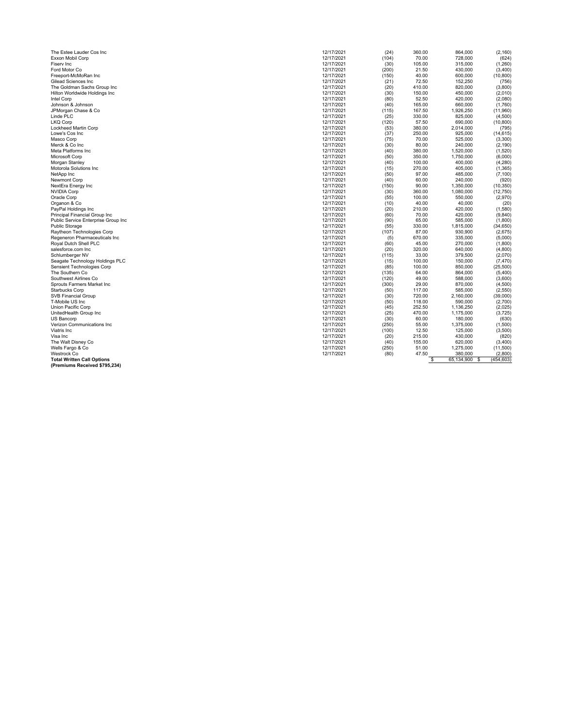| | | | | | |
|---|---|---|---|---|---|
| The Estee Lauder Cos Inc | 12/17/2021 | (24) | 360.00 | 864,000 | (2,160) |
| Exxon Mobil Corp | 12/17/2021 | (104) | 70.00 | 728,000 | (624) |
| Fiserv Inc | 12/17/2021 | (30) | 105.00 | 315,000 | (1,260) |
| Ford Motor Co | 12/17/2021 | (200) | 21.50 | 430,000 | (3,400) |
| Freeport-McMoRan Inc | 12/17/2021 | (150) | 40.00 | 600,000 | (10,800) |
| Gilead Sciences Inc | 12/17/2021 | (21) | 72.50 | 152,250 | (756) |
| The Goldman Sachs Group Inc | 12/17/2021 | (20) | 410.00 | 820,000 | (3,800) |
| Hilton Worldwide Holdings Inc | 12/17/2021 | (30) | 150.00 | 450,000 | (2,010) |
| Intel Corp | 12/17/2021 | (80) | 52.50 | 420,000 | (2,080) |
| Johnson & Johnson | 12/17/2021 | (40) | 165.00 | 660,000 | (1,760) |
| JPMorgan Chase & Co | 12/17/2021 | (115) | 167.50 | 1,926,250 | (11,960) |
| Linde PLC | 12/17/2021 | (25) | 330.00 | 825,000 | (4,500) |
| LKQ Corp | 12/17/2021 | (120) | 57.50 | 690,000 | (10,800) |
| Lockheed Martin Corp | 12/17/2021 | (53) | 380.00 | 2,014,000 | (795) |
| Lowe's Cos Inc | 12/17/2021 | (37) | 250.00 | 925,000 | (14,615) |
| Masco Corp | 12/17/2021 | (75) | 70.00 | 525,000 | (3,300) |
| Merck & Co Inc | 12/17/2021 | (30) | 80.00 | 240,000 | (2,190) |
| Meta Platforms Inc | 12/17/2021 | (40) | 380.00 | 1,520,000 | (1,520) |
| Microsoft Corp | 12/17/2021 | (50) | 350.00 | 1,750,000 | (6,000) |
| Morgan Stanley | 12/17/2021 | (40) | 100.00 | 400,000 | (4,280) |
| Motorola Solutions Inc | 12/17/2021 | (15) | 270.00 | 405,000 | (1,365) |
| NetApp Inc | 12/17/2021 | (50) | 97.00 | 485,000 | (7,100) |
| Newmont Corp | 12/17/2021 | (40) | 60.00 | 240,000 | (920) |
| NextEra Energy Inc | 12/17/2021 | (150) | 90.00 | 1,350,000 | (10,350) |
| NVIDIA Corp | 12/17/2021 | (30) | 360.00 | 1,080,000 | (12,750) |
| Oracle Corp | 12/17/2021 | (55) | 100.00 | 550,000 | (2,970) |
| Organon & Co | 12/17/2021 | (10) | 40.00 | 40,000 | (20) |
| PayPal Holdings Inc | 12/17/2021 | (20) | 210.00 | 420,000 | (1,580) |
| Principal Financial Group Inc | 12/17/2021 | (60) | 70.00 | 420,000 | (9,840) |
| Public Service Enterprise Group Inc | 12/17/2021 | (90) | 65.00 | 585,000 | (1,800) |
| Public Storage | 12/17/2021 | (55) | 330.00 | 1,815,000 | (34,650) |
| Raytheon Technologies Corp | 12/17/2021 | (107) | 87.00 | 930,900 | (2,675) |
| Regeneron Pharmaceuticals Inc | 12/17/2021 | (5) | 670.00 | 335,000 | (5,000) |
| Royal Dutch Shell PLC | 12/17/2021 | (60) | 45.00 | 270,000 | (1,800) |
| salesforce.com Inc | 12/17/2021 | (20) | 320.00 | 640,000 | (4,800) |
| Schlumberger NV | 12/17/2021 | (115) | 33.00 | 379,500 | (2,070) |
| Seagate Technology Holdings PLC | 12/17/2021 | (15) | 100.00 | 150,000 | (7,470) |
| Sensient Technologies Corp | 12/17/2021 | (85) | 100.00 | 850,000 | (25,500) |
| The Southern Co | 12/17/2021 | (135) | 64.00 | 864,000 | (5,400) |
| Southwest Airlines Co | 12/17/2021 | (120) | 49.00 | 588,000 | (3,600) |
| Sprouts Farmers Market Inc | 12/17/2021 | (300) | 29.00 | 870,000 | (4,500) |
| Starbucks Corp | 12/17/2021 | (50) | 117.00 | 585,000 | (2,550) |
| SVB Financial Group | 12/17/2021 | (30) | 720.00 | 2,160,000 | (39,000) |
| T-Mobile US Inc | 12/17/2021 | (50) | 118.00 | 590,000 | (2,700) |
| Union Pacific Corp | 12/17/2021 | (45) | 252.50 | 1,136,250 | (2,025) |
| UnitedHealth Group Inc | 12/17/2021 | (25) | 470.00 | 1,175,000 | (3,725) |
| US Bancorp | 12/17/2021 | (30) | 60.00 | 180,000 | (630) |
| Verizon Communications Inc | 12/17/2021 | (250) | 55.00 | 1,375,000 | (1,500) |
| Viatris Inc | 12/17/2021 | (100) | 12.50 | 125,000 | (3,500) |
| Visa Inc | 12/17/2021 | (20) | 215.00 | 430,000 | (820) |
| The Walt Disney Co | 12/17/2021 | (40) | 155.00 | 620,000 | (3,400) |
| Wells Fargo & Co | 12/17/2021 | (250) | 51.00 | 1,275,000 | (11,500) |
| Westrock Co | 12/17/2021 | (80) | 47.50 | 380,000 | (2,800) |
| **Total Written Call Options** | | | | $ 65,134,900 | $ (454,603) |
| **(Premiums Received $795,234)** | | | | | |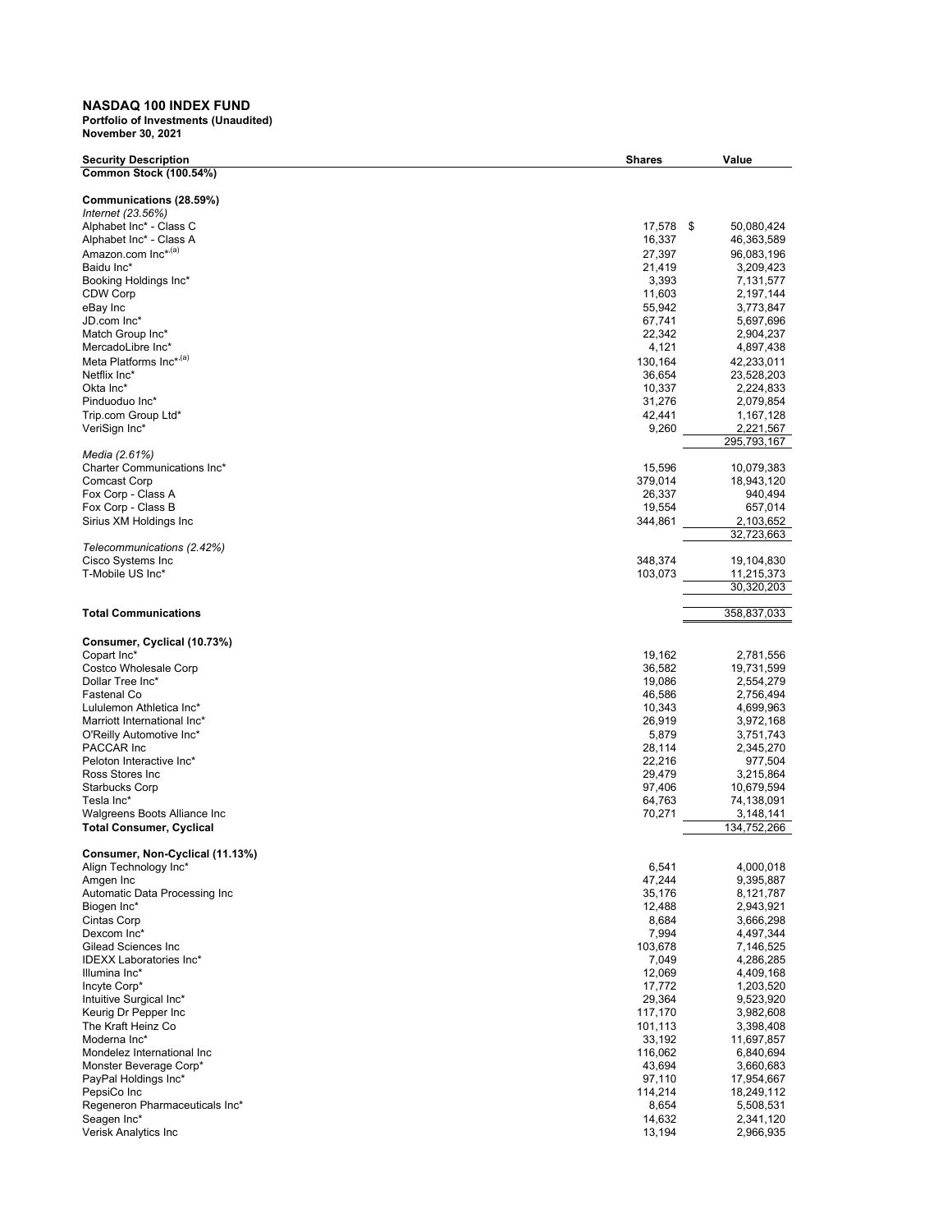# NASDAQ 100 INDEX FUND

**Portfolio of Investments (Unaudited)**
**November 30, 2021**

| Security Description | Shares | Value |
|---|---|---|
| **Common Stock (100.54%)** | | |
| | | |
| **Communications (28.59%)** | | |
| *Internet (23.56%)* | | |
| Alphabet Inc* - Class C | 17,578 | $ 50,080,424 |
| Alphabet Inc* - Class A | 16,337 | 46,363,589 |
| Amazon.com Inc*,[(a)] | 27,397 | 96,083,196 |
| Baidu Inc* | 21,419 | 3,209,423 |
| Booking Holdings Inc* | 3,393 | 7,131,577 |
| CDW Corp | 11,603 | 2,197,144 |
| eBay Inc | 55,942 | 3,773,847 |
| JD.com Inc* | 67,741 | 5,697,696 |
| Match Group Inc* | 22,342 | 2,904,237 |
| MercadoLibre Inc* | 4,121 | 4,897,438 |
| Meta Platforms Inc*,[(a)] | 130,164 | 42,233,011 |
| Netflix Inc* | 36,654 | 23,528,203 |
| Okta Inc* | 10,337 | 2,224,833 |
| Pinduoduo Inc* | 31,276 | 2,079,854 |
| Trip.com Group Ltd* | 42,441 | 1,167,128 |
| VeriSign Inc* | 9,260 | 2,221,567 |
| | | 295,793,167 |
| *Media (2.61%)* | | |
| Charter Communications Inc* | 15,596 | 10,079,383 |
| Comcast Corp | 379,014 | 18,943,120 |
| Fox Corp - Class A | 26,337 | 940,494 |
| Fox Corp - Class B | 19,554 | 657,014 |
| Sirius XM Holdings Inc | 344,861 | 2,103,652 |
| | | 32,723,663 |
| *Telecommunications (2.42%)* | | |
| Cisco Systems Inc | 348,374 | 19,104,830 |
| T-Mobile US Inc* | 103,073 | 11,215,373 |
| | | 30,320,203 |
| | | |
| **Total Communications** | | 358,837,033 |
| | | |
| **Consumer, Cyclical (10.73%)** | | |
| Copart Inc* | 19,162 | 2,781,556 |
| Costco Wholesale Corp | 36,582 | 19,731,599 |
| Dollar Tree Inc* | 19,086 | 2,554,279 |
| Fastenal Co | 46,586 | 2,756,494 |
| Lululemon Athletica Inc* | 10,343 | 4,699,963 |
| Marriott International Inc* | 26,919 | 3,972,168 |
| O'Reilly Automotive Inc* | 5,879 | 3,751,743 |
| PACCAR Inc | 28,114 | 2,345,270 |
| Peloton Interactive Inc* | 22,216 | 977,504 |
| Ross Stores Inc | 29,479 | 3,215,864 |
| Starbucks Corp | 97,406 | 10,679,594 |
| Tesla Inc* | 64,763 | 74,138,091 |
| Walgreens Boots Alliance Inc | 70,271 | 3,148,141 |
| **Total Consumer, Cyclical** | | 134,752,266 |
| | | |
| **Consumer, Non-Cyclical (11.13%)** | | |
| Align Technology Inc* | 6,541 | 4,000,018 |
| Amgen Inc | 47,244 | 9,395,887 |
| Automatic Data Processing Inc | 35,176 | 8,121,787 |
| Biogen Inc* | 12,488 | 2,943,921 |
| Cintas Corp | 8,684 | 3,666,298 |
| Dexcom Inc* | 7,994 | 4,497,344 |
| Gilead Sciences Inc | 103,678 | 7,146,525 |
| IDEXX Laboratories Inc* | 7,049 | 4,286,285 |
| Illumina Inc* | 12,069 | 4,409,168 |
| Incyte Corp* | 17,772 | 1,203,520 |
| Intuitive Surgical Inc* | 29,364 | 9,523,920 |
| Keurig Dr Pepper Inc | 117,170 | 3,982,608 |
| The Kraft Heinz Co | 101,113 | 3,398,408 |
| Moderna Inc* | 33,192 | 11,697,857 |
| Mondelez International Inc | 116,062 | 6,840,694 |
| Monster Beverage Corp* | 43,694 | 3,660,683 |
| PayPal Holdings Inc* | 97,110 | 17,954,667 |
| PepsiCo Inc | 114,214 | 18,249,112 |
| Regeneron Pharmaceuticals Inc* | 8,654 | 5,508,531 |
| Seagen Inc* | 14,632 | 2,341,120 |
| Verisk Analytics Inc | 13,194 | 2,966,935 |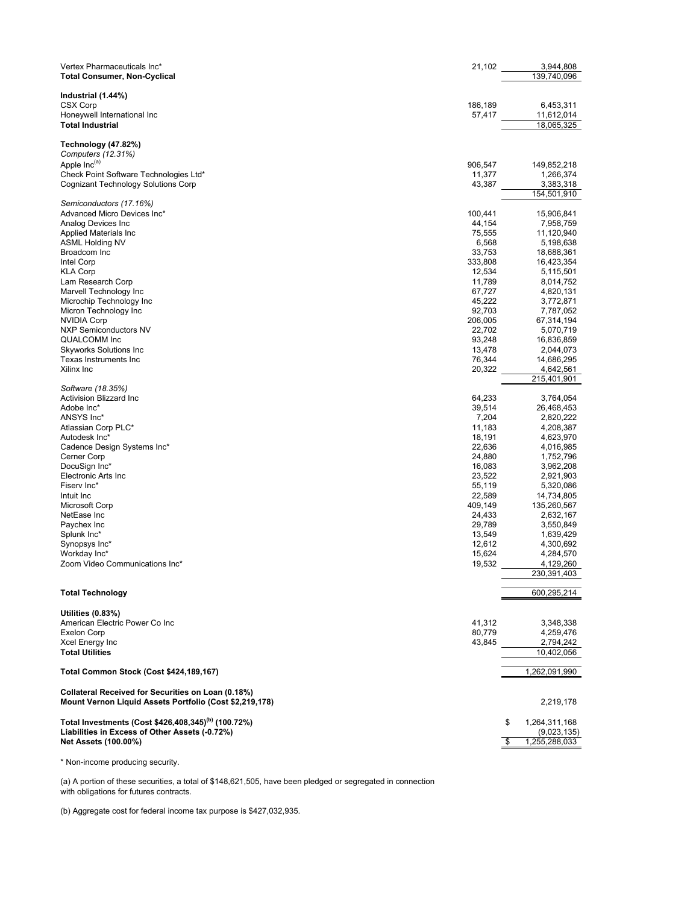| | | |
|---|---|---|
| Vertex Pharmaceuticals Inc* | 21,102 | 3,944,808 |
| **Total Consumer, Non-Cyclical** | | 139,740,096 |
| | | |
| **Industrial (1.44%)** | | |
| CSX Corp | 186,189 | 6,453,311 |
| Honeywell International Inc | 57,417 | 11,612,014 |
| **Total Industrial** | | 18,065,325 |
| | | |
| **Technology (47.82%)** | | |
| *Computers (12.31%)* | | |
| Apple Inc[(a)] | 906,547 | 149,852,218 |
| Check Point Software Technologies Ltd* | 11,377 | 1,266,374 |
| Cognizant Technology Solutions Corp | 43,387 | 3,383,318 |
| | | 154,501,910 |
| *Semiconductors (17.16%)* | | |
| Advanced Micro Devices Inc* | 100,441 | 15,906,841 |
| Analog Devices Inc | 44,154 | 7,958,759 |
| Applied Materials Inc | 75,555 | 11,120,940 |
| ASML Holding NV | 6,568 | 5,198,638 |
| Broadcom Inc | 33,753 | 18,688,361 |
| Intel Corp | 333,808 | 16,423,354 |
| KLA Corp | 12,534 | 5,115,501 |
| Lam Research Corp | 11,789 | 8,014,752 |
| Marvell Technology Inc | 67,727 | 4,820,131 |
| Microchip Technology Inc | 45,222 | 3,772,871 |
| Micron Technology Inc | 92,703 | 7,787,052 |
| NVIDIA Corp | 206,005 | 67,314,194 |
| NXP Semiconductors NV | 22,702 | 5,070,719 |
| QUALCOMM Inc | 93,248 | 16,836,859 |
| Skyworks Solutions Inc | 13,478 | 2,044,073 |
| Texas Instruments Inc | 76,344 | 14,686,295 |
| Xilinx Inc | 20,322 | 4,642,561 |
| | | 215,401,901 |
| *Software (18.35%)* | | |
| Activision Blizzard Inc | 64,233 | 3,764,054 |
| Adobe Inc* | 39,514 | 26,468,453 |
| ANSYS Inc* | 7,204 | 2,820,222 |
| Atlassian Corp PLC* | 11,183 | 4,208,387 |
| Autodesk Inc* | 18,191 | 4,623,970 |
| Cadence Design Systems Inc* | 22,636 | 4,016,985 |
| Cerner Corp | 24,880 | 1,752,796 |
| DocuSign Inc* | 16,083 | 3,962,208 |
| Electronic Arts Inc | 23,522 | 2,921,903 |
| Fiserv Inc* | 55,119 | 5,320,086 |
| Intuit Inc | 22,589 | 14,734,805 |
| Microsoft Corp | 409,149 | 135,260,567 |
| NetEase Inc | 24,433 | 2,632,167 |
| Paychex Inc | 29,789 | 3,550,849 |
| Splunk Inc* | 13,549 | 1,639,429 |
| Synopsys Inc* | 12,612 | 4,300,692 |
| Workday Inc* | 15,624 | 4,284,570 |
| Zoom Video Communications Inc* | 19,532 | 4,129,260 |
| | | 230,391,403 |
| | | |
| **Total Technology** | | 600,295,214 |
| | | |
| **Utilities (0.83%)** | | |
| American Electric Power Co Inc | 41,312 | 3,348,338 |
| Exelon Corp | 80,779 | 4,259,476 |
| Xcel Energy Inc | 43,845 | 2,794,242 |
| **Total Utilities** | | 10,402,056 |
| | | |
| **Total Common Stock (Cost $424,189,167)** | | 1,262,091,990 |
| | | |
| **Collateral Received for Securities on Loan (0.18%)** | | |
| **Mount Vernon Liquid Assets Portfolio (Cost $2,219,178)** | | 2,219,178 |
| | | |
| **Total Investments (Cost $426,408,345)[(b)] (100.72%)** | | $ 1,264,311,168 |
| **Liabilities in Excess of Other Assets (-0.72%)** | | (9,023,135) |
| **Net Assets (100.00%)** | | $ 1,255,288,033 |

\* Non-income producing security.

(a) A portion of these securities, a total of $148,621,505, have been pledged or segregated in connection with obligations for futures contracts.

(b) Aggregate cost for federal income tax purpose is $427,032,935.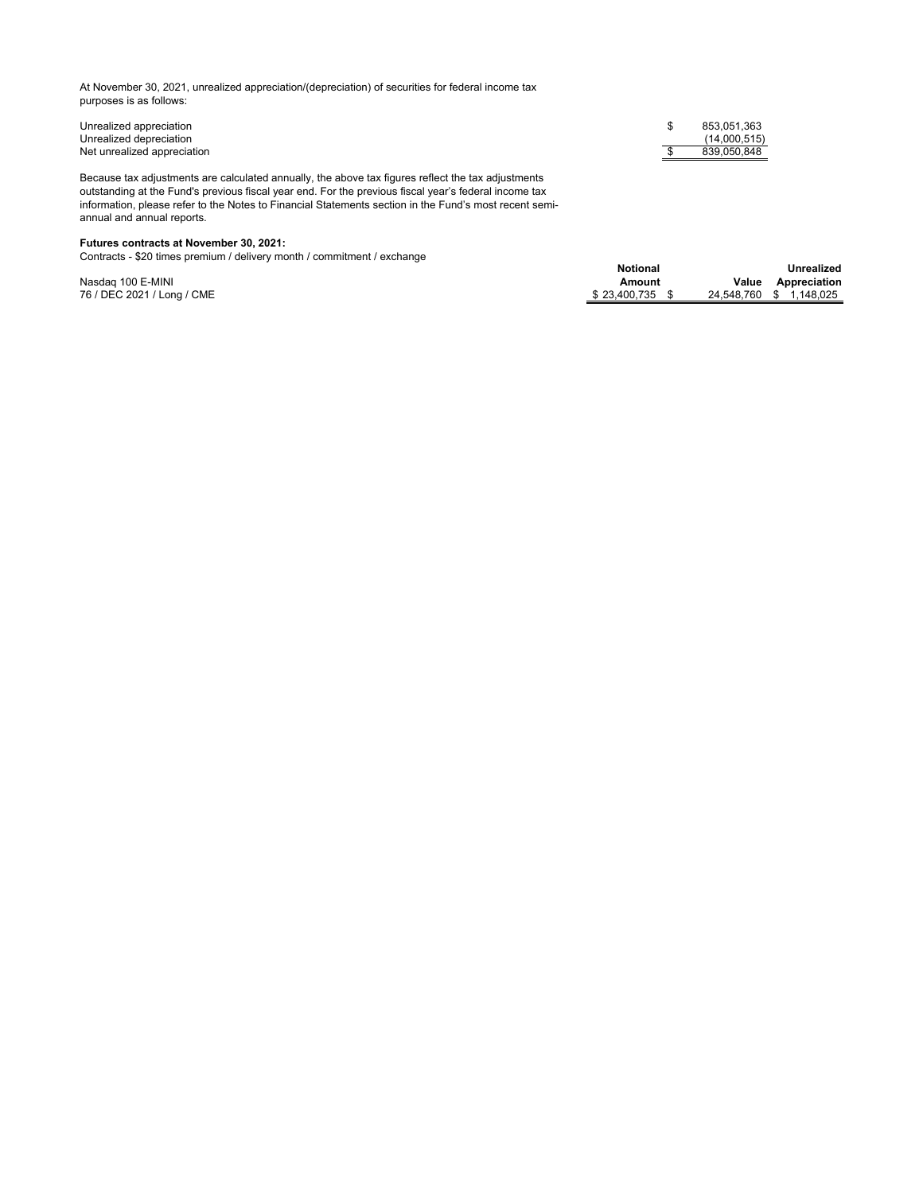At November 30, 2021, unrealized appreciation/(depreciation) of securities for federal income tax purposes is as follows:

| | |
|---|---|
| Unrealized appreciation | $ 853,051,363 |
| Unrealized depreciation | (14,000,515) |
| Net unrealized appreciation | $ 839,050,848 |

Because tax adjustments are calculated annually, the above tax figures reflect the tax adjustments outstanding at the Fund's previous fiscal year end. For the previous fiscal year's federal income tax information, please refer to the Notes to Financial Statements section in the Fund's most recent semi-annual and annual reports.

**Futures contracts at November 30, 2021:**

Contracts - $20 times premium / delivery month / commitment / exchange

| | **Notional Amount** | **Value** | **Unrealized Appreciation** |
|---|---|---|---|
| Nasdaq 100 E-MINI<br>76 / DEC 2021 / Long / CME | $ 23,400,735 | $ 24,548,760 | $ 1,148,025 |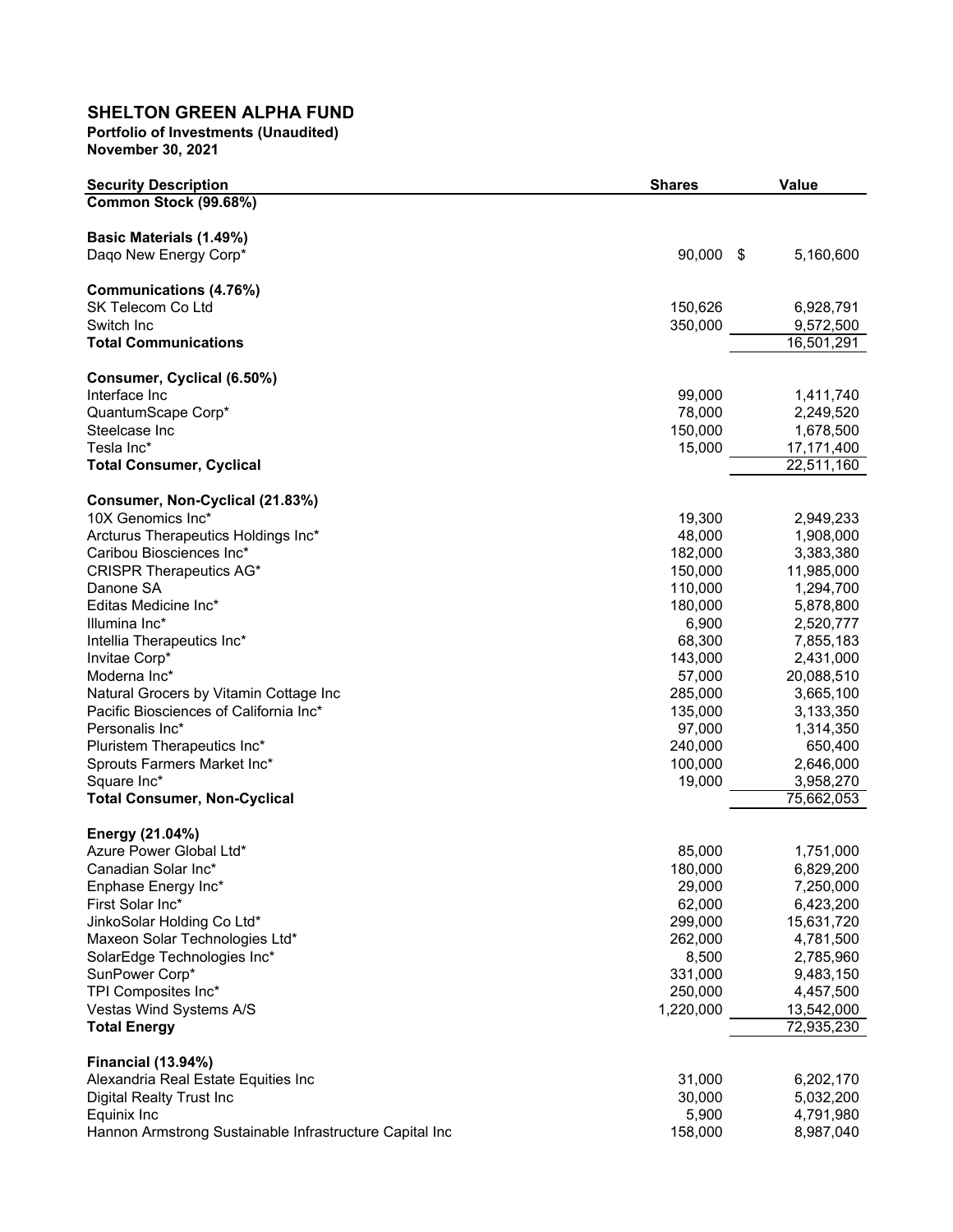## SHELTON GREEN ALPHA FUND

**Portfolio of Investments (Unaudited)**
**November 30, 2021**

| Security Description | Shares | Value |
|---|---|---|
| **Common Stock (99.68%)** | | |
| | | |
| **Basic Materials (1.49%)** | | |
| Daqo New Energy Corp* | 90,000 | $ 5,160,600 |
| | | |
| **Communications (4.76%)** | | |
| SK Telecom Co Ltd | 150,626 | 6,928,791 |
| Switch Inc | 350,000 | 9,572,500 |
| **Total Communications** | | 16,501,291 |
| | | |
| **Consumer, Cyclical (6.50%)** | | |
| Interface Inc | 99,000 | 1,411,740 |
| QuantumScape Corp* | 78,000 | 2,249,520 |
| Steelcase Inc | 150,000 | 1,678,500 |
| Tesla Inc* | 15,000 | 17,171,400 |
| **Total Consumer, Cyclical** | | 22,511,160 |
| | | |
| **Consumer, Non-Cyclical (21.83%)** | | |
| 10X Genomics Inc* | 19,300 | 2,949,233 |
| Arcturus Therapeutics Holdings Inc* | 48,000 | 1,908,000 |
| Caribou Biosciences Inc* | 182,000 | 3,383,380 |
| CRISPR Therapeutics AG* | 150,000 | 11,985,000 |
| Danone SA | 110,000 | 1,294,700 |
| Editas Medicine Inc* | 180,000 | 5,878,800 |
| Illumina Inc* | 6,900 | 2,520,777 |
| Intellia Therapeutics Inc* | 68,300 | 7,855,183 |
| Invitae Corp* | 143,000 | 2,431,000 |
| Moderna Inc* | 57,000 | 20,088,510 |
| Natural Grocers by Vitamin Cottage Inc | 285,000 | 3,665,100 |
| Pacific Biosciences of California Inc* | 135,000 | 3,133,350 |
| Personalis Inc* | 97,000 | 1,314,350 |
| Pluristem Therapeutics Inc* | 240,000 | 650,400 |
| Sprouts Farmers Market Inc* | 100,000 | 2,646,000 |
| Square Inc* | 19,000 | 3,958,270 |
| **Total Consumer, Non-Cyclical** | | 75,662,053 |
| | | |
| **Energy (21.04%)** | | |
| Azure Power Global Ltd* | 85,000 | 1,751,000 |
| Canadian Solar Inc* | 180,000 | 6,829,200 |
| Enphase Energy Inc* | 29,000 | 7,250,000 |
| First Solar Inc* | 62,000 | 6,423,200 |
| JinkoSolar Holding Co Ltd* | 299,000 | 15,631,720 |
| Maxeon Solar Technologies Ltd* | 262,000 | 4,781,500 |
| SolarEdge Technologies Inc* | 8,500 | 2,785,960 |
| SunPower Corp* | 331,000 | 9,483,150 |
| TPI Composites Inc* | 250,000 | 4,457,500 |
| Vestas Wind Systems A/S | 1,220,000 | 13,542,000 |
| **Total Energy** | | 72,935,230 |
| | | |
| **Financial (13.94%)** | | |
| Alexandria Real Estate Equities Inc | 31,000 | 6,202,170 |
| Digital Realty Trust Inc | 30,000 | 5,032,200 |
| Equinix Inc | 5,900 | 4,791,980 |
| Hannon Armstrong Sustainable Infrastructure Capital Inc | 158,000 | 8,987,040 |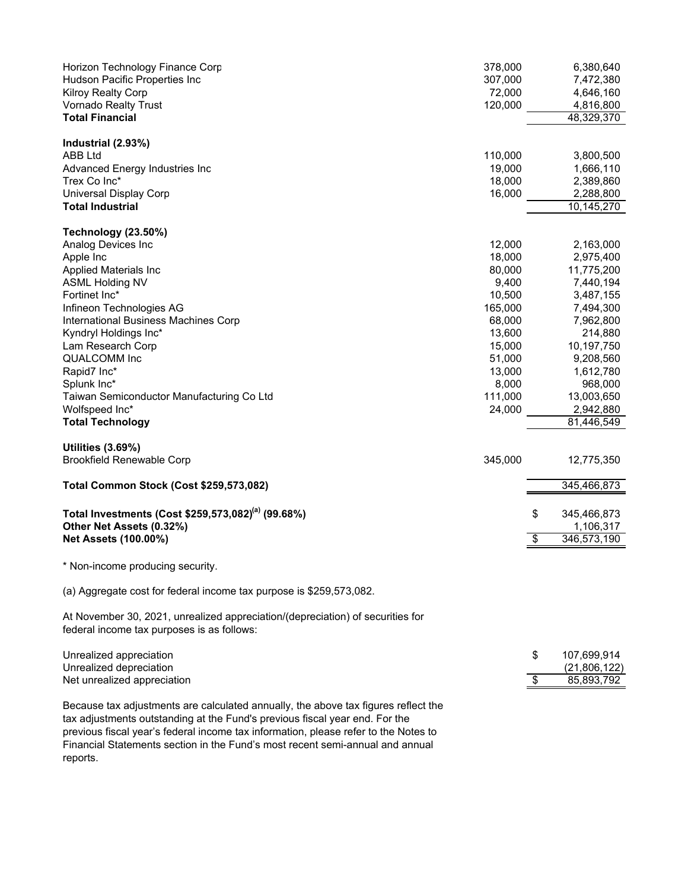| | | |
|---|---|---|
| Horizon Technology Finance Corp | 378,000 | 6,380,640 |
| Hudson Pacific Properties Inc | 307,000 | 7,472,380 |
| Kilroy Realty Corp | 72,000 | 4,646,160 |
| Vornado Realty Trust | 120,000 | 4,816,800 |
| **Total Financial** | | 48,329,370 |
| | | |
| **Industrial (2.93%)** | | |
| ABB Ltd | 110,000 | 3,800,500 |
| Advanced Energy Industries Inc | 19,000 | 1,666,110 |
| Trex Co Inc* | 18,000 | 2,389,860 |
| Universal Display Corp | 16,000 | 2,288,800 |
| **Total Industrial** | | 10,145,270 |
| | | |
| **Technology (23.50%)** | | |
| Analog Devices Inc | 12,000 | 2,163,000 |
| Apple Inc | 18,000 | 2,975,400 |
| Applied Materials Inc | 80,000 | 11,775,200 |
| ASML Holding NV | 9,400 | 7,440,194 |
| Fortinet Inc* | 10,500 | 3,487,155 |
| Infineon Technologies AG | 165,000 | 7,494,300 |
| International Business Machines Corp | 68,000 | 7,962,800 |
| Kyndryl Holdings Inc* | 13,600 | 214,880 |
| Lam Research Corp | 15,000 | 10,197,750 |
| QUALCOMM Inc | 51,000 | 9,208,560 |
| Rapid7 Inc* | 13,000 | 1,612,780 |
| Splunk Inc* | 8,000 | 968,000 |
| Taiwan Semiconductor Manufacturing Co Ltd | 111,000 | 13,003,650 |
| Wolfspeed Inc* | 24,000 | 2,942,880 |
| **Total Technology** | | 81,446,549 |
| | | |
| **Utilities (3.69%)** | | |
| Brookfield Renewable Corp | 345,000 | 12,775,350 |
| | | |
| **Total Common Stock (Cost $259,573,082)** | | 345,466,873 |
| | | |
| **Total Investments (Cost $259,573,082)[(a)] (99.68%)** | | $ 345,466,873 |
| **Other Net Assets (0.32%)** | | 1,106,317 |
| **Net Assets (100.00%)** | | $ 346,573,190 |

* Non-income producing security.

(a) Aggregate cost for federal income tax purpose is $259,573,082.

At November 30, 2021, unrealized appreciation/(depreciation) of securities for federal income tax purposes is as follows:

| | |
|---|---|
| Unrealized appreciation | $ 107,699,914 |
| Unrealized depreciation | (21,806,122) |
| Net unrealized appreciation | $ 85,893,792 |

Because tax adjustments are calculated annually, the above tax figures reflect the tax adjustments outstanding at the Fund's previous fiscal year end. For the previous fiscal year's federal income tax information, please refer to the Notes to Financial Statements section in the Fund's most recent semi-annual and annual reports.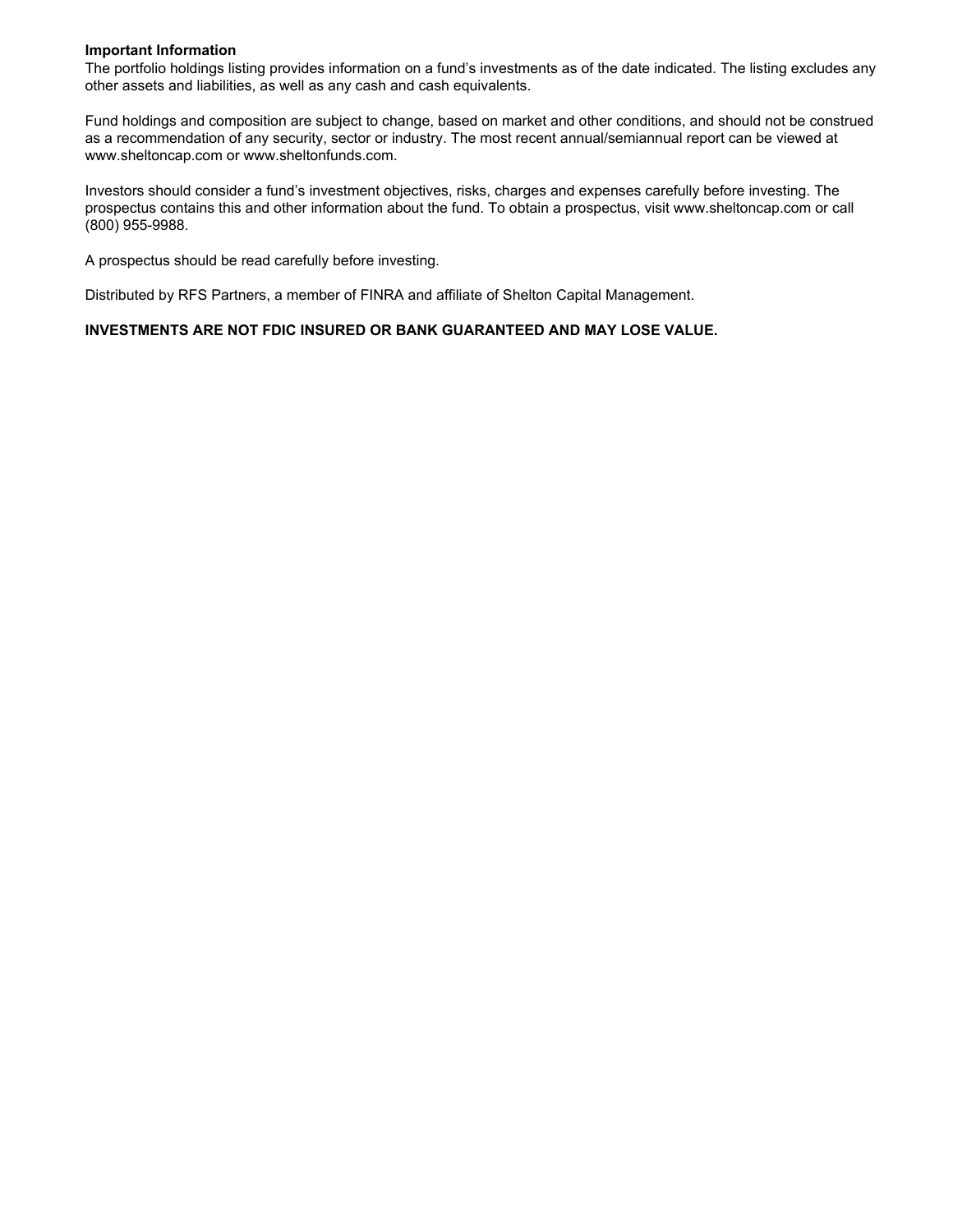**Important Information**

The portfolio holdings listing provides information on a fund's investments as of the date indicated. The listing excludes any other assets and liabilities, as well as any cash and cash equivalents.

Fund holdings and composition are subject to change, based on market and other conditions, and should not be construed as a recommendation of any security, sector or industry. The most recent annual/semiannual report can be viewed at www.sheltoncap.com or www.sheltonfunds.com.

Investors should consider a fund's investment objectives, risks, charges and expenses carefully before investing. The prospectus contains this and other information about the fund. To obtain a prospectus, visit www.sheltoncap.com or call (800) 955-9988.

A prospectus should be read carefully before investing.

Distributed by RFS Partners, a member of FINRA and affiliate of Shelton Capital Management.

**INVESTMENTS ARE NOT FDIC INSURED OR BANK GUARANTEED AND MAY LOSE VALUE.**